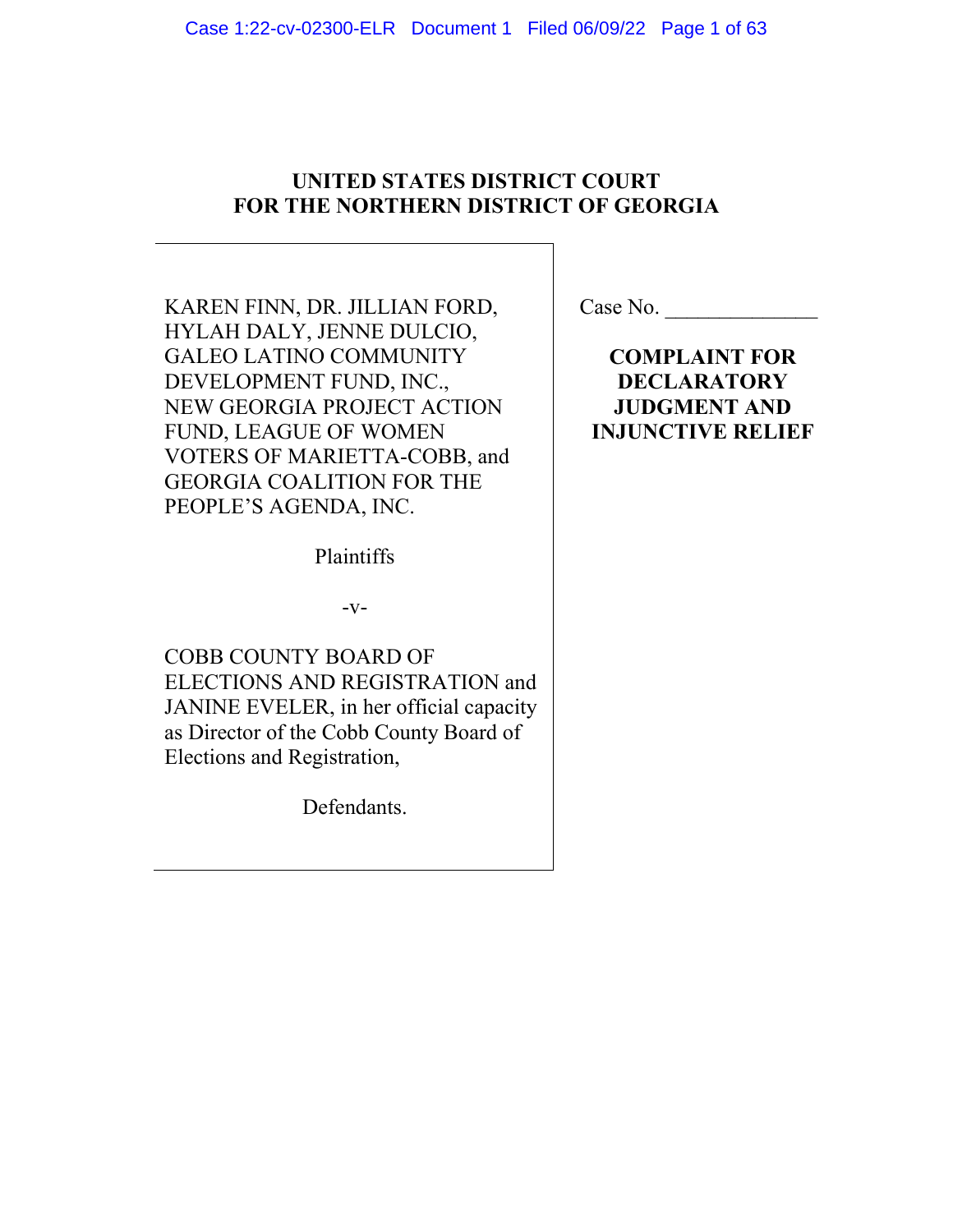# UNITED STATES DISTRICT COURT
# FOR THE NORTHERN DISTRICT OF GEORGIA

KAREN FINN, DR. JILLIAN FORD, HYLAH DALY, JENNE DULCIO, GALEO LATINO COMMUNITY DEVELOPMENT FUND, INC., NEW GEORGIA PROJECT ACTION FUND, LEAGUE OF WOMEN VOTERS OF MARIETTA-COBB, and GEORGIA COALITION FOR THE PEOPLE'S AGENDA, INC.

Plaintiffs

-v-

COBB COUNTY BOARD OF ELECTIONS AND REGISTRATION and JANINE EVELER, in her official capacity as Director of the Cobb County Board of Elections and Registration,

Defendants.

Case No. ______________

**COMPLAINT FOR DECLARATORY JUDGMENT AND INJUNCTIVE RELIEF**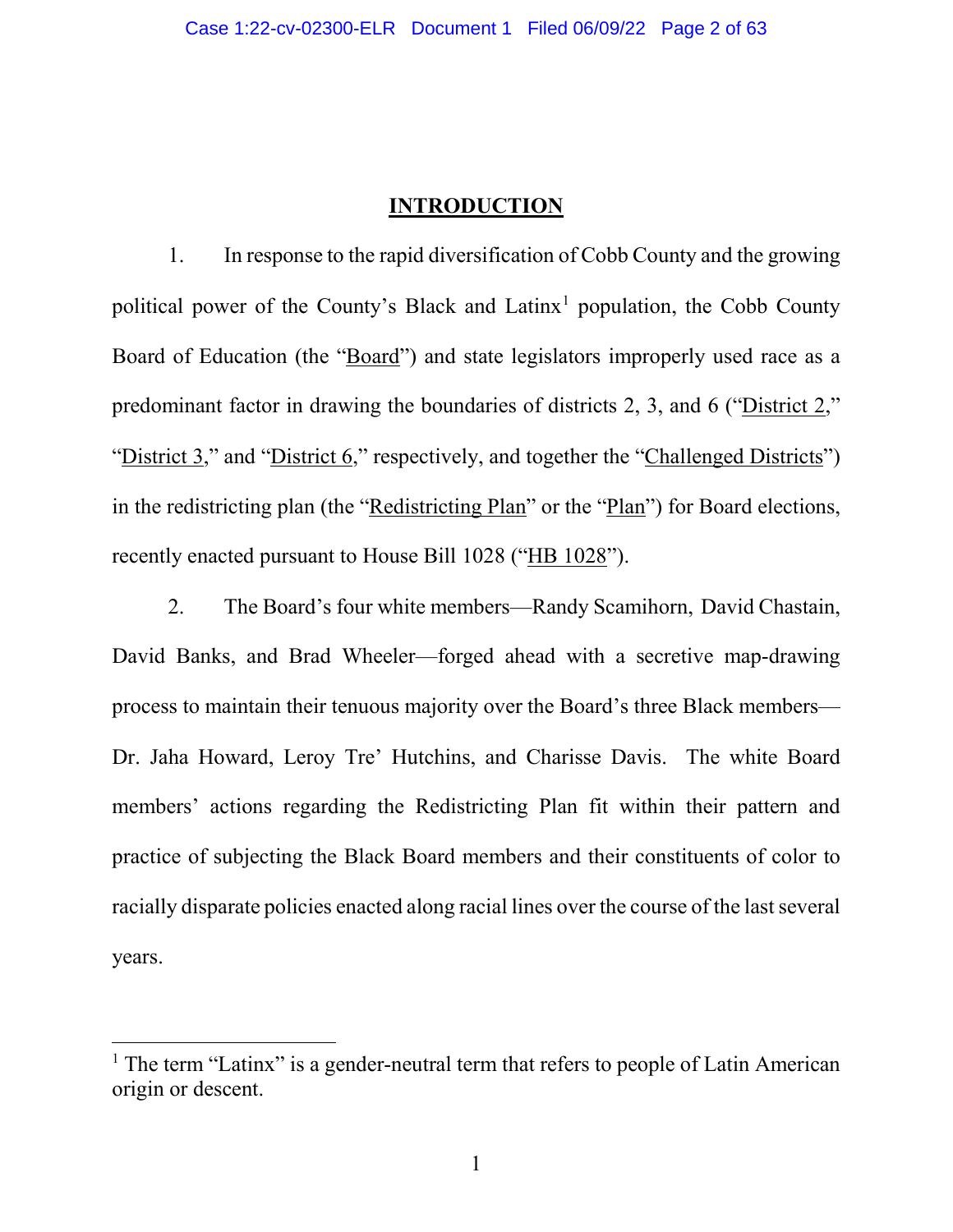## INTRODUCTION

1. In response to the rapid diversification of Cobb County and the growing political power of the County's Black and Latinx[1] population, the Cobb County Board of Education (the "Board") and state legislators improperly used race as a predominant factor in drawing the boundaries of districts 2, 3, and 6 ("District 2," "District 3," and "District 6," respectively, and together the "Challenged Districts") in the redistricting plan (the "Redistricting Plan" or the "Plan") for Board elections, recently enacted pursuant to House Bill 1028 ("HB 1028").

2. The Board's four white members—Randy Scamihorn, David Chastain, David Banks, and Brad Wheeler—forged ahead with a secretive map-drawing process to maintain their tenuous majority over the Board's three Black members—Dr. Jaha Howard, Leroy Tre' Hutchins, and Charisse Davis. The white Board members' actions regarding the Redistricting Plan fit within their pattern and practice of subjecting the Black Board members and their constituents of color to racially disparate policies enacted along racial lines over the course of the last several years.

---

[1] The term "Latinx" is a gender-neutral term that refers to people of Latin American origin or descent.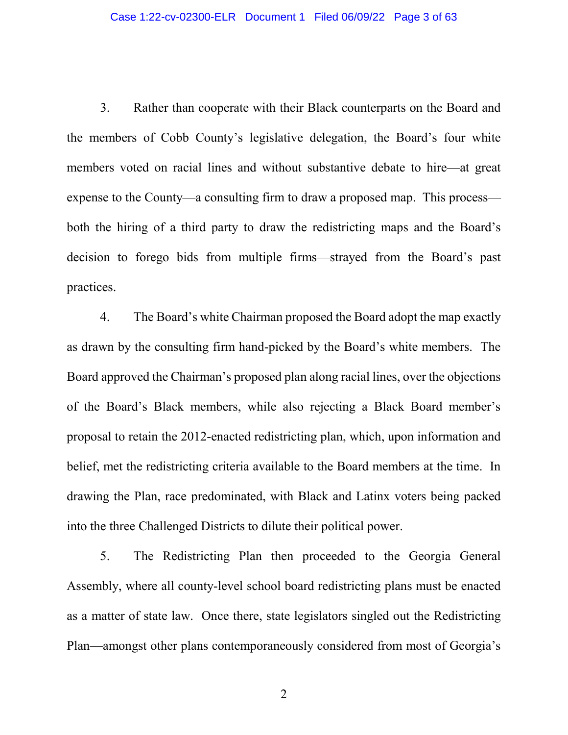3. Rather than cooperate with their Black counterparts on the Board and the members of Cobb County's legislative delegation, the Board's four white members voted on racial lines and without substantive debate to hire—at great expense to the County—a consulting firm to draw a proposed map. This process—both the hiring of a third party to draw the redistricting maps and the Board's decision to forego bids from multiple firms—strayed from the Board's past practices.

4. The Board's white Chairman proposed the Board adopt the map exactly as drawn by the consulting firm hand-picked by the Board's white members. The Board approved the Chairman's proposed plan along racial lines, over the objections of the Board's Black members, while also rejecting a Black Board member's proposal to retain the 2012-enacted redistricting plan, which, upon information and belief, met the redistricting criteria available to the Board members at the time. In drawing the Plan, race predominated, with Black and Latinx voters being packed into the three Challenged Districts to dilute their political power.

5. The Redistricting Plan then proceeded to the Georgia General Assembly, where all county-level school board redistricting plans must be enacted as a matter of state law. Once there, state legislators singled out the Redistricting Plan—amongst other plans contemporaneously considered from most of Georgia's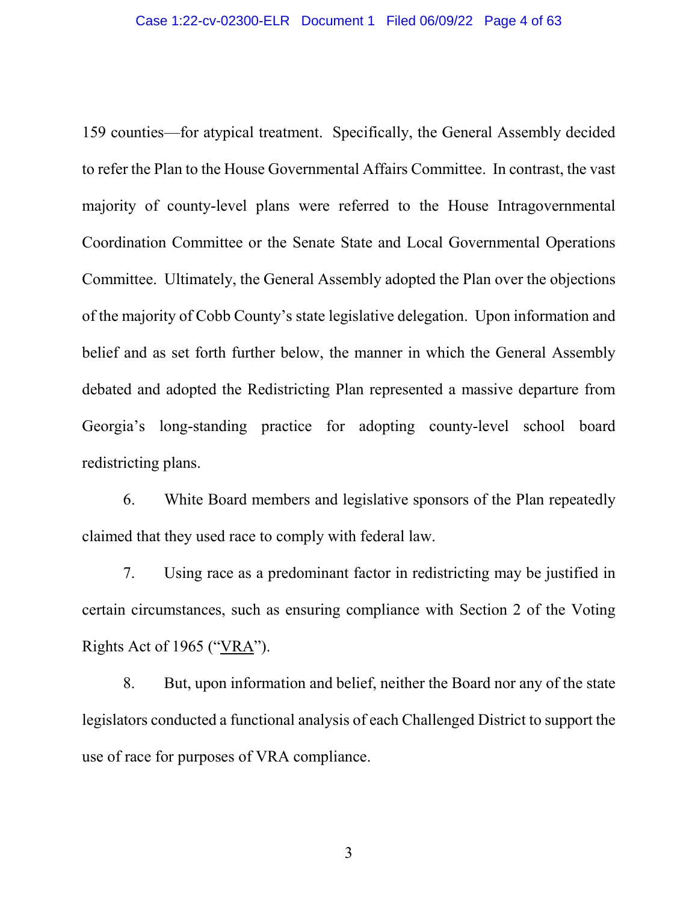159 counties—for atypical treatment. Specifically, the General Assembly decided to refer the Plan to the House Governmental Affairs Committee. In contrast, the vast majority of county-level plans were referred to the House Intragovernmental Coordination Committee or the Senate State and Local Governmental Operations Committee. Ultimately, the General Assembly adopted the Plan over the objections of the majority of Cobb County's state legislative delegation. Upon information and belief and as set forth further below, the manner in which the General Assembly debated and adopted the Redistricting Plan represented a massive departure from Georgia's long-standing practice for adopting county-level school board redistricting plans.

6. White Board members and legislative sponsors of the Plan repeatedly claimed that they used race to comply with federal law.

7. Using race as a predominant factor in redistricting may be justified in certain circumstances, such as ensuring compliance with Section 2 of the Voting Rights Act of 1965 ("VRA").

8. But, upon information and belief, neither the Board nor any of the state legislators conducted a functional analysis of each Challenged District to support the use of race for purposes of VRA compliance.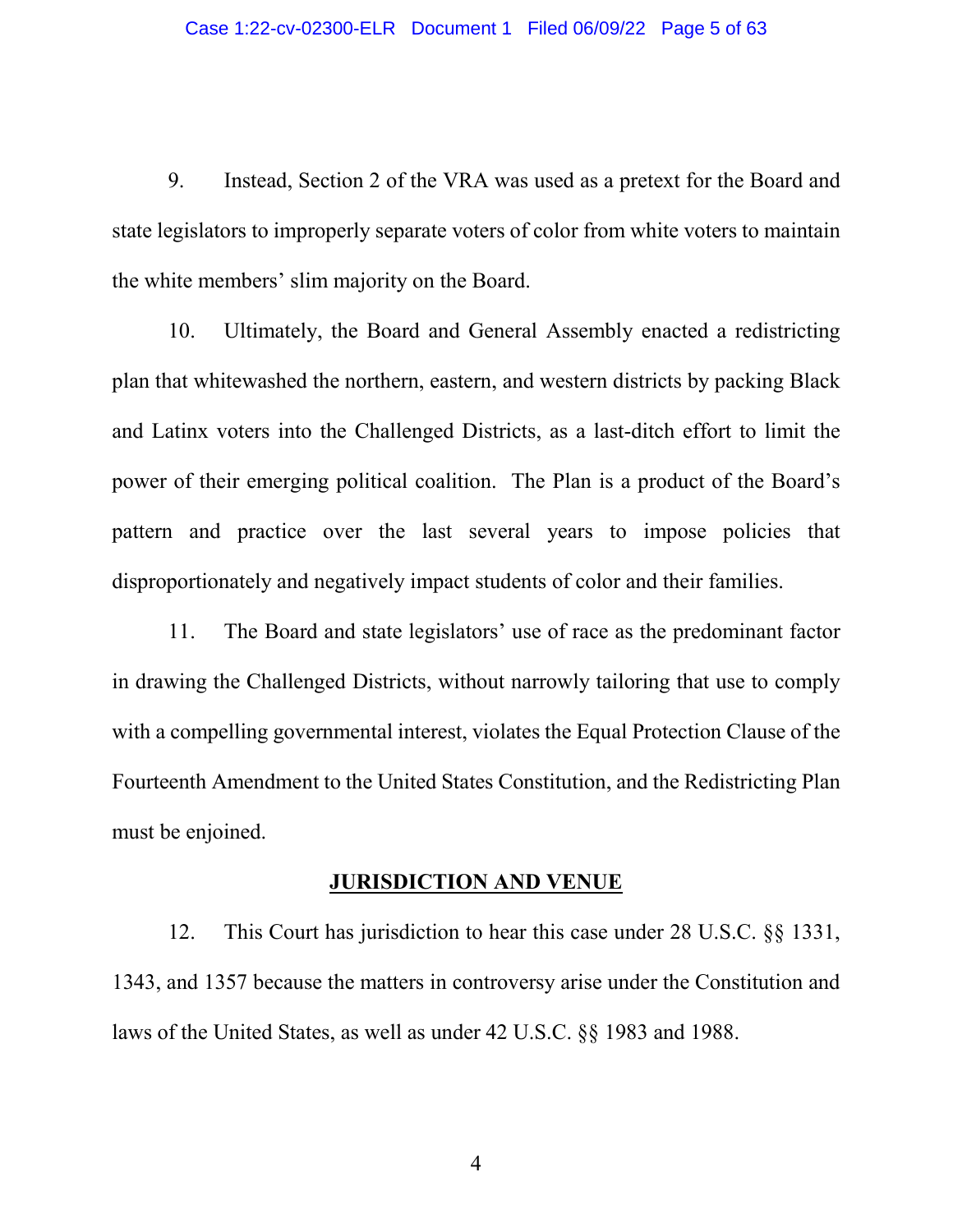9. Instead, Section 2 of the VRA was used as a pretext for the Board and state legislators to improperly separate voters of color from white voters to maintain the white members' slim majority on the Board.

10. Ultimately, the Board and General Assembly enacted a redistricting plan that whitewashed the northern, eastern, and western districts by packing Black and Latinx voters into the Challenged Districts, as a last-ditch effort to limit the power of their emerging political coalition. The Plan is a product of the Board's pattern and practice over the last several years to impose policies that disproportionately and negatively impact students of color and their families.

11. The Board and state legislators' use of race as the predominant factor in drawing the Challenged Districts, without narrowly tailoring that use to comply with a compelling governmental interest, violates the Equal Protection Clause of the Fourteenth Amendment to the United States Constitution, and the Redistricting Plan must be enjoined.

## JURISDICTION AND VENUE

12. This Court has jurisdiction to hear this case under 28 U.S.C. §§ 1331, 1343, and 1357 because the matters in controversy arise under the Constitution and laws of the United States, as well as under 42 U.S.C. §§ 1983 and 1988.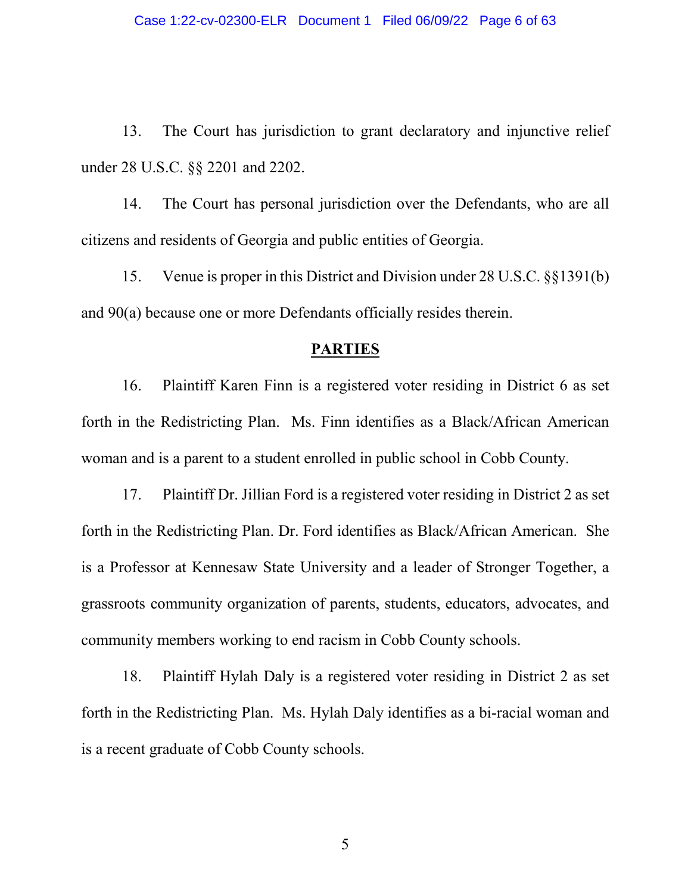13. The Court has jurisdiction to grant declaratory and injunctive relief under 28 U.S.C. §§ 2201 and 2202.

14. The Court has personal jurisdiction over the Defendants, who are all citizens and residents of Georgia and public entities of Georgia.

15. Venue is proper in this District and Division under 28 U.S.C. §§1391(b) and 90(a) because one or more Defendants officially resides therein.

## PARTIES

16. Plaintiff Karen Finn is a registered voter residing in District 6 as set forth in the Redistricting Plan. Ms. Finn identifies as a Black/African American woman and is a parent to a student enrolled in public school in Cobb County.

17. Plaintiff Dr. Jillian Ford is a registered voter residing in District 2 as set forth in the Redistricting Plan. Dr. Ford identifies as Black/African American. She is a Professor at Kennesaw State University and a leader of Stronger Together, a grassroots community organization of parents, students, educators, advocates, and community members working to end racism in Cobb County schools.

18. Plaintiff Hylah Daly is a registered voter residing in District 2 as set forth in the Redistricting Plan. Ms. Hylah Daly identifies as a bi-racial woman and is a recent graduate of Cobb County schools.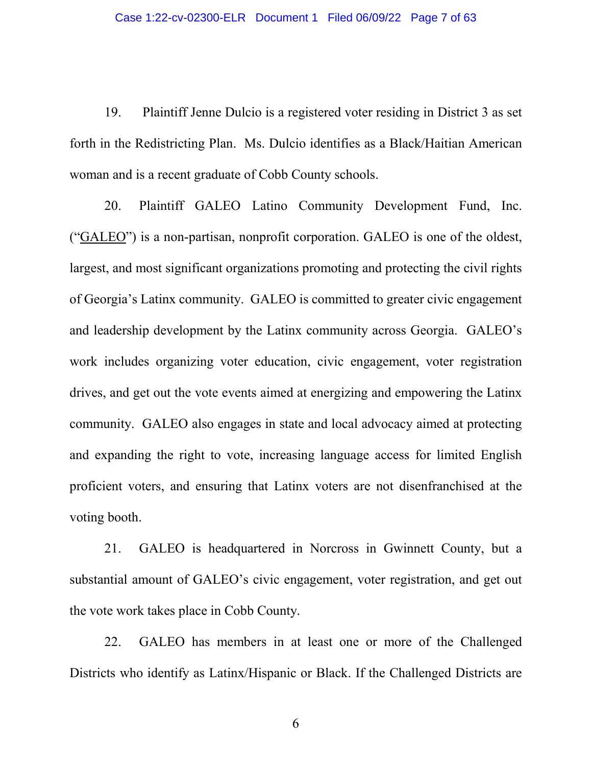19. Plaintiff Jenne Dulcio is a registered voter residing in District 3 as set forth in the Redistricting Plan. Ms. Dulcio identifies as a Black/Haitian American woman and is a recent graduate of Cobb County schools.

20. Plaintiff GALEO Latino Community Development Fund, Inc. ("GALEO") is a non-partisan, nonprofit corporation. GALEO is one of the oldest, largest, and most significant organizations promoting and protecting the civil rights of Georgia's Latinx community. GALEO is committed to greater civic engagement and leadership development by the Latinx community across Georgia. GALEO's work includes organizing voter education, civic engagement, voter registration drives, and get out the vote events aimed at energizing and empowering the Latinx community. GALEO also engages in state and local advocacy aimed at protecting and expanding the right to vote, increasing language access for limited English proficient voters, and ensuring that Latinx voters are not disenfranchised at the voting booth.

21. GALEO is headquartered in Norcross in Gwinnett County, but a substantial amount of GALEO's civic engagement, voter registration, and get out the vote work takes place in Cobb County.

22. GALEO has members in at least one or more of the Challenged Districts who identify as Latinx/Hispanic or Black. If the Challenged Districts are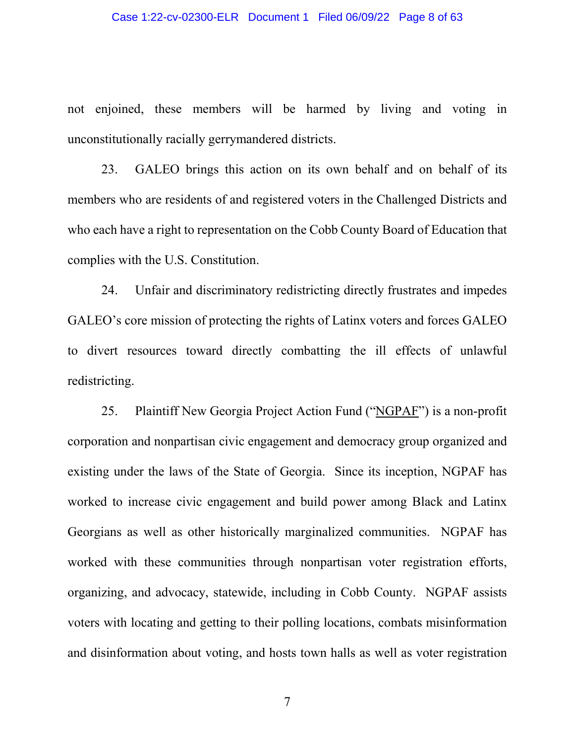not enjoined, these members will be harmed by living and voting in unconstitutionally racially gerrymandered districts.

23. GALEO brings this action on its own behalf and on behalf of its members who are residents of and registered voters in the Challenged Districts and who each have a right to representation on the Cobb County Board of Education that complies with the U.S. Constitution.

24. Unfair and discriminatory redistricting directly frustrates and impedes GALEO's core mission of protecting the rights of Latinx voters and forces GALEO to divert resources toward directly combatting the ill effects of unlawful redistricting.

25. Plaintiff New Georgia Project Action Fund ("NGPAF") is a non-profit corporation and nonpartisan civic engagement and democracy group organized and existing under the laws of the State of Georgia. Since its inception, NGPAF has worked to increase civic engagement and build power among Black and Latinx Georgians as well as other historically marginalized communities. NGPAF has worked with these communities through nonpartisan voter registration efforts, organizing, and advocacy, statewide, including in Cobb County. NGPAF assists voters with locating and getting to their polling locations, combats misinformation and disinformation about voting, and hosts town halls as well as voter registration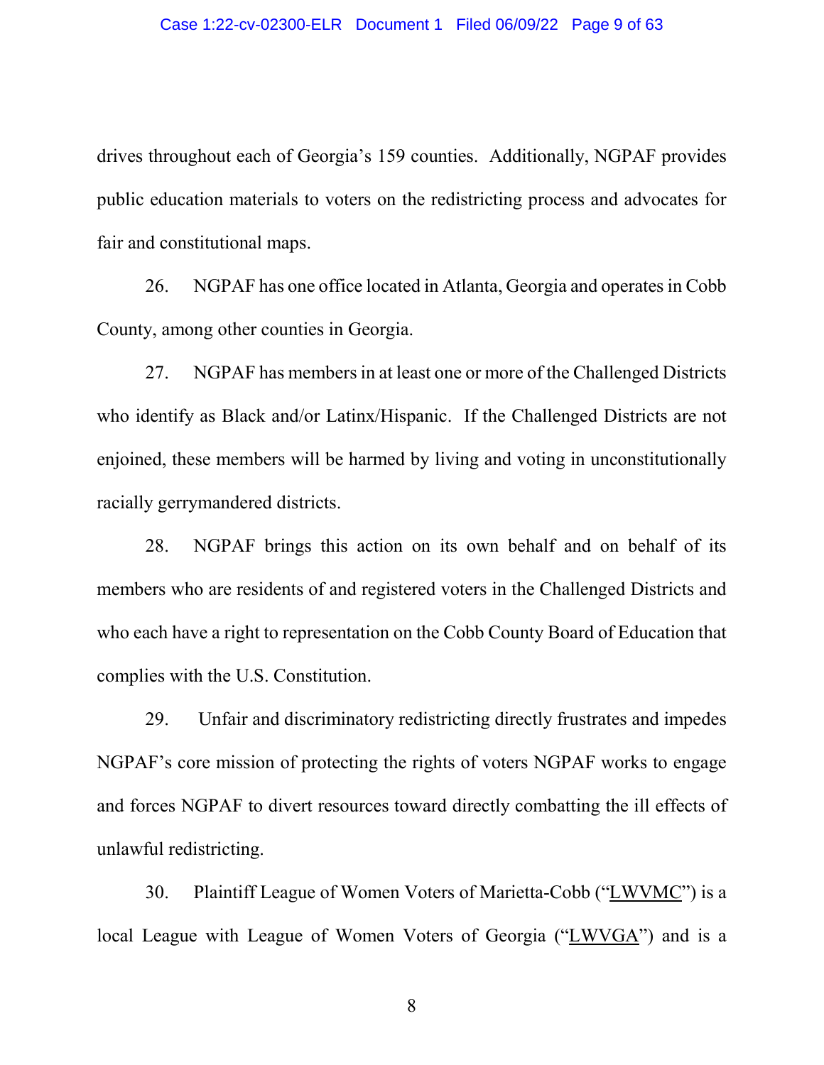drives throughout each of Georgia's 159 counties. Additionally, NGPAF provides public education materials to voters on the redistricting process and advocates for fair and constitutional maps.

26. NGPAF has one office located in Atlanta, Georgia and operates in Cobb County, among other counties in Georgia.

27. NGPAF has members in at least one or more of the Challenged Districts who identify as Black and/or Latinx/Hispanic. If the Challenged Districts are not enjoined, these members will be harmed by living and voting in unconstitutionally racially gerrymandered districts.

28. NGPAF brings this action on its own behalf and on behalf of its members who are residents of and registered voters in the Challenged Districts and who each have a right to representation on the Cobb County Board of Education that complies with the U.S. Constitution.

29. Unfair and discriminatory redistricting directly frustrates and impedes NGPAF's core mission of protecting the rights of voters NGPAF works to engage and forces NGPAF to divert resources toward directly combatting the ill effects of unlawful redistricting.

30. Plaintiff League of Women Voters of Marietta-Cobb ("LWVMC") is a local League with League of Women Voters of Georgia ("LWVGA") and is a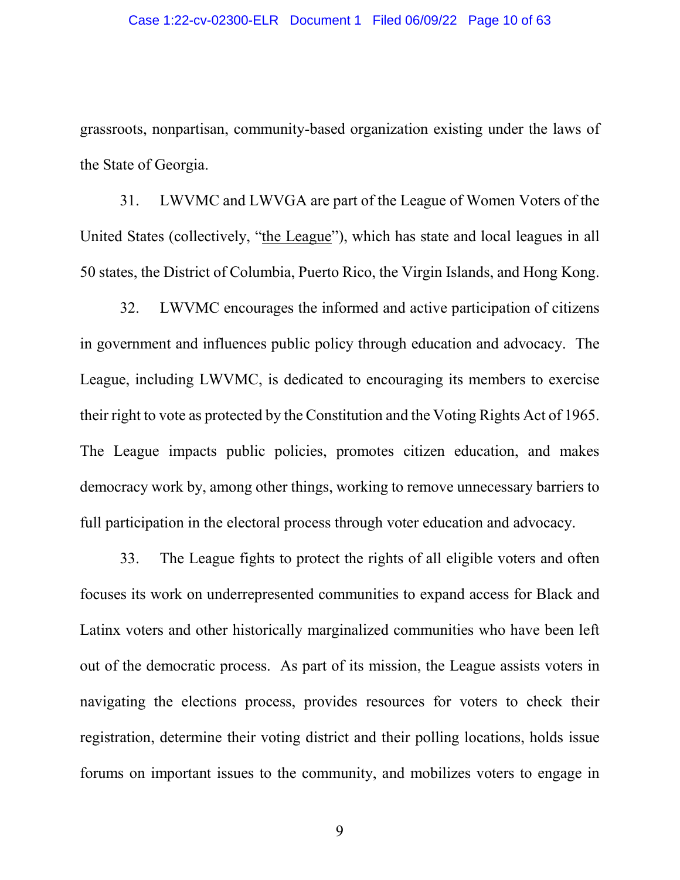grassroots, nonpartisan, community-based organization existing under the laws of the State of Georgia.

31. LWVMC and LWVGA are part of the League of Women Voters of the United States (collectively, "the League"), which has state and local leagues in all 50 states, the District of Columbia, Puerto Rico, the Virgin Islands, and Hong Kong.

32. LWVMC encourages the informed and active participation of citizens in government and influences public policy through education and advocacy. The League, including LWVMC, is dedicated to encouraging its members to exercise their right to vote as protected by the Constitution and the Voting Rights Act of 1965. The League impacts public policies, promotes citizen education, and makes democracy work by, among other things, working to remove unnecessary barriers to full participation in the electoral process through voter education and advocacy.

33. The League fights to protect the rights of all eligible voters and often focuses its work on underrepresented communities to expand access for Black and Latinx voters and other historically marginalized communities who have been left out of the democratic process. As part of its mission, the League assists voters in navigating the elections process, provides resources for voters to check their registration, determine their voting district and their polling locations, holds issue forums on important issues to the community, and mobilizes voters to engage in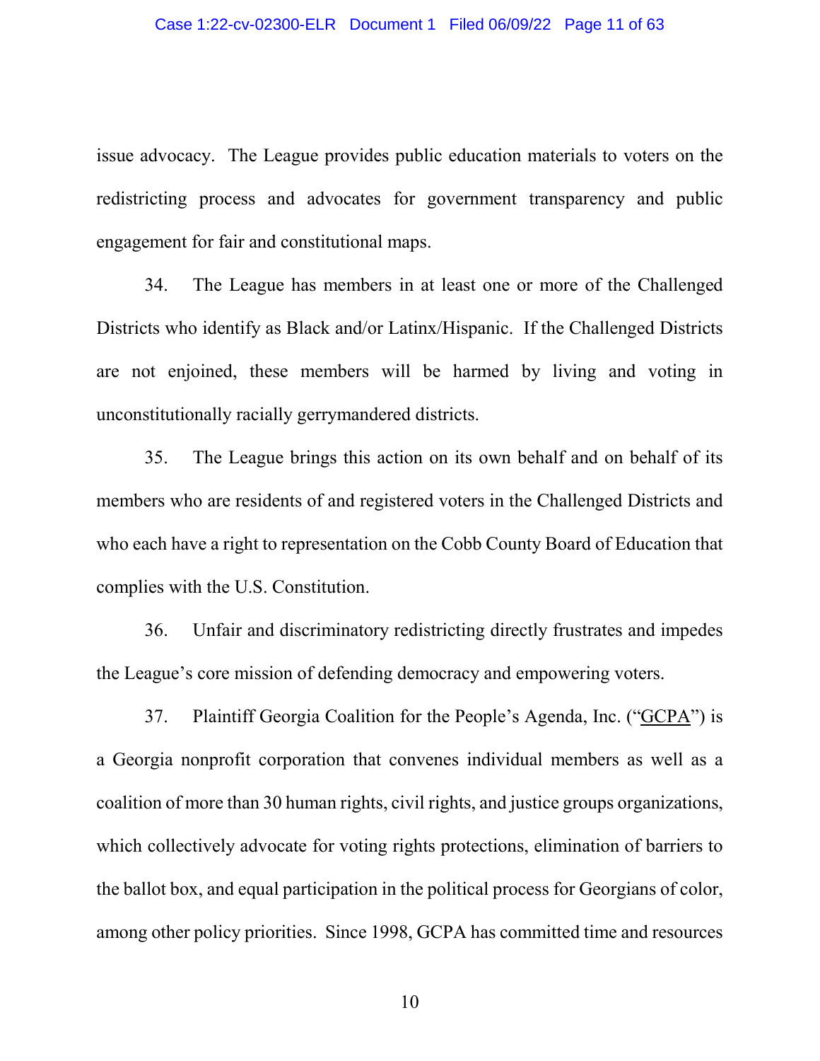issue advocacy. The League provides public education materials to voters on the redistricting process and advocates for government transparency and public engagement for fair and constitutional maps.

34. The League has members in at least one or more of the Challenged Districts who identify as Black and/or Latinx/Hispanic. If the Challenged Districts are not enjoined, these members will be harmed by living and voting in unconstitutionally racially gerrymandered districts.

35. The League brings this action on its own behalf and on behalf of its members who are residents of and registered voters in the Challenged Districts and who each have a right to representation on the Cobb County Board of Education that complies with the U.S. Constitution.

36. Unfair and discriminatory redistricting directly frustrates and impedes the League's core mission of defending democracy and empowering voters.

37. Plaintiff Georgia Coalition for the People's Agenda, Inc. ("GCPA") is a Georgia nonprofit corporation that convenes individual members as well as a coalition of more than 30 human rights, civil rights, and justice groups organizations, which collectively advocate for voting rights protections, elimination of barriers to the ballot box, and equal participation in the political process for Georgians of color, among other policy priorities. Since 1998, GCPA has committed time and resources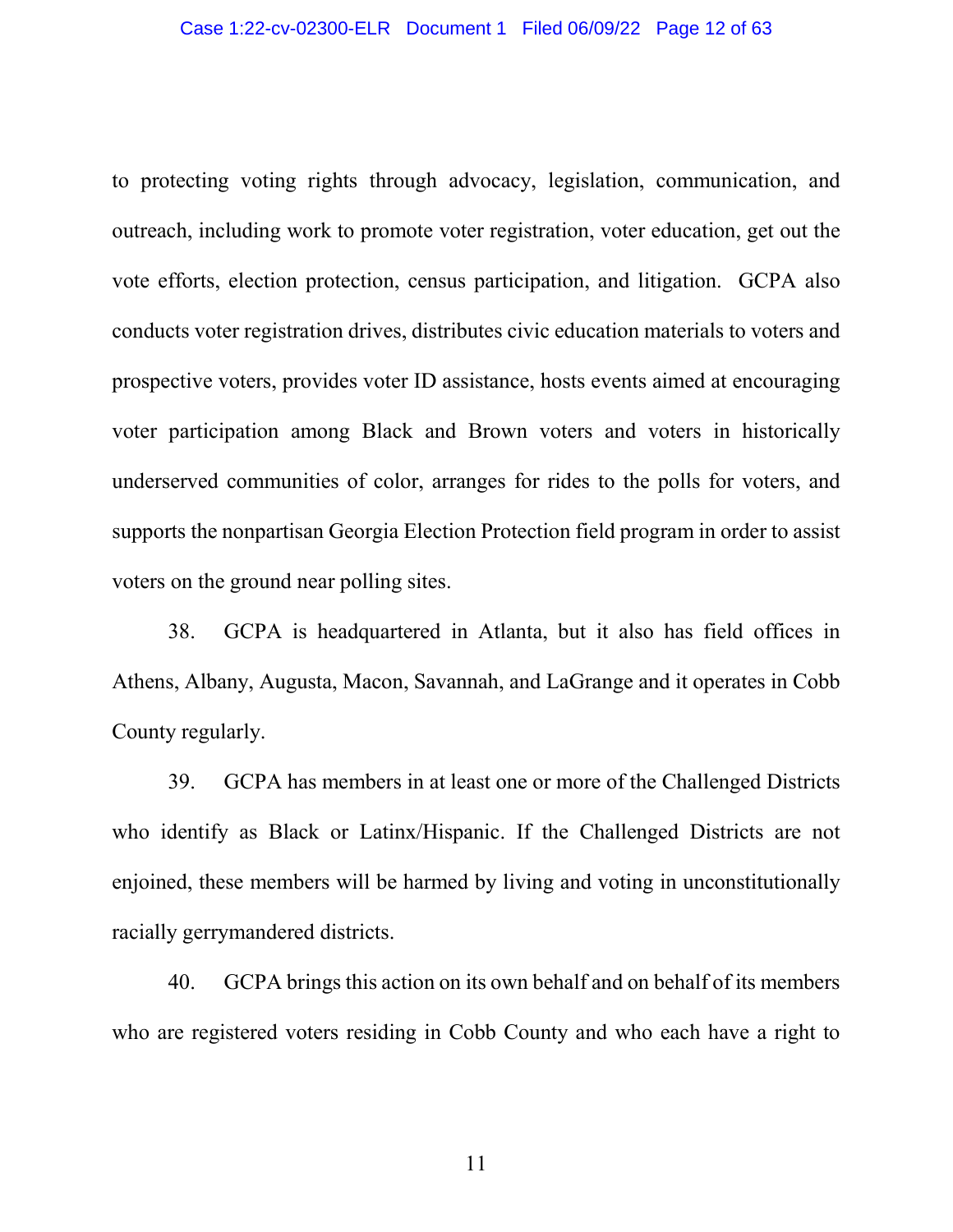to protecting voting rights through advocacy, legislation, communication, and outreach, including work to promote voter registration, voter education, get out the vote efforts, election protection, census participation, and litigation. GCPA also conducts voter registration drives, distributes civic education materials to voters and prospective voters, provides voter ID assistance, hosts events aimed at encouraging voter participation among Black and Brown voters and voters in historically underserved communities of color, arranges for rides to the polls for voters, and supports the nonpartisan Georgia Election Protection field program in order to assist voters on the ground near polling sites.

38. GCPA is headquartered in Atlanta, but it also has field offices in Athens, Albany, Augusta, Macon, Savannah, and LaGrange and it operates in Cobb County regularly.

39. GCPA has members in at least one or more of the Challenged Districts who identify as Black or Latinx/Hispanic. If the Challenged Districts are not enjoined, these members will be harmed by living and voting in unconstitutionally racially gerrymandered districts.

40. GCPA brings this action on its own behalf and on behalf of its members who are registered voters residing in Cobb County and who each have a right to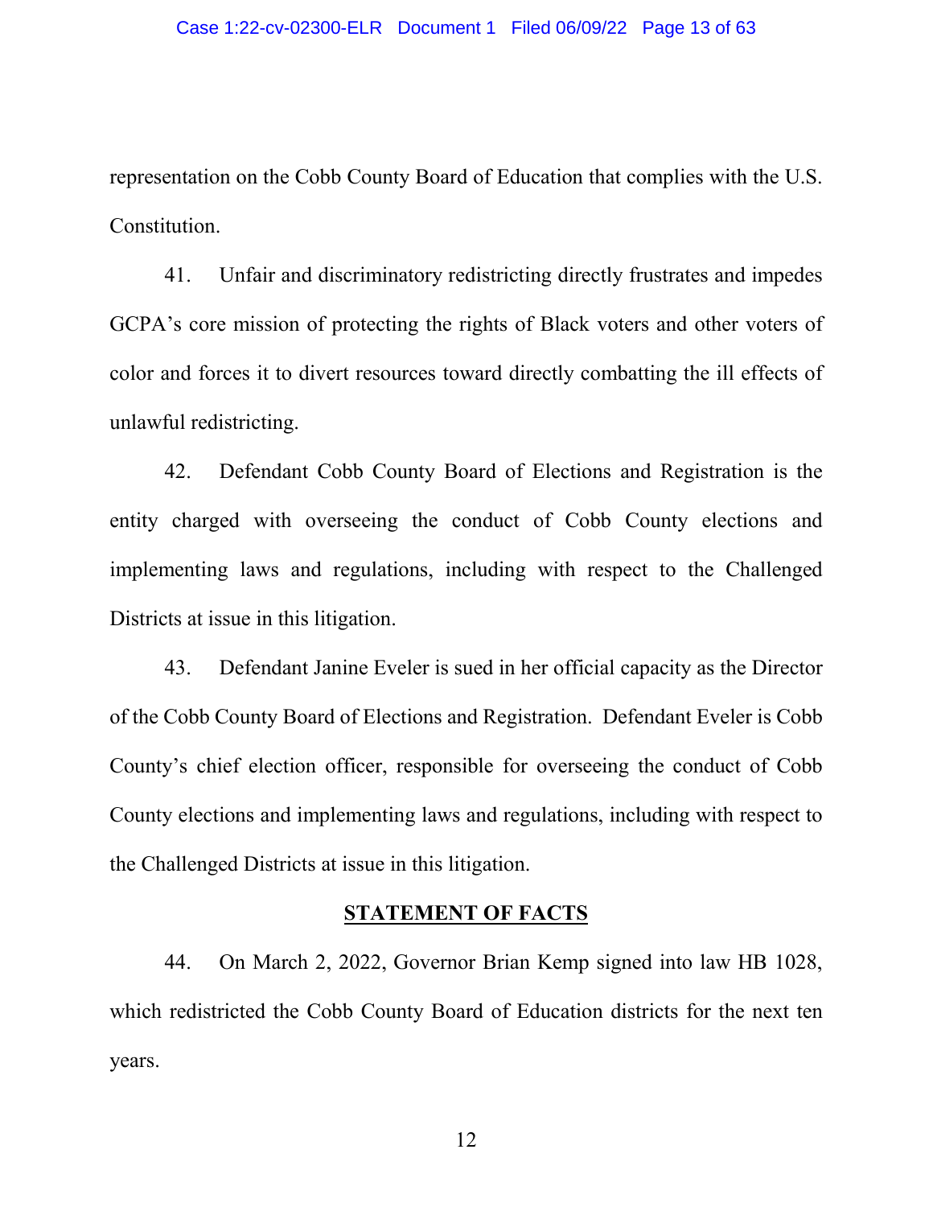representation on the Cobb County Board of Education that complies with the U.S. Constitution.

41. Unfair and discriminatory redistricting directly frustrates and impedes GCPA's core mission of protecting the rights of Black voters and other voters of color and forces it to divert resources toward directly combatting the ill effects of unlawful redistricting.

42. Defendant Cobb County Board of Elections and Registration is the entity charged with overseeing the conduct of Cobb County elections and implementing laws and regulations, including with respect to the Challenged Districts at issue in this litigation.

43. Defendant Janine Eveler is sued in her official capacity as the Director of the Cobb County Board of Elections and Registration. Defendant Eveler is Cobb County's chief election officer, responsible for overseeing the conduct of Cobb County elections and implementing laws and regulations, including with respect to the Challenged Districts at issue in this litigation.

## STATEMENT OF FACTS

44. On March 2, 2022, Governor Brian Kemp signed into law HB 1028, which redistricted the Cobb County Board of Education districts for the next ten years.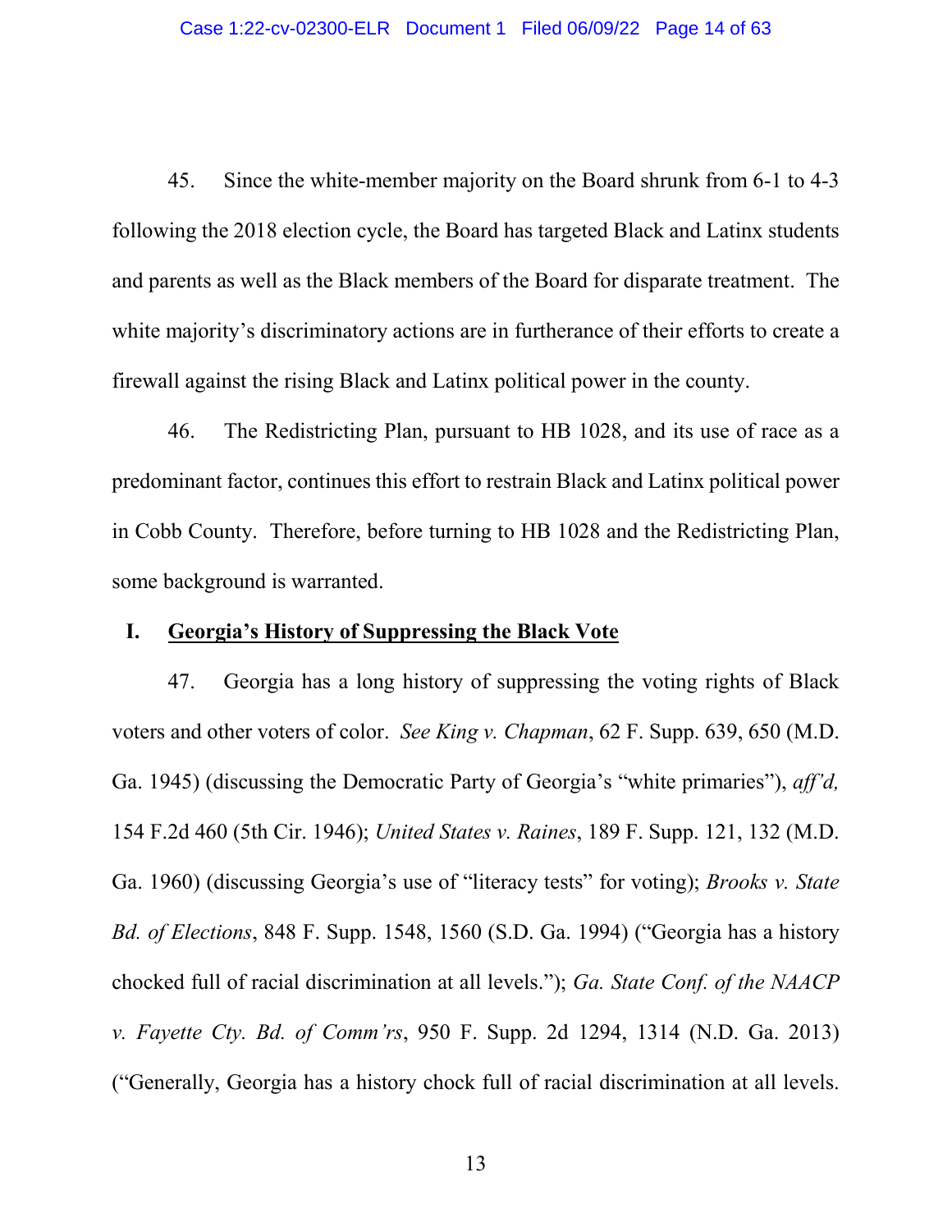45. Since the white-member majority on the Board shrunk from 6-1 to 4-3 following the 2018 election cycle, the Board has targeted Black and Latinx students and parents as well as the Black members of the Board for disparate treatment. The white majority's discriminatory actions are in furtherance of their efforts to create a firewall against the rising Black and Latinx political power in the county.

46. The Redistricting Plan, pursuant to HB 1028, and its use of race as a predominant factor, continues this effort to restrain Black and Latinx political power in Cobb County. Therefore, before turning to HB 1028 and the Redistricting Plan, some background is warranted.

## I. <u>Georgia's History of Suppressing the Black Vote</u>

47. Georgia has a long history of suppressing the voting rights of Black voters and other voters of color. *See King v. Chapman*, 62 F. Supp. 639, 650 (M.D. Ga. 1945) (discussing the Democratic Party of Georgia's "white primaries"), *aff'd,* 154 F.2d 460 (5th Cir. 1946); *United States v. Raines*, 189 F. Supp. 121, 132 (M.D. Ga. 1960) (discussing Georgia's use of "literacy tests" for voting); *Brooks v. State Bd. of Elections*, 848 F. Supp. 1548, 1560 (S.D. Ga. 1994) ("Georgia has a history chocked full of racial discrimination at all levels."); *Ga. State Conf. of the NAACP v. Fayette Cty. Bd. of Comm'rs*, 950 F. Supp. 2d 1294, 1314 (N.D. Ga. 2013) ("Generally, Georgia has a history chock full of racial discrimination at all levels.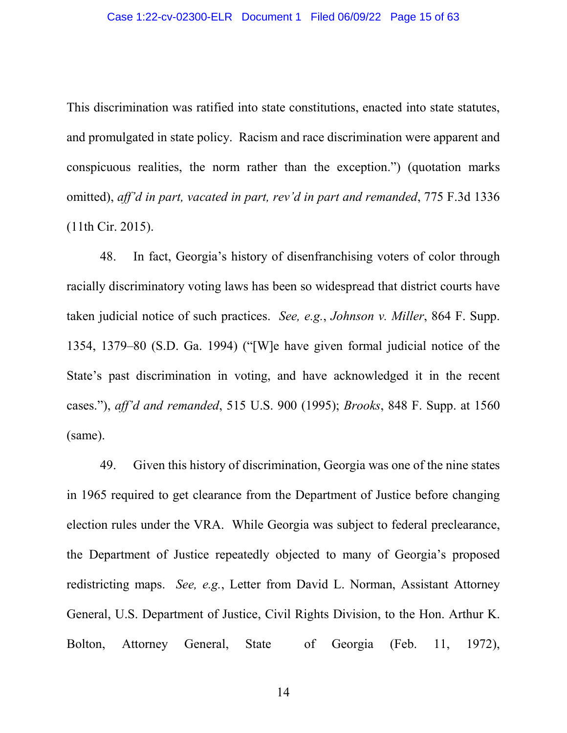This discrimination was ratified into state constitutions, enacted into state statutes, and promulgated in state policy. Racism and race discrimination were apparent and conspicuous realities, the norm rather than the exception.") (quotation marks omitted), *aff'd in part, vacated in part, rev'd in part and remanded*, 775 F.3d 1336 (11th Cir. 2015).

48. In fact, Georgia's history of disenfranchising voters of color through racially discriminatory voting laws has been so widespread that district courts have taken judicial notice of such practices. *See, e.g.*, *Johnson v. Miller*, 864 F. Supp. 1354, 1379–80 (S.D. Ga. 1994) ("[W]e have given formal judicial notice of the State's past discrimination in voting, and have acknowledged it in the recent cases."), *aff'd and remanded*, 515 U.S. 900 (1995); *Brooks*, 848 F. Supp. at 1560 (same).

49. Given this history of discrimination, Georgia was one of the nine states in 1965 required to get clearance from the Department of Justice before changing election rules under the VRA. While Georgia was subject to federal preclearance, the Department of Justice repeatedly objected to many of Georgia's proposed redistricting maps. *See, e.g.*, Letter from David L. Norman, Assistant Attorney General, U.S. Department of Justice, Civil Rights Division, to the Hon. Arthur K. Bolton, Attorney General, State of Georgia (Feb. 11, 1972),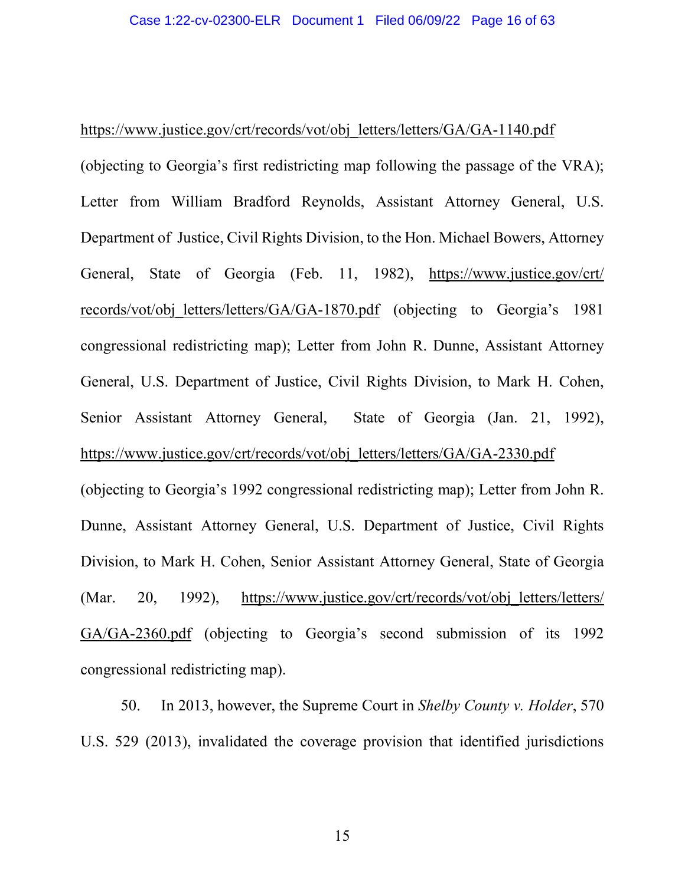https://www.justice.gov/crt/records/vot/obj_letters/letters/GA/GA-1140.pdf (objecting to Georgia's first redistricting map following the passage of the VRA); Letter from William Bradford Reynolds, Assistant Attorney General, U.S. Department of Justice, Civil Rights Division, to the Hon. Michael Bowers, Attorney General, State of Georgia (Feb. 11, 1982), https://www.justice.gov/crt/records/vot/obj_letters/letters/GA/GA-1870.pdf (objecting to Georgia's 1981 congressional redistricting map); Letter from John R. Dunne, Assistant Attorney General, U.S. Department of Justice, Civil Rights Division, to Mark H. Cohen, Senior Assistant Attorney General, State of Georgia (Jan. 21, 1992), https://www.justice.gov/crt/records/vot/obj_letters/letters/GA/GA-2330.pdf (objecting to Georgia's 1992 congressional redistricting map); Letter from John R. Dunne, Assistant Attorney General, U.S. Department of Justice, Civil Rights Division, to Mark H. Cohen, Senior Assistant Attorney General, State of Georgia (Mar. 20, 1992), https://www.justice.gov/crt/records/vot/obj_letters/letters/GA/GA-2360.pdf (objecting to Georgia's second submission of its 1992 congressional redistricting map).

50. In 2013, however, the Supreme Court in *Shelby County v. Holder*, 570 U.S. 529 (2013), invalidated the coverage provision that identified jurisdictions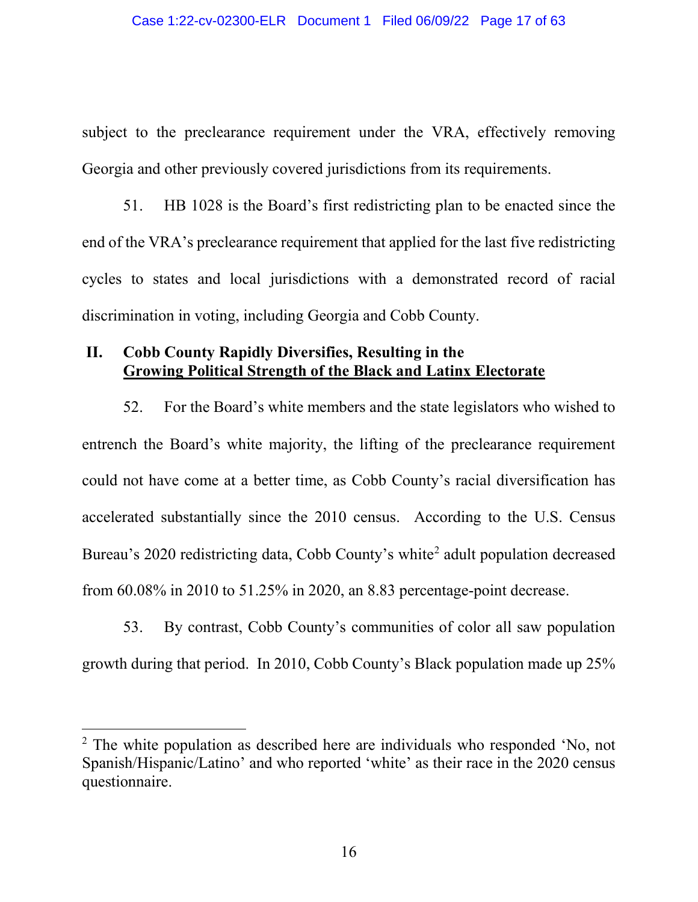subject to the preclearance requirement under the VRA, effectively removing Georgia and other previously covered jurisdictions from its requirements.

51. HB 1028 is the Board's first redistricting plan to be enacted since the end of the VRA's preclearance requirement that applied for the last five redistricting cycles to states and local jurisdictions with a demonstrated record of racial discrimination in voting, including Georgia and Cobb County.

## II. Cobb County Rapidly Diversifies, Resulting in the Growing Political Strength of the Black and Latinx Electorate

52. For the Board's white members and the state legislators who wished to entrench the Board's white majority, the lifting of the preclearance requirement could not have come at a better time, as Cobb County's racial diversification has accelerated substantially since the 2010 census. According to the U.S. Census Bureau's 2020 redistricting data, Cobb County's white[2] adult population decreased from 60.08% in 2010 to 51.25% in 2020, an 8.83 percentage-point decrease.

53. By contrast, Cobb County's communities of color all saw population growth during that period. In 2010, Cobb County's Black population made up 25%

---

[2] The white population as described here are individuals who responded 'No, not Spanish/Hispanic/Latino' and who reported 'white' as their race in the 2020 census questionnaire.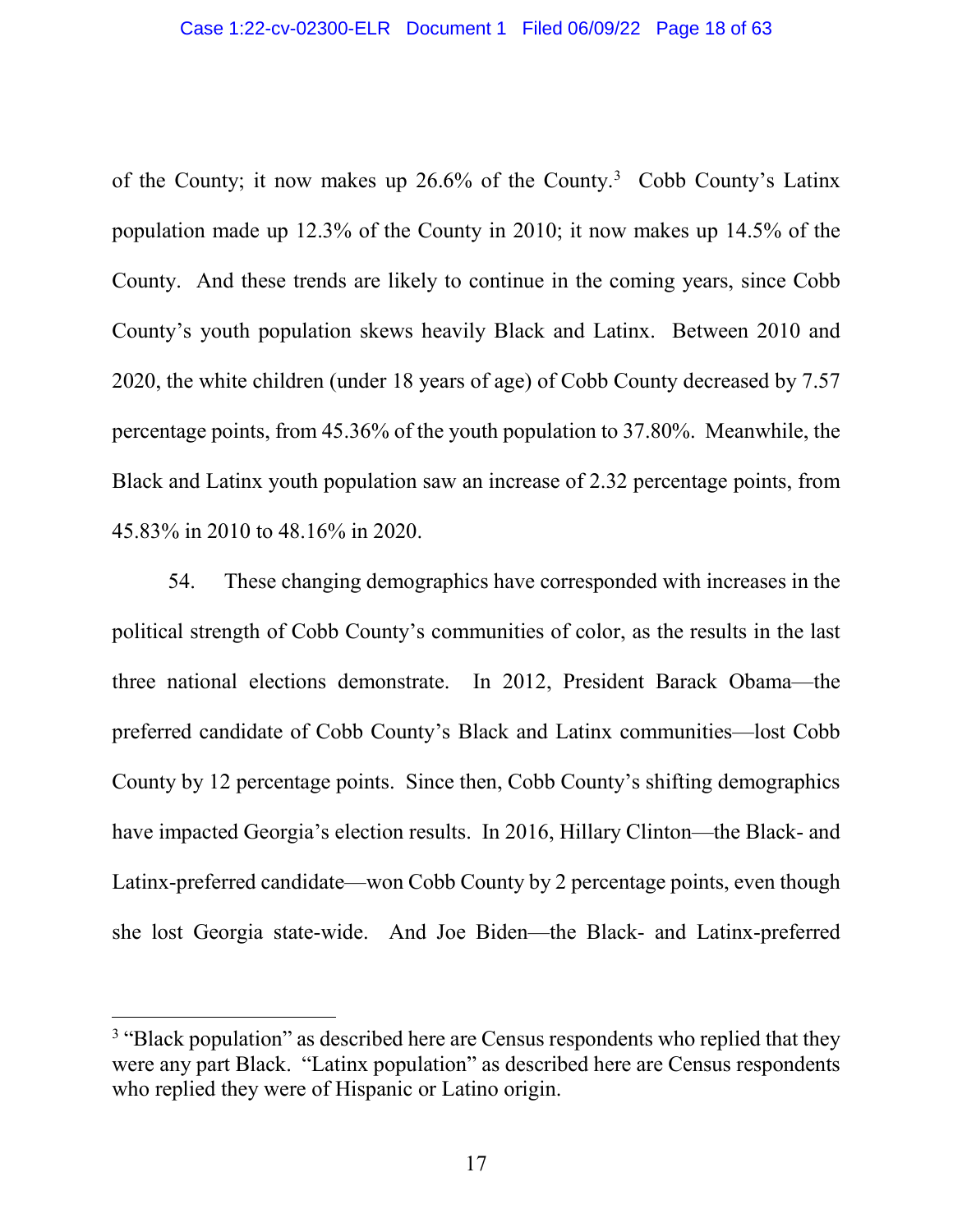of the County; it now makes up 26.6% of the County.[3] Cobb County's Latinx population made up 12.3% of the County in 2010; it now makes up 14.5% of the County. And these trends are likely to continue in the coming years, since Cobb County's youth population skews heavily Black and Latinx. Between 2010 and 2020, the white children (under 18 years of age) of Cobb County decreased by 7.57 percentage points, from 45.36% of the youth population to 37.80%. Meanwhile, the Black and Latinx youth population saw an increase of 2.32 percentage points, from 45.83% in 2010 to 48.16% in 2020.

54. These changing demographics have corresponded with increases in the political strength of Cobb County's communities of color, as the results in the last three national elections demonstrate. In 2012, President Barack Obama—the preferred candidate of Cobb County's Black and Latinx communities—lost Cobb County by 12 percentage points. Since then, Cobb County's shifting demographics have impacted Georgia's election results. In 2016, Hillary Clinton—the Black- and Latinx-preferred candidate—won Cobb County by 2 percentage points, even though she lost Georgia state-wide. And Joe Biden—the Black- and Latinx-preferred

[3] "Black population" as described here are Census respondents who replied that they were any part Black. "Latinx population" as described here are Census respondents who replied they were of Hispanic or Latino origin.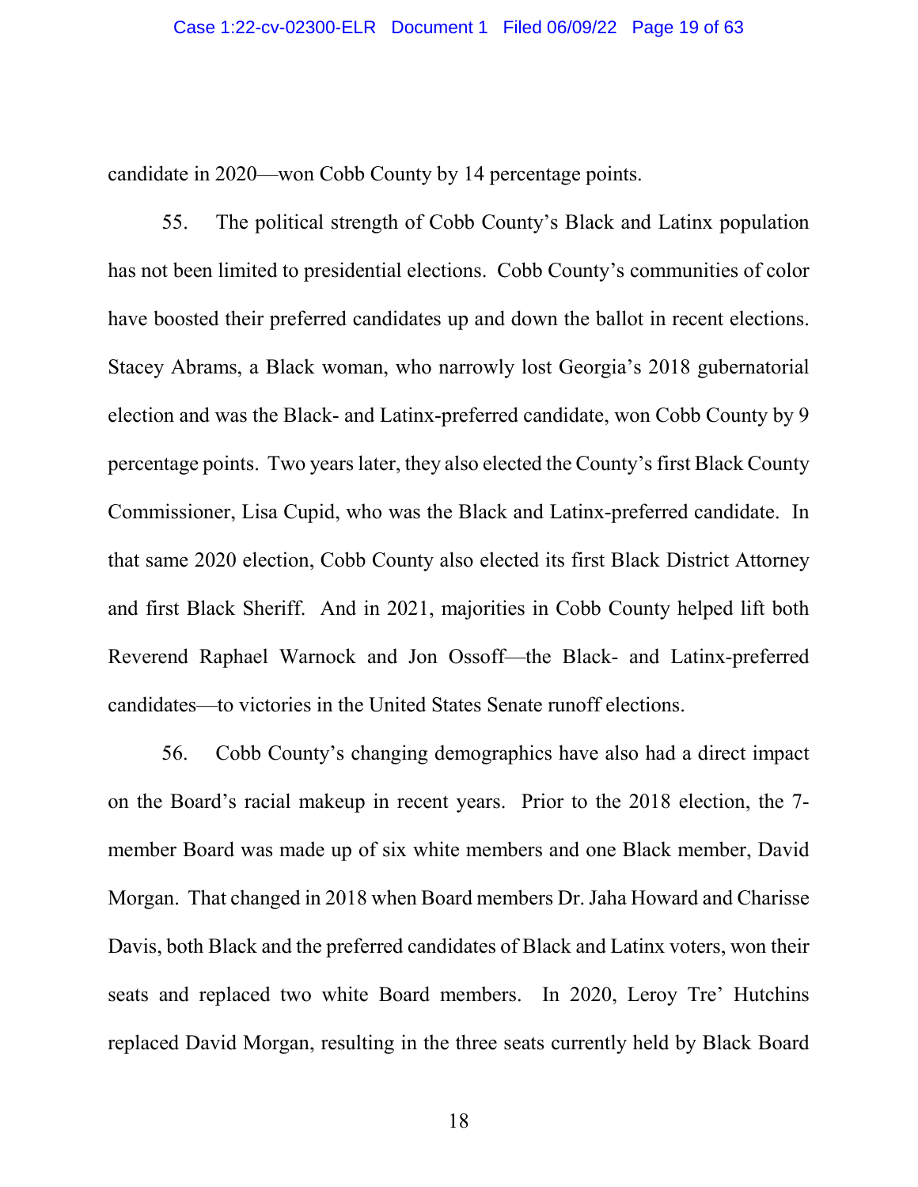candidate in 2020—won Cobb County by 14 percentage points.

55. The political strength of Cobb County's Black and Latinx population has not been limited to presidential elections. Cobb County's communities of color have boosted their preferred candidates up and down the ballot in recent elections. Stacey Abrams, a Black woman, who narrowly lost Georgia's 2018 gubernatorial election and was the Black- and Latinx-preferred candidate, won Cobb County by 9 percentage points. Two years later, they also elected the County's first Black County Commissioner, Lisa Cupid, who was the Black and Latinx-preferred candidate. In that same 2020 election, Cobb County also elected its first Black District Attorney and first Black Sheriff. And in 2021, majorities in Cobb County helped lift both Reverend Raphael Warnock and Jon Ossoff—the Black- and Latinx-preferred candidates—to victories in the United States Senate runoff elections.

56. Cobb County's changing demographics have also had a direct impact on the Board's racial makeup in recent years. Prior to the 2018 election, the 7-member Board was made up of six white members and one Black member, David Morgan. That changed in 2018 when Board members Dr. Jaha Howard and Charisse Davis, both Black and the preferred candidates of Black and Latinx voters, won their seats and replaced two white Board members. In 2020, Leroy Tre' Hutchins replaced David Morgan, resulting in the three seats currently held by Black Board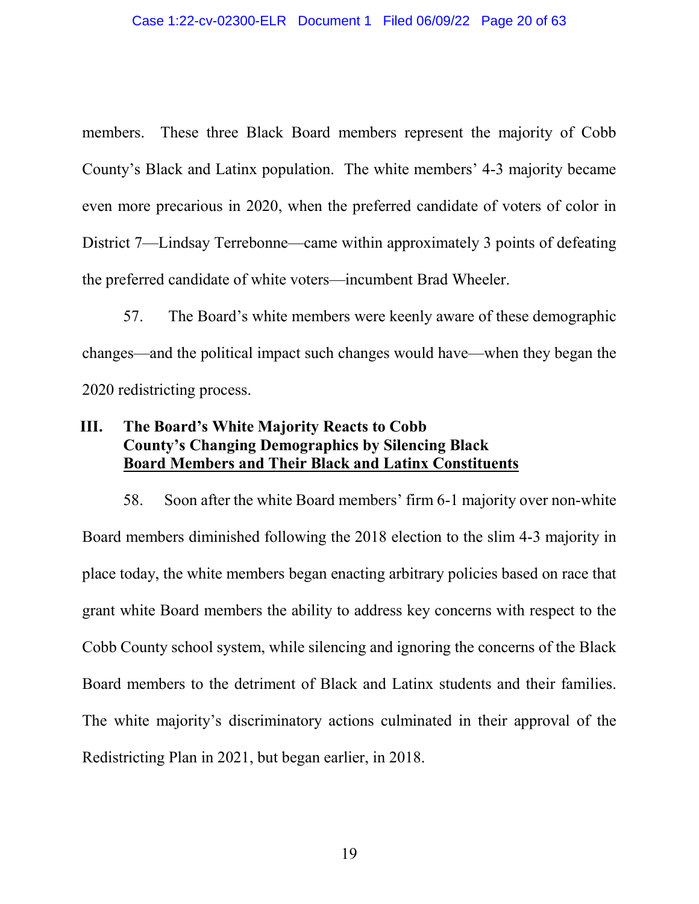members. These three Black Board members represent the majority of Cobb County's Black and Latinx population. The white members' 4-3 majority became even more precarious in 2020, when the preferred candidate of voters of color in District 7—Lindsay Terrebonne—came within approximately 3 points of defeating the preferred candidate of white voters—incumbent Brad Wheeler.

57. The Board's white members were keenly aware of these demographic changes—and the political impact such changes would have—when they began the 2020 redistricting process.

## III. The Board's White Majority Reacts to Cobb County's Changing Demographics by Silencing Black Board Members and Their Black and Latinx Constituents

58. Soon after the white Board members' firm 6-1 majority over non-white Board members diminished following the 2018 election to the slim 4-3 majority in place today, the white members began enacting arbitrary policies based on race that grant white Board members the ability to address key concerns with respect to the Cobb County school system, while silencing and ignoring the concerns of the Black Board members to the detriment of Black and Latinx students and their families. The white majority's discriminatory actions culminated in their approval of the Redistricting Plan in 2021, but began earlier, in 2018.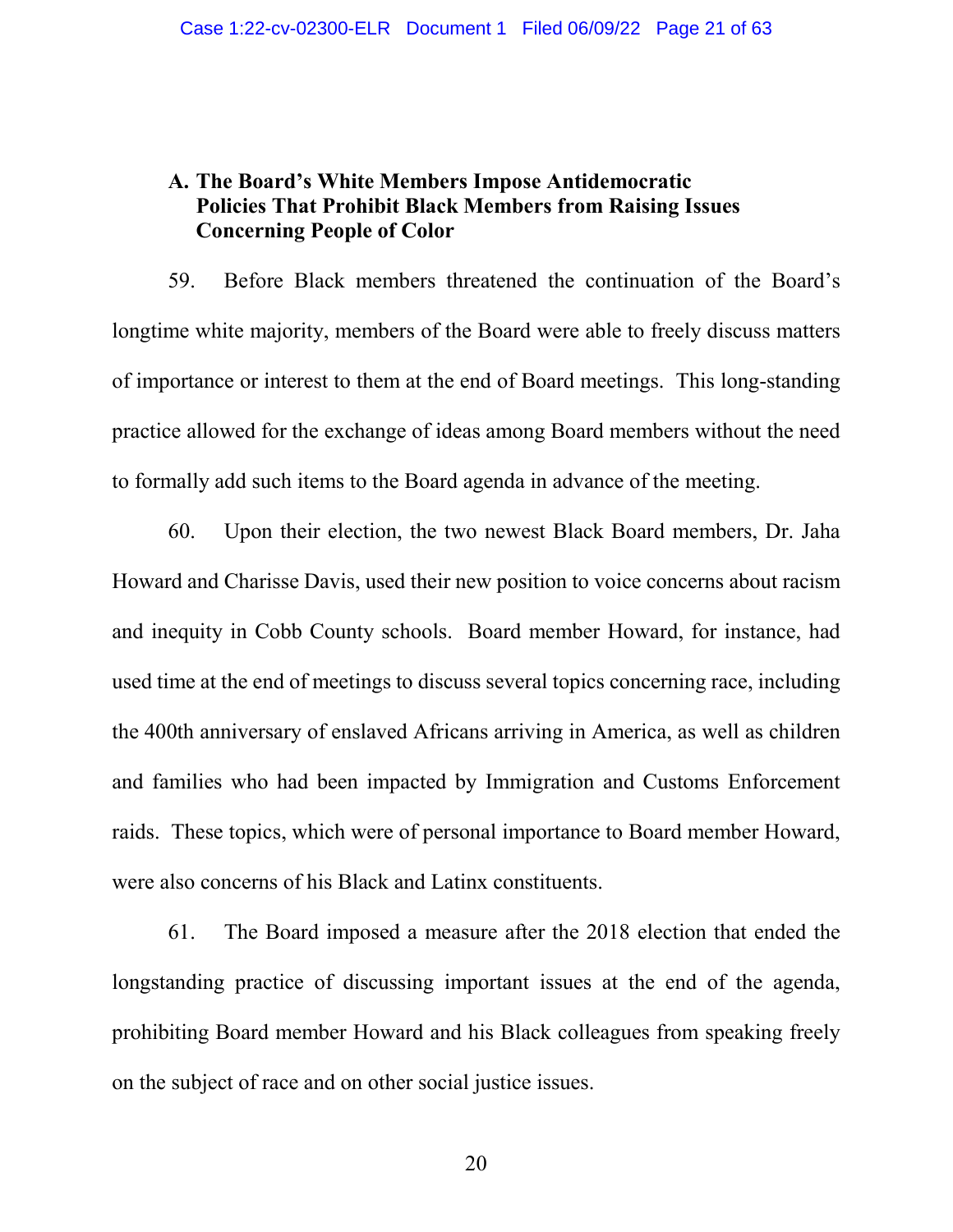### A. The Board's White Members Impose Antidemocratic Policies That Prohibit Black Members from Raising Issues Concerning People of Color

59. Before Black members threatened the continuation of the Board's longtime white majority, members of the Board were able to freely discuss matters of importance or interest to them at the end of Board meetings. This long-standing practice allowed for the exchange of ideas among Board members without the need to formally add such items to the Board agenda in advance of the meeting.

60. Upon their election, the two newest Black Board members, Dr. Jaha Howard and Charisse Davis, used their new position to voice concerns about racism and inequity in Cobb County schools. Board member Howard, for instance, had used time at the end of meetings to discuss several topics concerning race, including the 400th anniversary of enslaved Africans arriving in America, as well as children and families who had been impacted by Immigration and Customs Enforcement raids. These topics, which were of personal importance to Board member Howard, were also concerns of his Black and Latinx constituents.

61. The Board imposed a measure after the 2018 election that ended the longstanding practice of discussing important issues at the end of the agenda, prohibiting Board member Howard and his Black colleagues from speaking freely on the subject of race and on other social justice issues.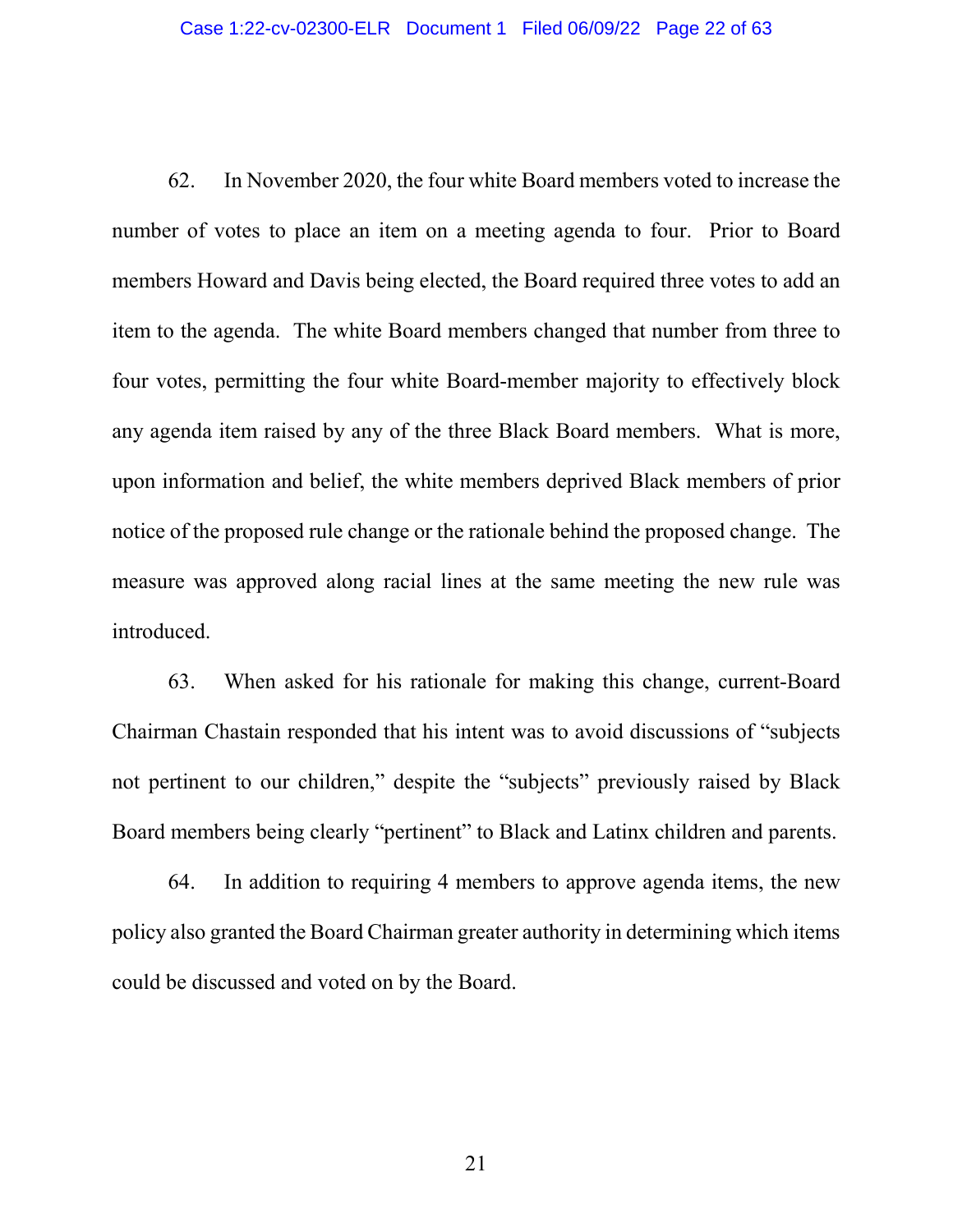62. In November 2020, the four white Board members voted to increase the number of votes to place an item on a meeting agenda to four. Prior to Board members Howard and Davis being elected, the Board required three votes to add an item to the agenda. The white Board members changed that number from three to four votes, permitting the four white Board-member majority to effectively block any agenda item raised by any of the three Black Board members. What is more, upon information and belief, the white members deprived Black members of prior notice of the proposed rule change or the rationale behind the proposed change. The measure was approved along racial lines at the same meeting the new rule was introduced.

63. When asked for his rationale for making this change, current-Board Chairman Chastain responded that his intent was to avoid discussions of "subjects not pertinent to our children," despite the "subjects" previously raised by Black Board members being clearly "pertinent" to Black and Latinx children and parents.

64. In addition to requiring 4 members to approve agenda items, the new policy also granted the Board Chairman greater authority in determining which items could be discussed and voted on by the Board.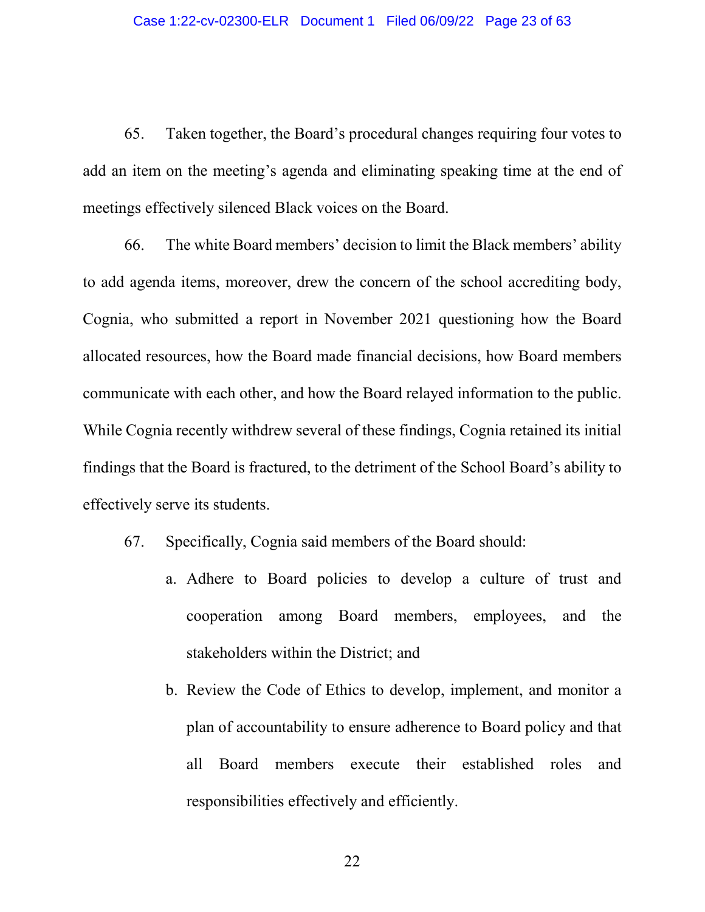65. Taken together, the Board's procedural changes requiring four votes to add an item on the meeting's agenda and eliminating speaking time at the end of meetings effectively silenced Black voices on the Board.

66. The white Board members' decision to limit the Black members' ability to add agenda items, moreover, drew the concern of the school accrediting body, Cognia, who submitted a report in November 2021 questioning how the Board allocated resources, how the Board made financial decisions, how Board members communicate with each other, and how the Board relayed information to the public. While Cognia recently withdrew several of these findings, Cognia retained its initial findings that the Board is fractured, to the detriment of the School Board's ability to effectively serve its students.

67. Specifically, Cognia said members of the Board should:

a. Adhere to Board policies to develop a culture of trust and cooperation among Board members, employees, and the stakeholders within the District; and

b. Review the Code of Ethics to develop, implement, and monitor a plan of accountability to ensure adherence to Board policy and that all Board members execute their established roles and responsibilities effectively and efficiently.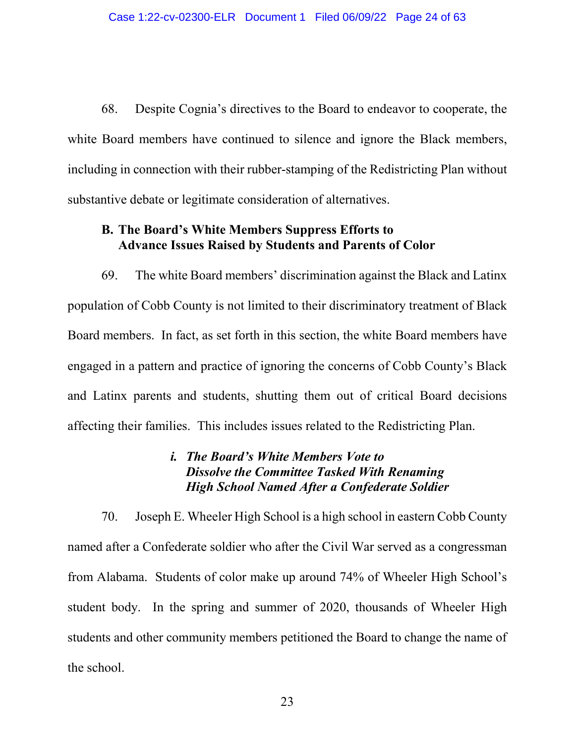68. Despite Cognia's directives to the Board to endeavor to cooperate, the white Board members have continued to silence and ignore the Black members, including in connection with their rubber-stamping of the Redistricting Plan without substantive debate or legitimate consideration of alternatives.

### B. The Board's White Members Suppress Efforts to Advance Issues Raised by Students and Parents of Color

69. The white Board members' discrimination against the Black and Latinx population of Cobb County is not limited to their discriminatory treatment of Black Board members. In fact, as set forth in this section, the white Board members have engaged in a pattern and practice of ignoring the concerns of Cobb County's Black and Latinx parents and students, shutting them out of critical Board decisions affecting their families. This includes issues related to the Redistricting Plan.

#### *i. The Board's White Members Vote to Dissolve the Committee Tasked With Renaming High School Named After a Confederate Soldier*

70. Joseph E. Wheeler High School is a high school in eastern Cobb County named after a Confederate soldier who after the Civil War served as a congressman from Alabama. Students of color make up around 74% of Wheeler High School's student body. In the spring and summer of 2020, thousands of Wheeler High students and other community members petitioned the Board to change the name of the school.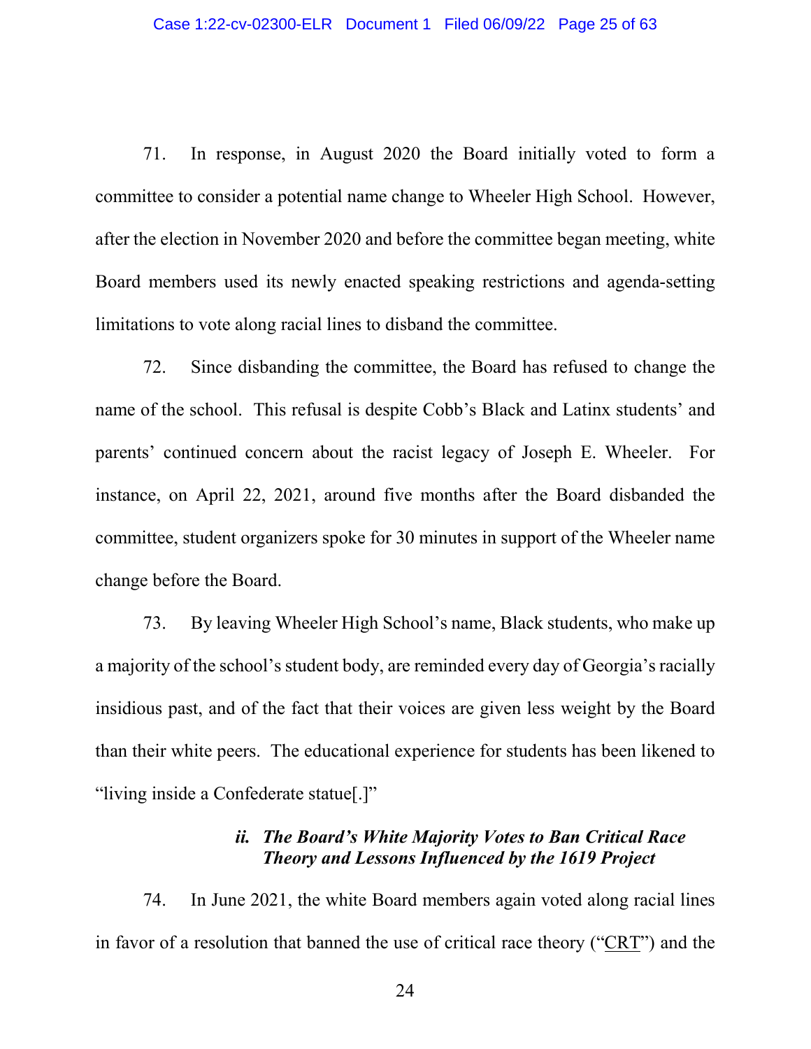71. In response, in August 2020 the Board initially voted to form a committee to consider a potential name change to Wheeler High School. However, after the election in November 2020 and before the committee began meeting, white Board members used its newly enacted speaking restrictions and agenda-setting limitations to vote along racial lines to disband the committee.

72. Since disbanding the committee, the Board has refused to change the name of the school. This refusal is despite Cobb's Black and Latinx students' and parents' continued concern about the racist legacy of Joseph E. Wheeler. For instance, on April 22, 2021, around five months after the Board disbanded the committee, student organizers spoke for 30 minutes in support of the Wheeler name change before the Board.

73. By leaving Wheeler High School's name, Black students, who make up a majority of the school's student body, are reminded every day of Georgia's racially insidious past, and of the fact that their voices are given less weight by the Board than their white peers. The educational experience for students has been likened to "living inside a Confederate statue[.]"

***ii. The Board's White Majority Votes to Ban Critical Race Theory and Lessons Influenced by the 1619 Project***

74. In June 2021, the white Board members again voted along racial lines in favor of a resolution that banned the use of critical race theory ("CRT") and the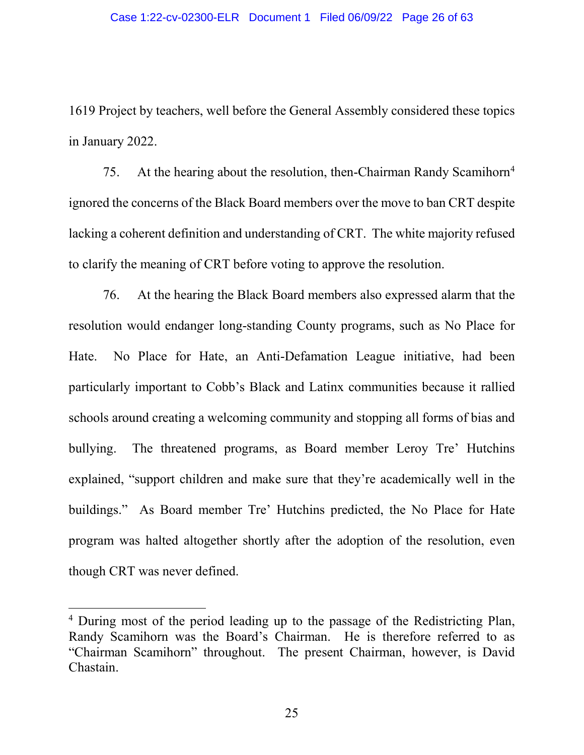1619 Project by teachers, well before the General Assembly considered these topics in January 2022.

75. At the hearing about the resolution, then-Chairman Randy Scamihorn[4] ignored the concerns of the Black Board members over the move to ban CRT despite lacking a coherent definition and understanding of CRT. The white majority refused to clarify the meaning of CRT before voting to approve the resolution.

76. At the hearing the Black Board members also expressed alarm that the resolution would endanger long-standing County programs, such as No Place for Hate. No Place for Hate, an Anti-Defamation League initiative, had been particularly important to Cobb's Black and Latinx communities because it rallied schools around creating a welcoming community and stopping all forms of bias and bullying. The threatened programs, as Board member Leroy Tre' Hutchins explained, "support children and make sure that they're academically well in the buildings." As Board member Tre' Hutchins predicted, the No Place for Hate program was halted altogether shortly after the adoption of the resolution, even though CRT was never defined.

---

[4] During most of the period leading up to the passage of the Redistricting Plan, Randy Scamihorn was the Board's Chairman. He is therefore referred to as "Chairman Scamihorn" throughout. The present Chairman, however, is David Chastain.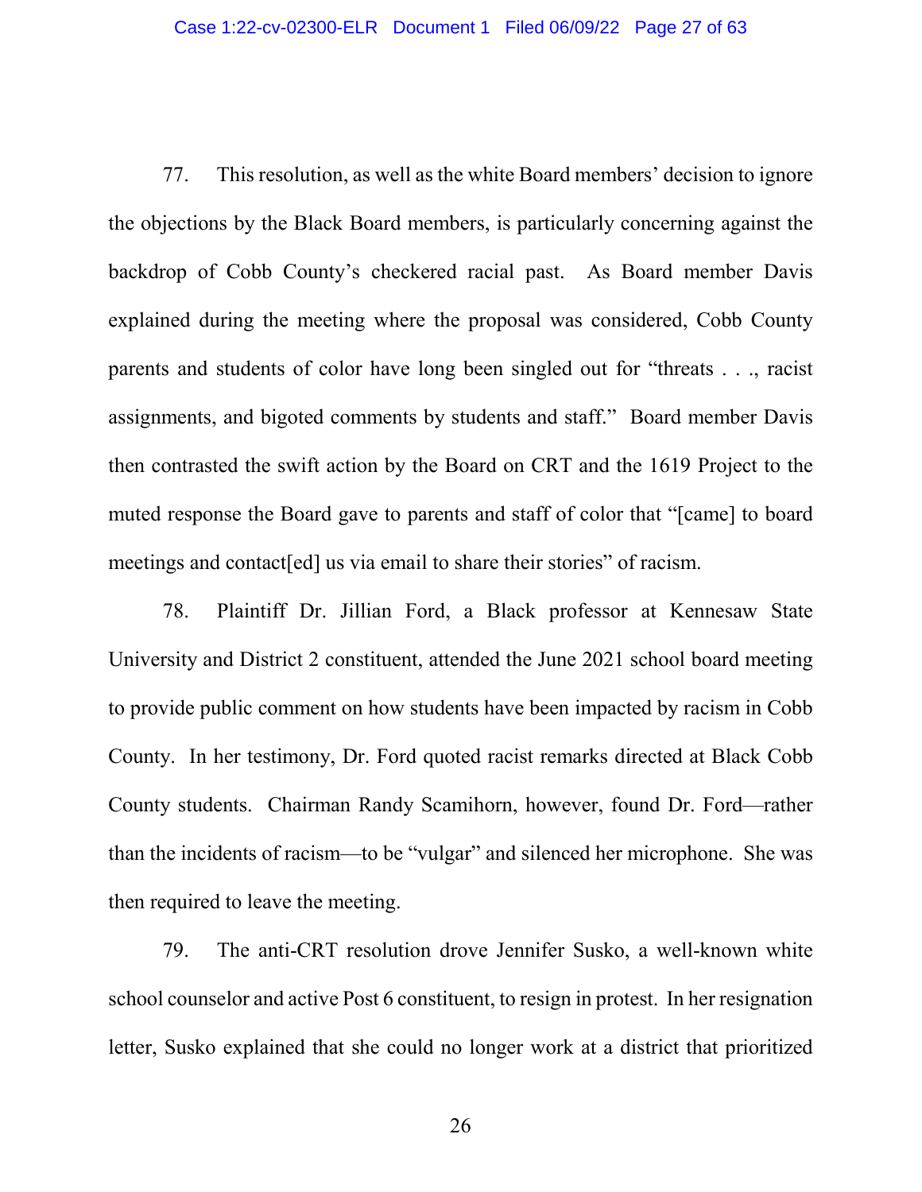77. This resolution, as well as the white Board members' decision to ignore the objections by the Black Board members, is particularly concerning against the backdrop of Cobb County's checkered racial past. As Board member Davis explained during the meeting where the proposal was considered, Cobb County parents and students of color have long been singled out for "threats . . ., racist assignments, and bigoted comments by students and staff." Board member Davis then contrasted the swift action by the Board on CRT and the 1619 Project to the muted response the Board gave to parents and staff of color that "[came] to board meetings and contact[ed] us via email to share their stories" of racism.

78. Plaintiff Dr. Jillian Ford, a Black professor at Kennesaw State University and District 2 constituent, attended the June 2021 school board meeting to provide public comment on how students have been impacted by racism in Cobb County. In her testimony, Dr. Ford quoted racist remarks directed at Black Cobb County students. Chairman Randy Scamihorn, however, found Dr. Ford—rather than the incidents of racism—to be "vulgar" and silenced her microphone. She was then required to leave the meeting.

79. The anti-CRT resolution drove Jennifer Susko, a well-known white school counselor and active Post 6 constituent, to resign in protest. In her resignation letter, Susko explained that she could no longer work at a district that prioritized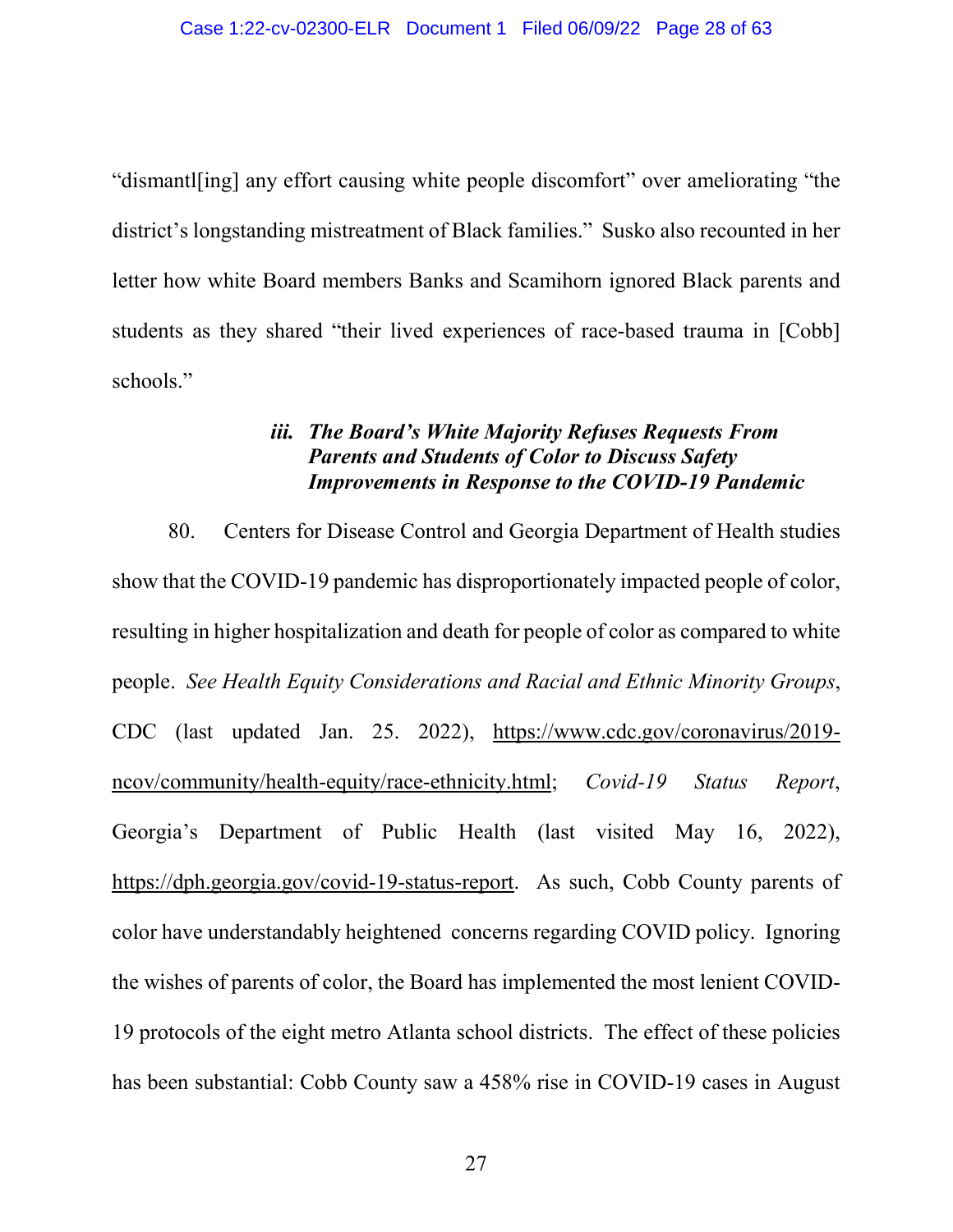"dismantl[ing] any effort causing white people discomfort" over ameliorating "the district's longstanding mistreatment of Black families." Susko also recounted in her letter how white Board members Banks and Scamihorn ignored Black parents and students as they shared "their lived experiences of race-based trauma in [Cobb] schools."

### *iii. The Board's White Majority Refuses Requests From Parents and Students of Color to Discuss Safety Improvements in Response to the COVID-19 Pandemic*

80. Centers for Disease Control and Georgia Department of Health studies show that the COVID-19 pandemic has disproportionately impacted people of color, resulting in higher hospitalization and death for people of color as compared to white people. *See Health Equity Considerations and Racial and Ethnic Minority Groups*, CDC (last updated Jan. 25. 2022), https://www.cdc.gov/coronavirus/2019-ncov/community/health-equity/race-ethnicity.html; *Covid-19 Status Report*, Georgia's Department of Public Health (last visited May 16, 2022), https://dph.georgia.gov/covid-19-status-report. As such, Cobb County parents of color have understandably heightened concerns regarding COVID policy. Ignoring the wishes of parents of color, the Board has implemented the most lenient COVID-19 protocols of the eight metro Atlanta school districts. The effect of these policies has been substantial: Cobb County saw a 458% rise in COVID-19 cases in August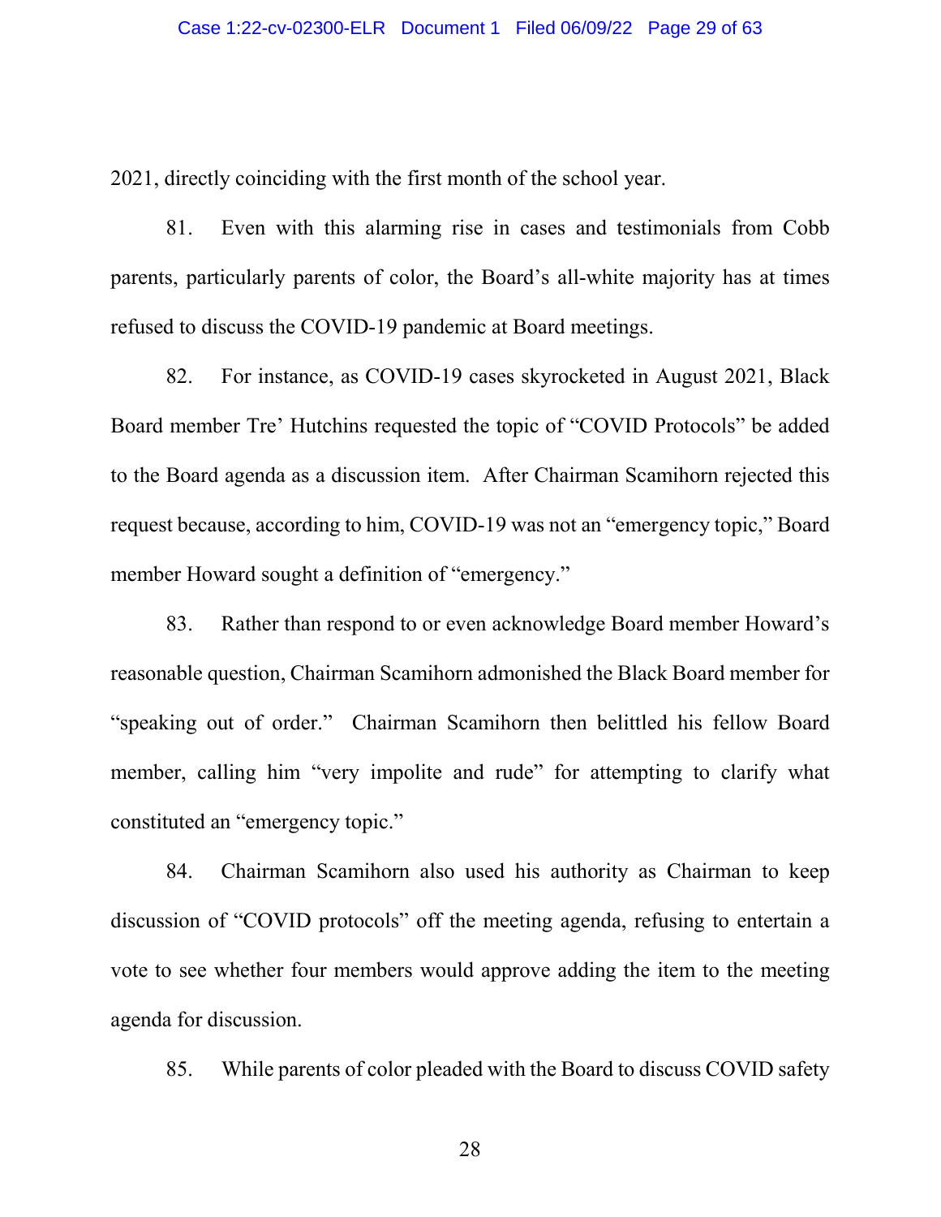2021, directly coinciding with the first month of the school year.

81. Even with this alarming rise in cases and testimonials from Cobb parents, particularly parents of color, the Board's all-white majority has at times refused to discuss the COVID-19 pandemic at Board meetings.

82. For instance, as COVID-19 cases skyrocketed in August 2021, Black Board member Tre' Hutchins requested the topic of "COVID Protocols" be added to the Board agenda as a discussion item. After Chairman Scamihorn rejected this request because, according to him, COVID-19 was not an "emergency topic," Board member Howard sought a definition of "emergency."

83. Rather than respond to or even acknowledge Board member Howard's reasonable question, Chairman Scamihorn admonished the Black Board member for "speaking out of order." Chairman Scamihorn then belittled his fellow Board member, calling him "very impolite and rude" for attempting to clarify what constituted an "emergency topic."

84. Chairman Scamihorn also used his authority as Chairman to keep discussion of "COVID protocols" off the meeting agenda, refusing to entertain a vote to see whether four members would approve adding the item to the meeting agenda for discussion.

85. While parents of color pleaded with the Board to discuss COVID safety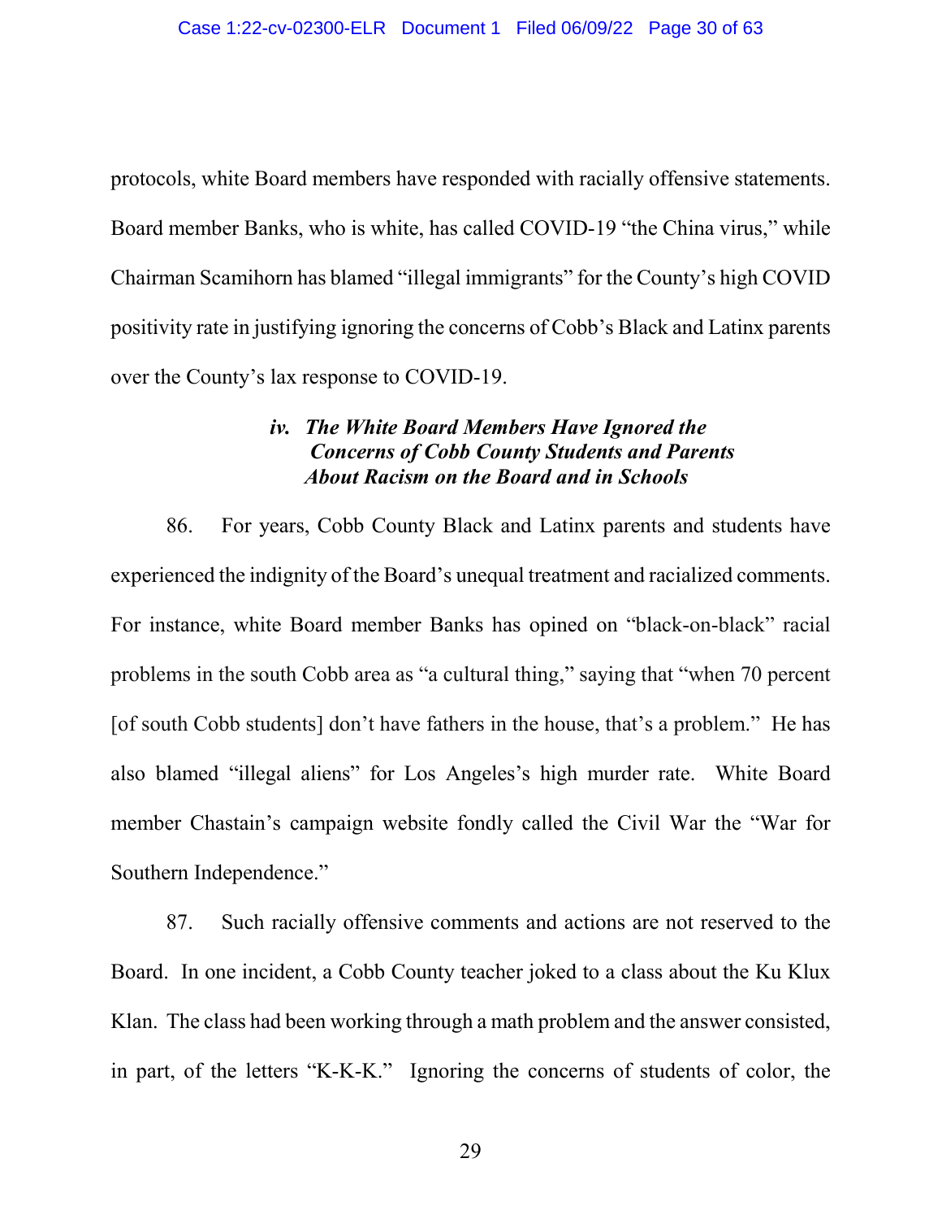protocols, white Board members have responded with racially offensive statements. Board member Banks, who is white, has called COVID-19 "the China virus," while Chairman Scamihorn has blamed "illegal immigrants" for the County's high COVID positivity rate in justifying ignoring the concerns of Cobb's Black and Latinx parents over the County's lax response to COVID-19.

### *iv. The White Board Members Have Ignored the Concerns of Cobb County Students and Parents About Racism on the Board and in Schools*

86. For years, Cobb County Black and Latinx parents and students have experienced the indignity of the Board's unequal treatment and racialized comments. For instance, white Board member Banks has opined on "black-on-black" racial problems in the south Cobb area as "a cultural thing," saying that "when 70 percent [of south Cobb students] don't have fathers in the house, that's a problem." He has also blamed "illegal aliens" for Los Angeles's high murder rate. White Board member Chastain's campaign website fondly called the Civil War the "War for Southern Independence."

87. Such racially offensive comments and actions are not reserved to the Board. In one incident, a Cobb County teacher joked to a class about the Ku Klux Klan. The class had been working through a math problem and the answer consisted, in part, of the letters "K-K-K." Ignoring the concerns of students of color, the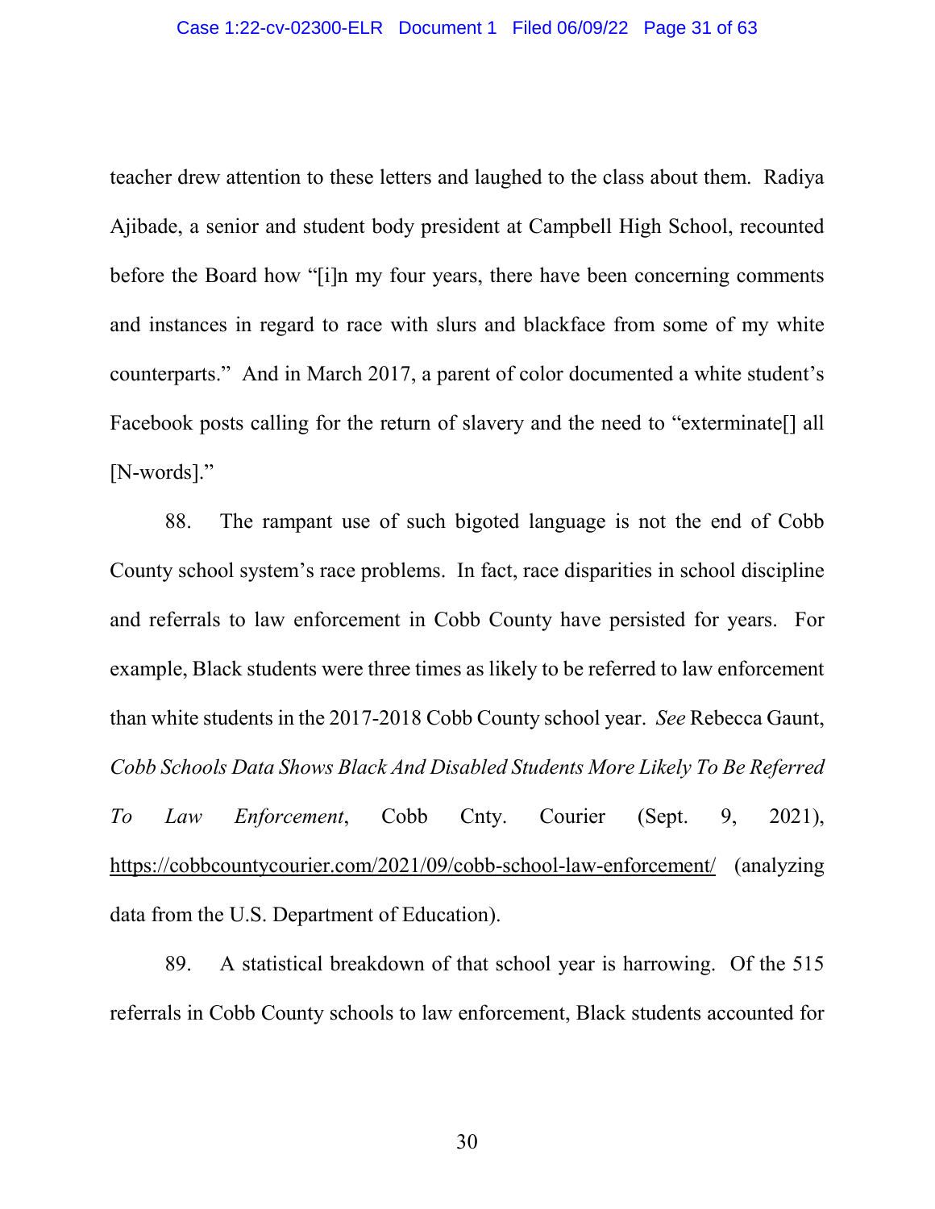teacher drew attention to these letters and laughed to the class about them. Radiya Ajibade, a senior and student body president at Campbell High School, recounted before the Board how "[i]n my four years, there have been concerning comments and instances in regard to race with slurs and blackface from some of my white counterparts." And in March 2017, a parent of color documented a white student's Facebook posts calling for the return of slavery and the need to "exterminate[] all [N-words]."

88. The rampant use of such bigoted language is not the end of Cobb County school system's race problems. In fact, race disparities in school discipline and referrals to law enforcement in Cobb County have persisted for years. For example, Black students were three times as likely to be referred to law enforcement than white students in the 2017-2018 Cobb County school year. *See* Rebecca Gaunt, *Cobb Schools Data Shows Black And Disabled Students More Likely To Be Referred To Law Enforcement*, Cobb Cnty. Courier (Sept. 9, 2021), https://cobbcountycourier.com/2021/09/cobb-school-law-enforcement/ (analyzing data from the U.S. Department of Education).

89. A statistical breakdown of that school year is harrowing. Of the 515 referrals in Cobb County schools to law enforcement, Black students accounted for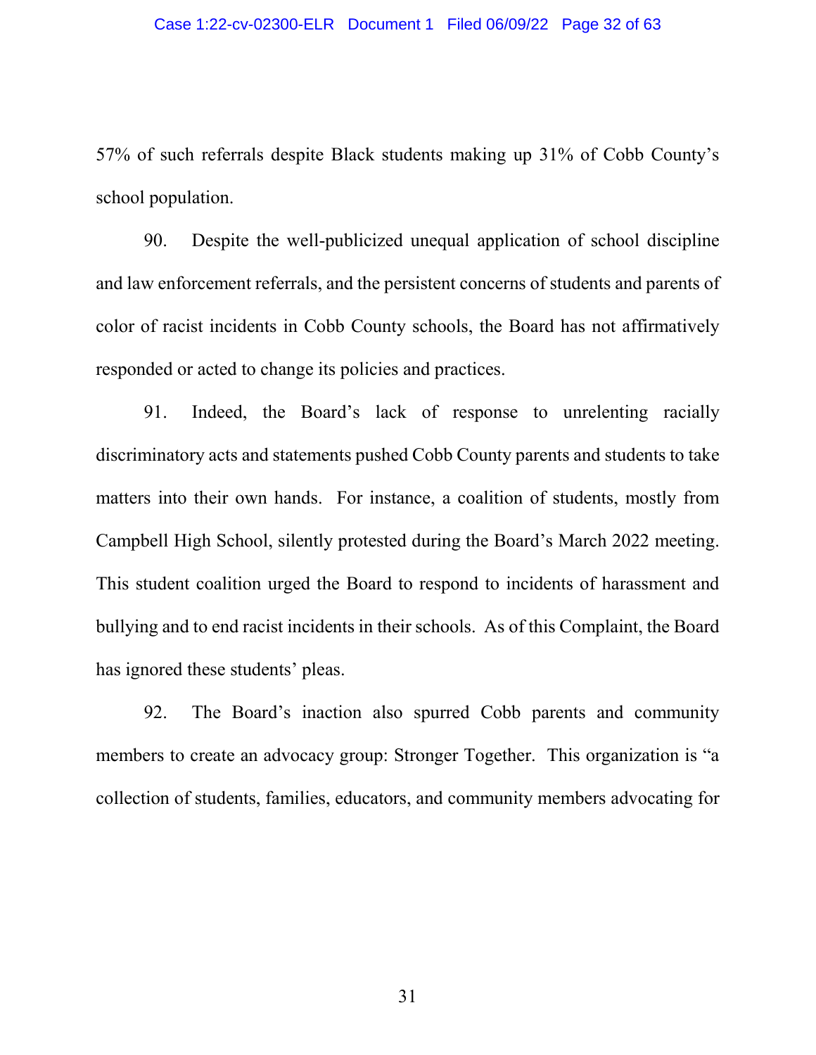57% of such referrals despite Black students making up 31% of Cobb County's school population.

90. Despite the well-publicized unequal application of school discipline and law enforcement referrals, and the persistent concerns of students and parents of color of racist incidents in Cobb County schools, the Board has not affirmatively responded or acted to change its policies and practices.

91. Indeed, the Board's lack of response to unrelenting racially discriminatory acts and statements pushed Cobb County parents and students to take matters into their own hands. For instance, a coalition of students, mostly from Campbell High School, silently protested during the Board's March 2022 meeting. This student coalition urged the Board to respond to incidents of harassment and bullying and to end racist incidents in their schools. As of this Complaint, the Board has ignored these students' pleas.

92. The Board's inaction also spurred Cobb parents and community members to create an advocacy group: Stronger Together. This organization is "a collection of students, families, educators, and community members advocating for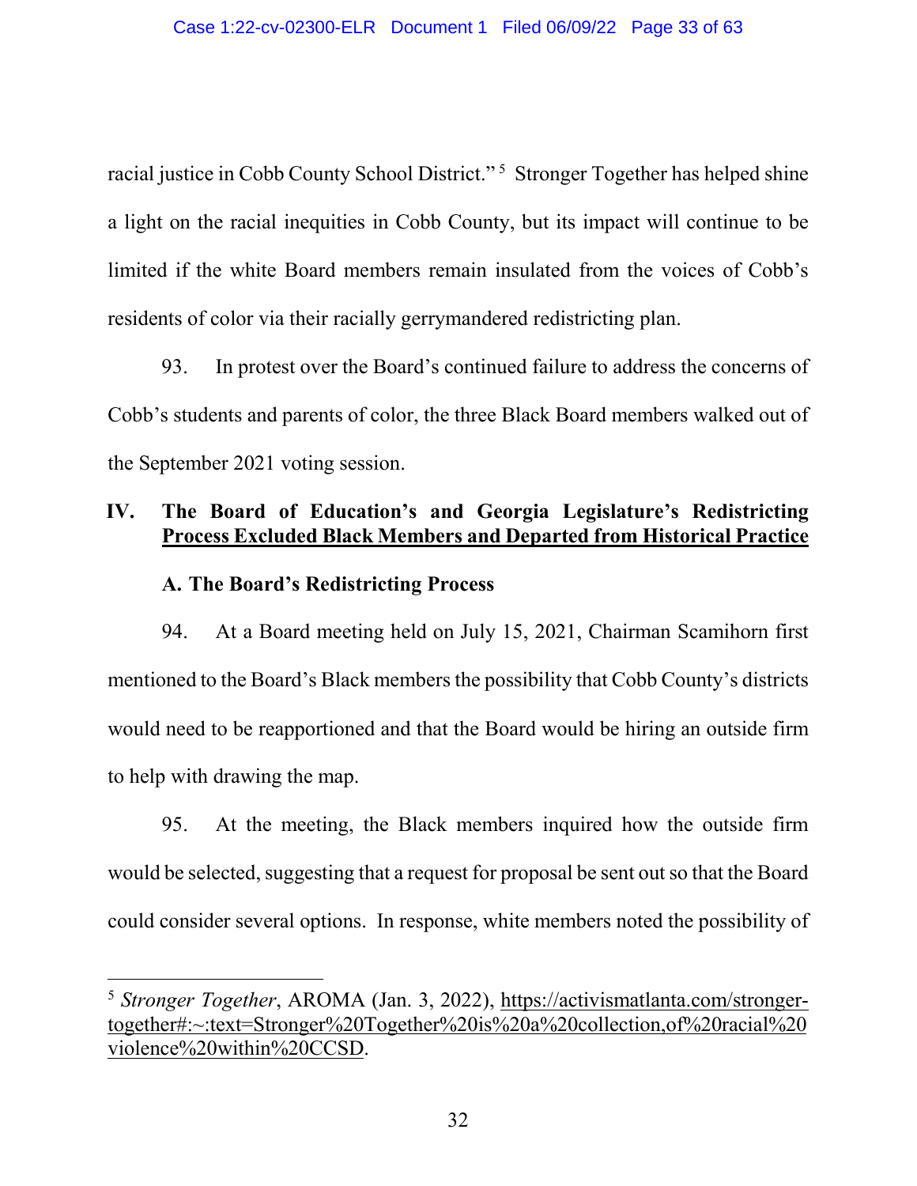racial justice in Cobb County School District."[5] Stronger Together has helped shine a light on the racial inequities in Cobb County, but its impact will continue to be limited if the white Board members remain insulated from the voices of Cobb's residents of color via their racially gerrymandered redistricting plan.

93. In protest over the Board's continued failure to address the concerns of Cobb's students and parents of color, the three Black Board members walked out of the September 2021 voting session.

## IV. The Board of Education's and Georgia Legislature's Redistricting Process Excluded Black Members and Departed from Historical Practice

### A. The Board's Redistricting Process

94. At a Board meeting held on July 15, 2021, Chairman Scamihorn first mentioned to the Board's Black members the possibility that Cobb County's districts would need to be reapportioned and that the Board would be hiring an outside firm to help with drawing the map.

95. At the meeting, the Black members inquired how the outside firm would be selected, suggesting that a request for proposal be sent out so that the Board could consider several options. In response, white members noted the possibility of

---

[5] *Stronger Together*, AROMA (Jan. 3, 2022), https://activismatlanta.com/stronger-together#:~:text=Stronger%20Together%20is%20a%20collection,of%20racial%20violence%20within%20CCSD.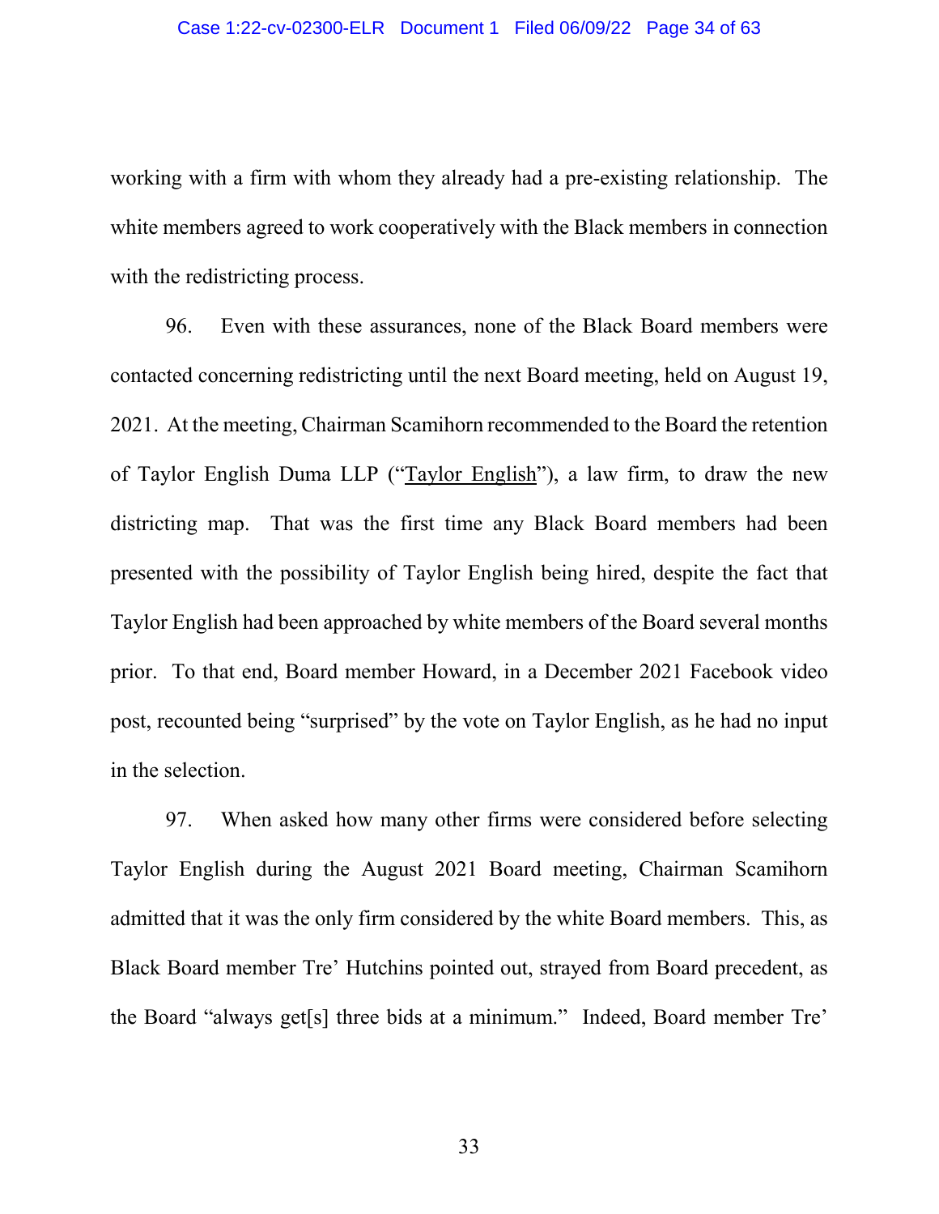working with a firm with whom they already had a pre-existing relationship. The white members agreed to work cooperatively with the Black members in connection with the redistricting process.

96. Even with these assurances, none of the Black Board members were contacted concerning redistricting until the next Board meeting, held on August 19, 2021. At the meeting, Chairman Scamihorn recommended to the Board the retention of Taylor English Duma LLP ("Taylor English"), a law firm, to draw the new districting map. That was the first time any Black Board members had been presented with the possibility of Taylor English being hired, despite the fact that Taylor English had been approached by white members of the Board several months prior. To that end, Board member Howard, in a December 2021 Facebook video post, recounted being "surprised" by the vote on Taylor English, as he had no input in the selection.

97. When asked how many other firms were considered before selecting Taylor English during the August 2021 Board meeting, Chairman Scamihorn admitted that it was the only firm considered by the white Board members. This, as Black Board member Tre' Hutchins pointed out, strayed from Board precedent, as the Board "always get[s] three bids at a minimum." Indeed, Board member Tre'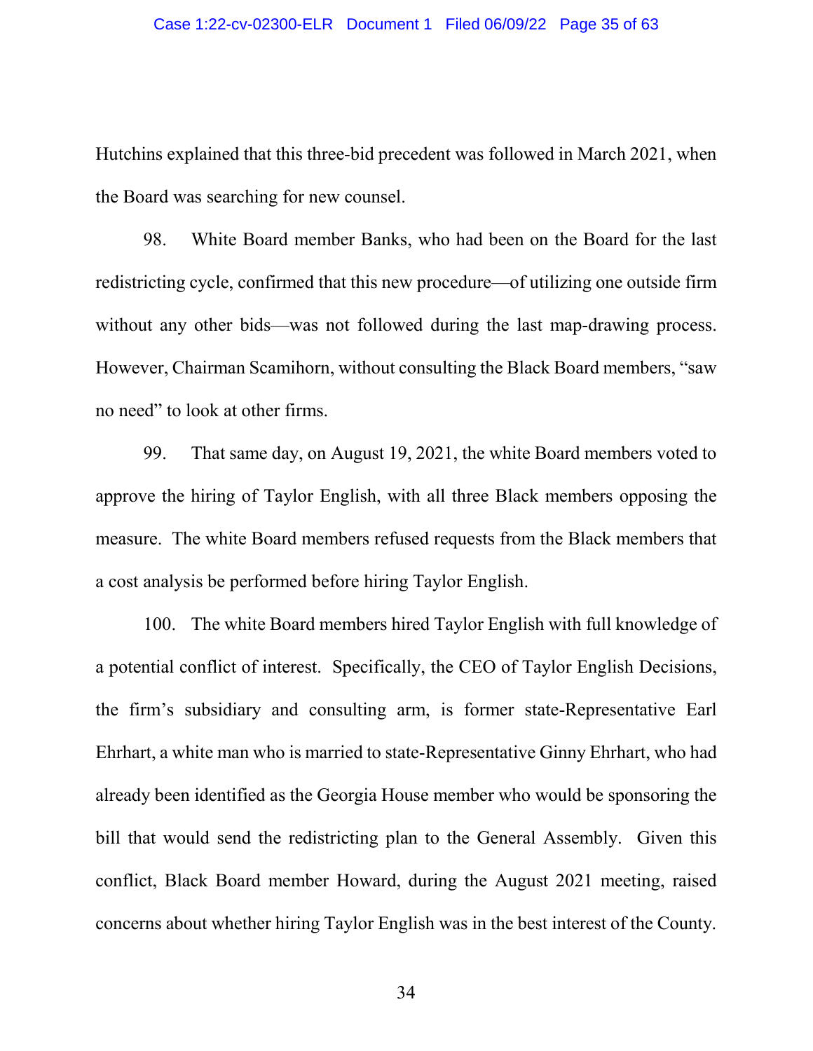Hutchins explained that this three-bid precedent was followed in March 2021, when the Board was searching for new counsel.

98. White Board member Banks, who had been on the Board for the last redistricting cycle, confirmed that this new procedure—of utilizing one outside firm without any other bids—was not followed during the last map-drawing process. However, Chairman Scamihorn, without consulting the Black Board members, "saw no need" to look at other firms.

99. That same day, on August 19, 2021, the white Board members voted to approve the hiring of Taylor English, with all three Black members opposing the measure. The white Board members refused requests from the Black members that a cost analysis be performed before hiring Taylor English.

100. The white Board members hired Taylor English with full knowledge of a potential conflict of interest. Specifically, the CEO of Taylor English Decisions, the firm's subsidiary and consulting arm, is former state-Representative Earl Ehrhart, a white man who is married to state-Representative Ginny Ehrhart, who had already been identified as the Georgia House member who would be sponsoring the bill that would send the redistricting plan to the General Assembly. Given this conflict, Black Board member Howard, during the August 2021 meeting, raised concerns about whether hiring Taylor English was in the best interest of the County.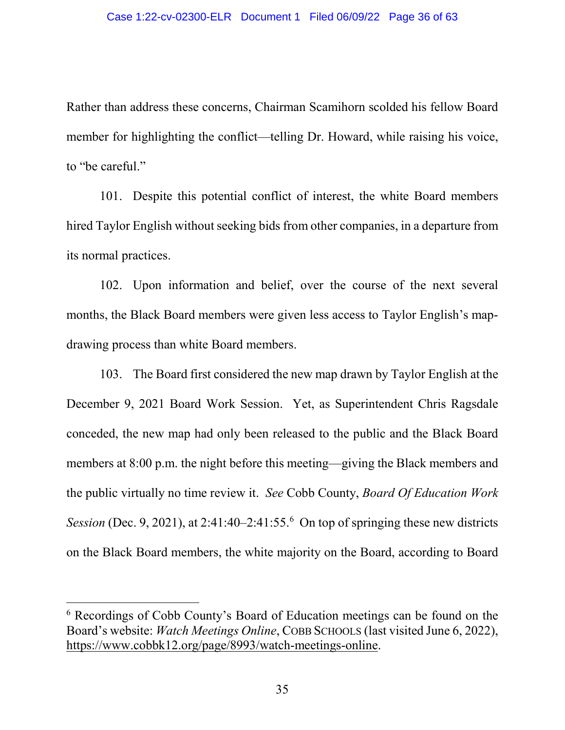Rather than address these concerns, Chairman Scamihorn scolded his fellow Board member for highlighting the conflict—telling Dr. Howard, while raising his voice, to "be careful."

101. Despite this potential conflict of interest, the white Board members hired Taylor English without seeking bids from other companies, in a departure from its normal practices.

102. Upon information and belief, over the course of the next several months, the Black Board members were given less access to Taylor English's map-drawing process than white Board members.

103. The Board first considered the new map drawn by Taylor English at the December 9, 2021 Board Work Session. Yet, as Superintendent Chris Ragsdale conceded, the new map had only been released to the public and the Black Board members at 8:00 p.m. the night before this meeting—giving the Black members and the public virtually no time review it. *See* Cobb County, *Board Of Education Work Session* (Dec. 9, 2021), at 2:41:40–2:41:55.[6] On top of springing these new districts on the Black Board members, the white majority on the Board, according to Board

---

[6] Recordings of Cobb County's Board of Education meetings can be found on the Board's website: *Watch Meetings Online*, COBB SCHOOLS (last visited June 6, 2022), https://www.cobbk12.org/page/8993/watch-meetings-online.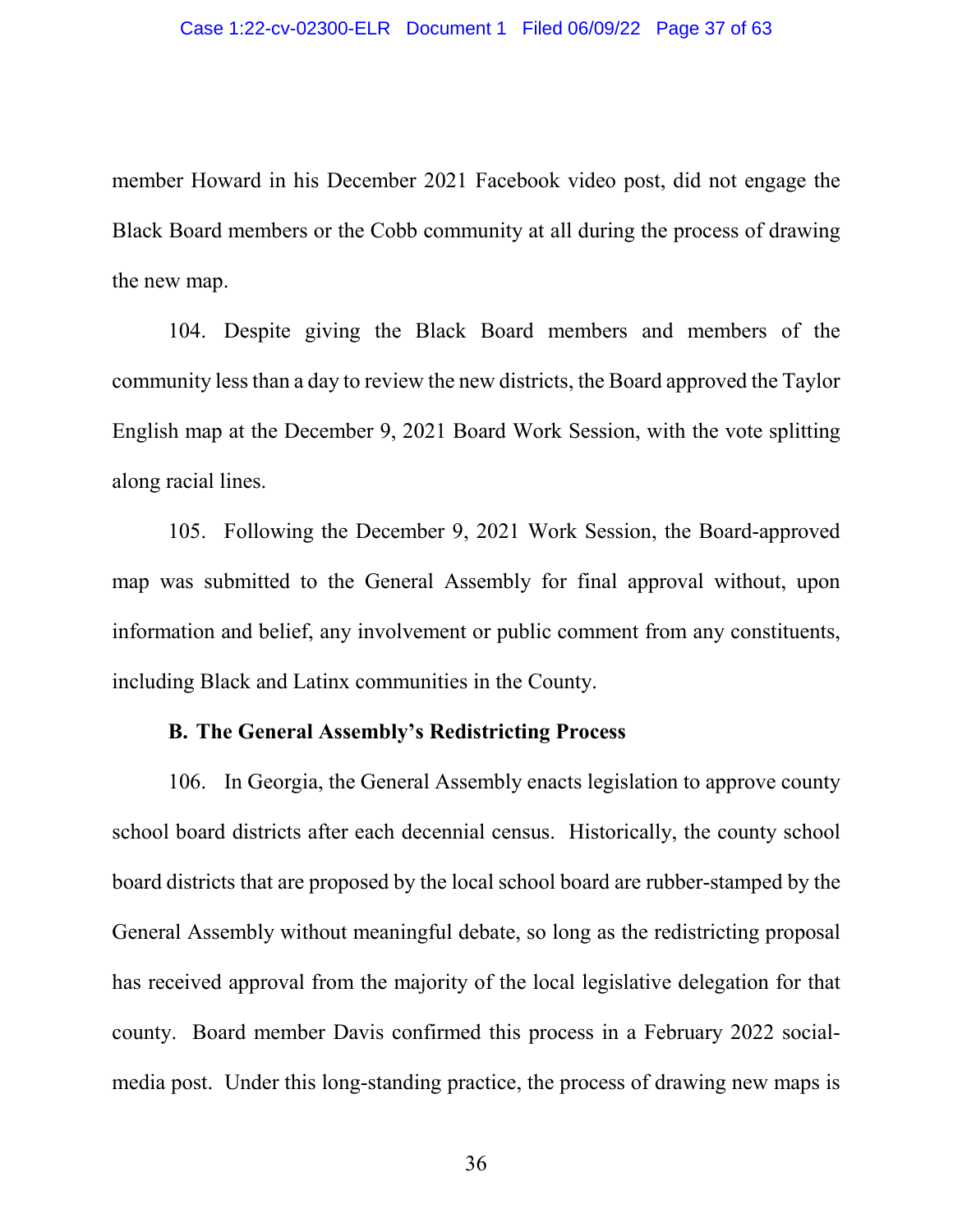member Howard in his December 2021 Facebook video post, did not engage the Black Board members or the Cobb community at all during the process of drawing the new map.

104. Despite giving the Black Board members and members of the community less than a day to review the new districts, the Board approved the Taylor English map at the December 9, 2021 Board Work Session, with the vote splitting along racial lines.

105. Following the December 9, 2021 Work Session, the Board-approved map was submitted to the General Assembly for final approval without, upon information and belief, any involvement or public comment from any constituents, including Black and Latinx communities in the County.

### B. The General Assembly's Redistricting Process

106. In Georgia, the General Assembly enacts legislation to approve county school board districts after each decennial census. Historically, the county school board districts that are proposed by the local school board are rubber-stamped by the General Assembly without meaningful debate, so long as the redistricting proposal has received approval from the majority of the local legislative delegation for that county. Board member Davis confirmed this process in a February 2022 social-media post. Under this long-standing practice, the process of drawing new maps is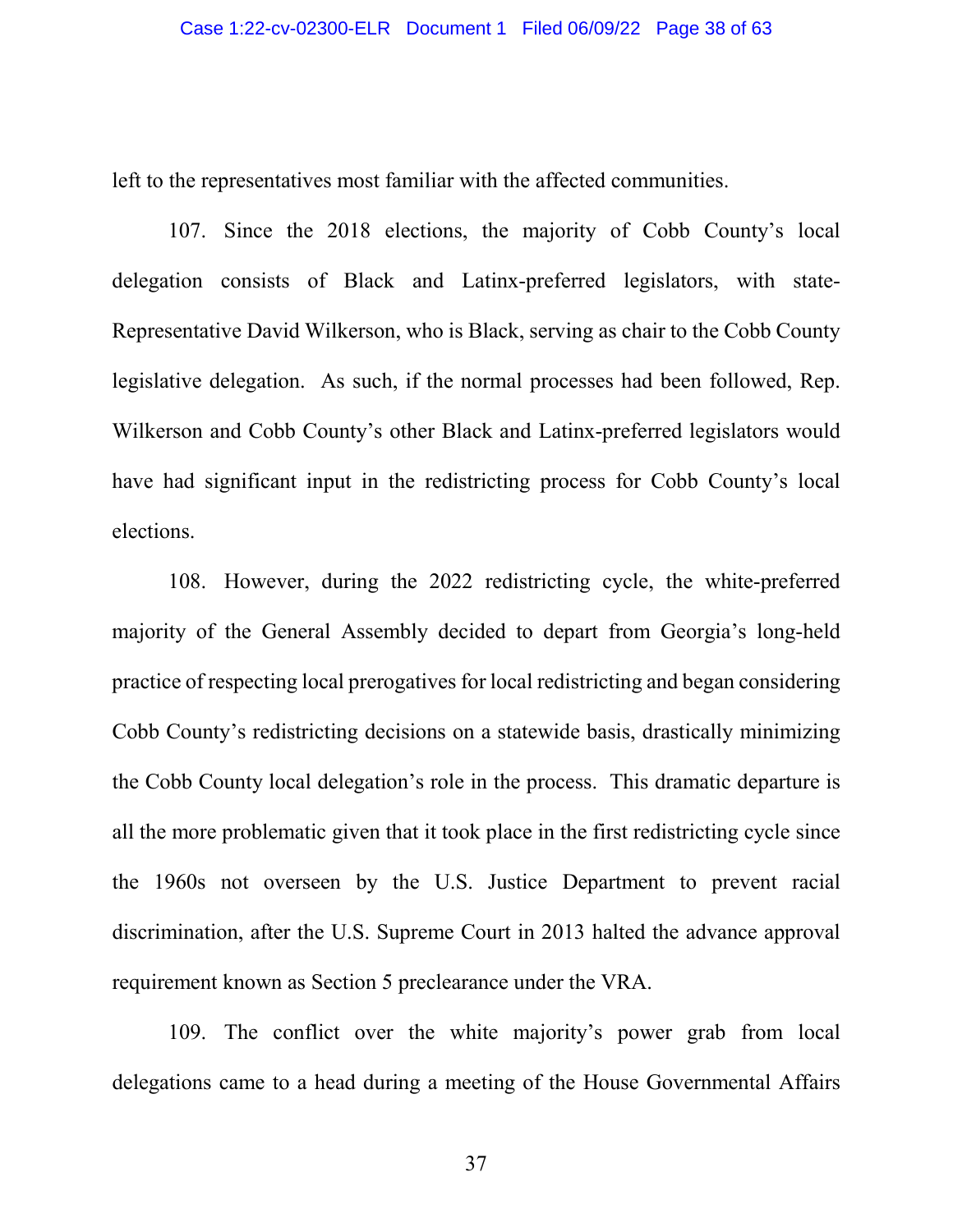left to the representatives most familiar with the affected communities.

107. Since the 2018 elections, the majority of Cobb County's local delegation consists of Black and Latinx-preferred legislators, with state-Representative David Wilkerson, who is Black, serving as chair to the Cobb County legislative delegation. As such, if the normal processes had been followed, Rep. Wilkerson and Cobb County's other Black and Latinx-preferred legislators would have had significant input in the redistricting process for Cobb County's local elections.

108. However, during the 2022 redistricting cycle, the white-preferred majority of the General Assembly decided to depart from Georgia's long-held practice of respecting local prerogatives for local redistricting and began considering Cobb County's redistricting decisions on a statewide basis, drastically minimizing the Cobb County local delegation's role in the process. This dramatic departure is all the more problematic given that it took place in the first redistricting cycle since the 1960s not overseen by the U.S. Justice Department to prevent racial discrimination, after the U.S. Supreme Court in 2013 halted the advance approval requirement known as Section 5 preclearance under the VRA.

109. The conflict over the white majority's power grab from local delegations came to a head during a meeting of the House Governmental Affairs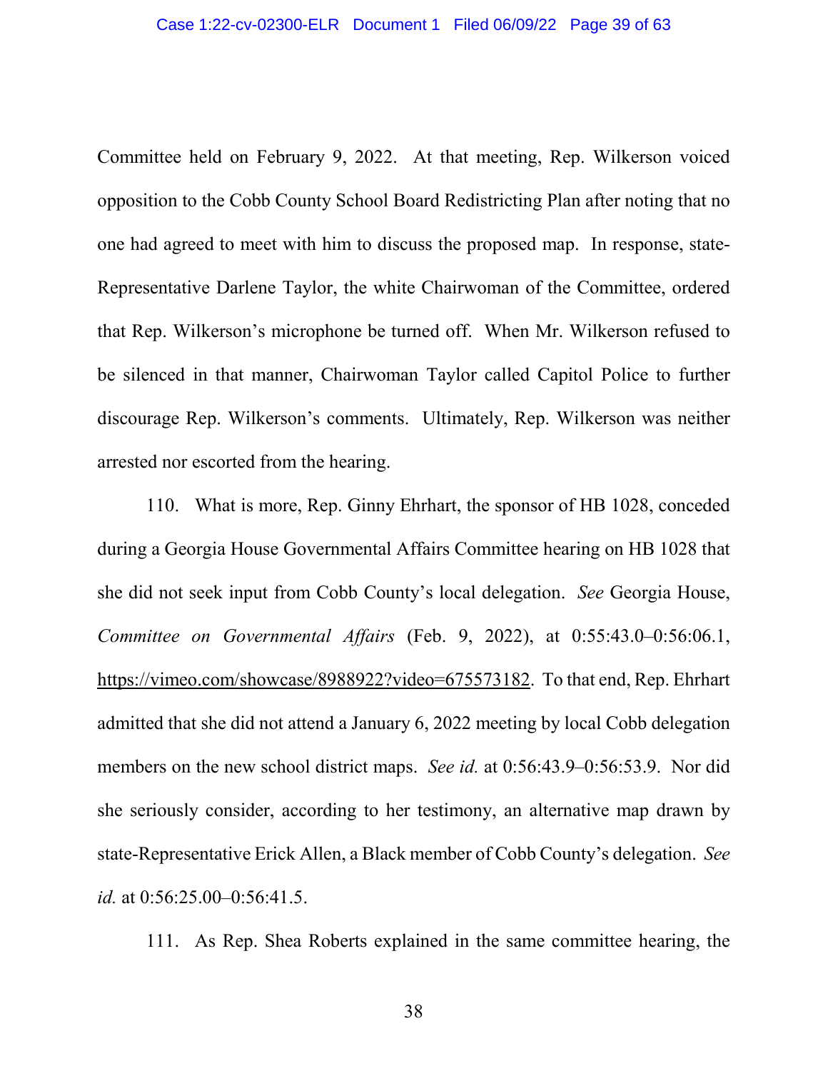Committee held on February 9, 2022. At that meeting, Rep. Wilkerson voiced opposition to the Cobb County School Board Redistricting Plan after noting that no one had agreed to meet with him to discuss the proposed map. In response, state-Representative Darlene Taylor, the white Chairwoman of the Committee, ordered that Rep. Wilkerson's microphone be turned off. When Mr. Wilkerson refused to be silenced in that manner, Chairwoman Taylor called Capitol Police to further discourage Rep. Wilkerson's comments. Ultimately, Rep. Wilkerson was neither arrested nor escorted from the hearing.

110. What is more, Rep. Ginny Ehrhart, the sponsor of HB 1028, conceded during a Georgia House Governmental Affairs Committee hearing on HB 1028 that she did not seek input from Cobb County's local delegation. *See* Georgia House, *Committee on Governmental Affairs* (Feb. 9, 2022), at 0:55:43.0–0:56:06.1, https://vimeo.com/showcase/8988922?video=675573182. To that end, Rep. Ehrhart admitted that she did not attend a January 6, 2022 meeting by local Cobb delegation members on the new school district maps. *See id.* at 0:56:43.9–0:56:53.9. Nor did she seriously consider, according to her testimony, an alternative map drawn by state-Representative Erick Allen, a Black member of Cobb County's delegation. *See id.* at 0:56:25.00–0:56:41.5.

111. As Rep. Shea Roberts explained in the same committee hearing, the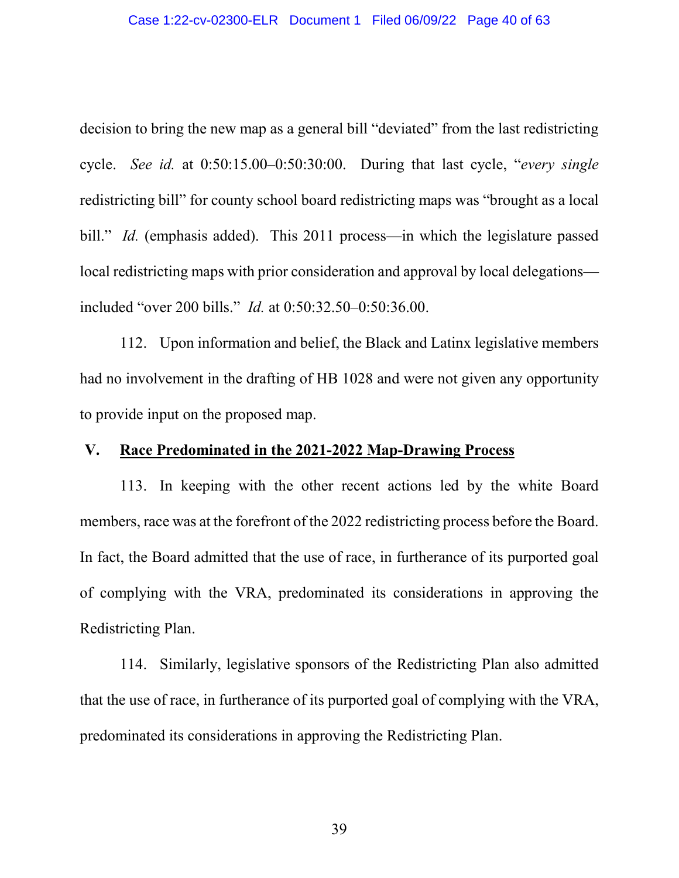decision to bring the new map as a general bill "deviated" from the last redistricting cycle. *See id.* at 0:50:15.00–0:50:30:00. During that last cycle, "*every single* redistricting bill" for county school board redistricting maps was "brought as a local bill." *Id.* (emphasis added). This 2011 process—in which the legislature passed local redistricting maps with prior consideration and approval by local delegations—included "over 200 bills." *Id.* at 0:50:32.50–0:50:36.00.

112. Upon information and belief, the Black and Latinx legislative members had no involvement in the drafting of HB 1028 and were not given any opportunity to provide input on the proposed map.

## V. <u>Race Predominated in the 2021-2022 Map-Drawing Process</u>

113. In keeping with the other recent actions led by the white Board members, race was at the forefront of the 2022 redistricting process before the Board. In fact, the Board admitted that the use of race, in furtherance of its purported goal of complying with the VRA, predominated its considerations in approving the Redistricting Plan.

114. Similarly, legislative sponsors of the Redistricting Plan also admitted that the use of race, in furtherance of its purported goal of complying with the VRA, predominated its considerations in approving the Redistricting Plan.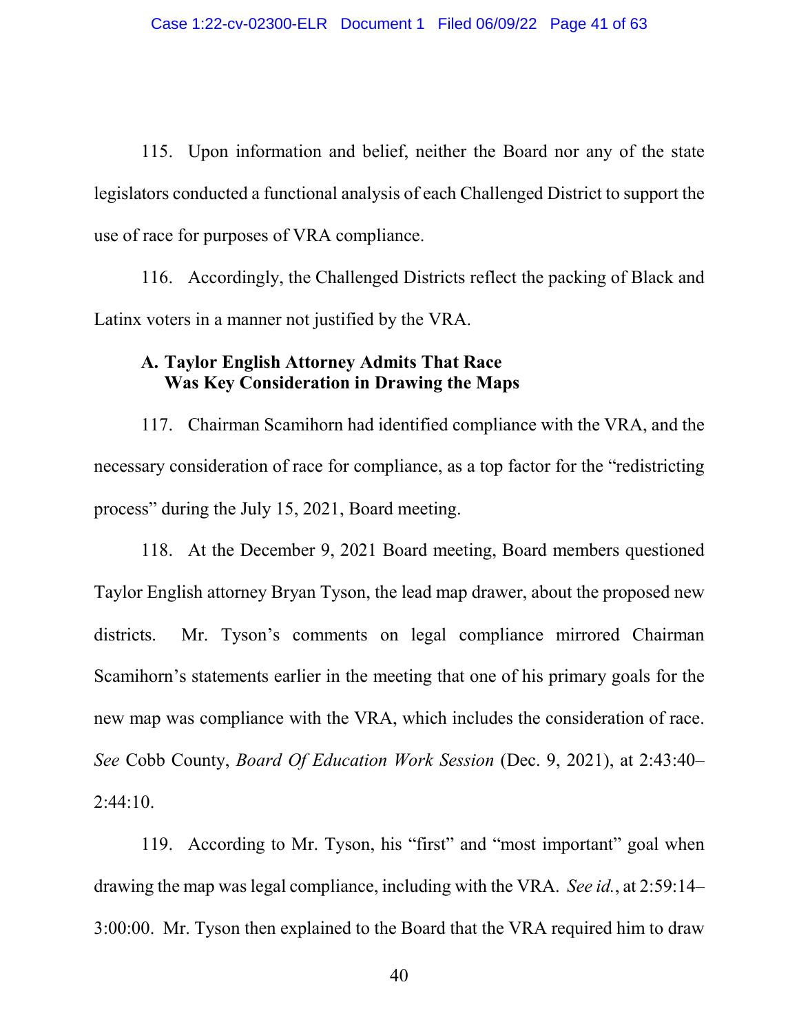115. Upon information and belief, neither the Board nor any of the state legislators conducted a functional analysis of each Challenged District to support the use of race for purposes of VRA compliance.

116. Accordingly, the Challenged Districts reflect the packing of Black and Latinx voters in a manner not justified by the VRA.

### A. Taylor English Attorney Admits That Race Was Key Consideration in Drawing the Maps

117. Chairman Scamihorn had identified compliance with the VRA, and the necessary consideration of race for compliance, as a top factor for the "redistricting process" during the July 15, 2021, Board meeting.

118. At the December 9, 2021 Board meeting, Board members questioned Taylor English attorney Bryan Tyson, the lead map drawer, about the proposed new districts. Mr. Tyson's comments on legal compliance mirrored Chairman Scamihorn's statements earlier in the meeting that one of his primary goals for the new map was compliance with the VRA, which includes the consideration of race. *See* Cobb County, *Board Of Education Work Session* (Dec. 9, 2021), at 2:43:40–2:44:10.

119. According to Mr. Tyson, his "first" and "most important" goal when drawing the map was legal compliance, including with the VRA. *See id.*, at 2:59:14–3:00:00. Mr. Tyson then explained to the Board that the VRA required him to draw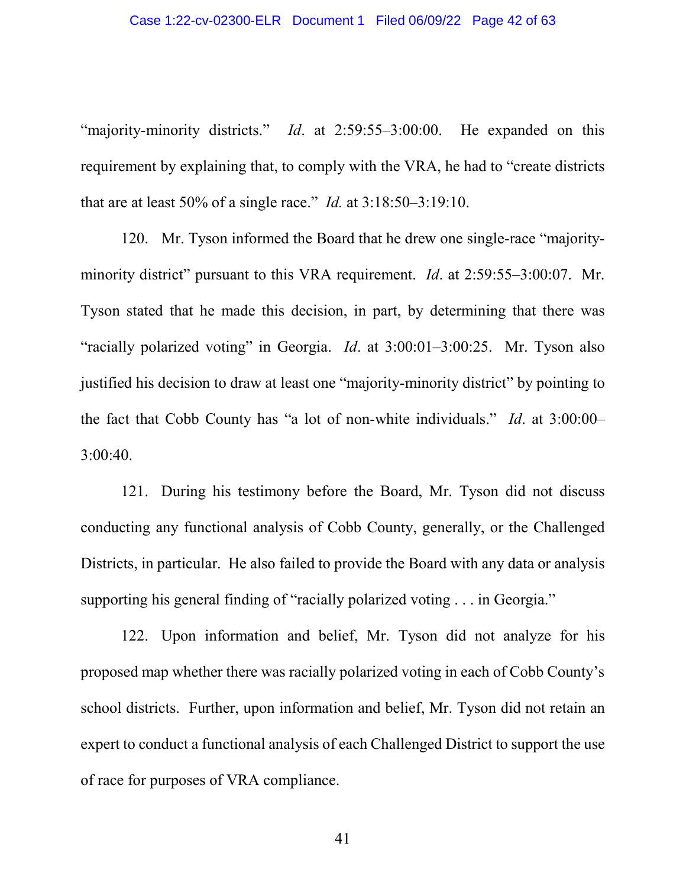"majority-minority districts." *Id*. at 2:59:55–3:00:00. He expanded on this requirement by explaining that, to comply with the VRA, he had to "create districts that are at least 50% of a single race." *Id.* at 3:18:50–3:19:10.

120. Mr. Tyson informed the Board that he drew one single-race "majority-minority district" pursuant to this VRA requirement. *Id*. at 2:59:55–3:00:07. Mr. Tyson stated that he made this decision, in part, by determining that there was "racially polarized voting" in Georgia. *Id*. at 3:00:01–3:00:25. Mr. Tyson also justified his decision to draw at least one "majority-minority district" by pointing to the fact that Cobb County has "a lot of non-white individuals." *Id*. at 3:00:00–3:00:40.

121. During his testimony before the Board, Mr. Tyson did not discuss conducting any functional analysis of Cobb County, generally, or the Challenged Districts, in particular. He also failed to provide the Board with any data or analysis supporting his general finding of "racially polarized voting . . . in Georgia."

122. Upon information and belief, Mr. Tyson did not analyze for his proposed map whether there was racially polarized voting in each of Cobb County's school districts. Further, upon information and belief, Mr. Tyson did not retain an expert to conduct a functional analysis of each Challenged District to support the use of race for purposes of VRA compliance.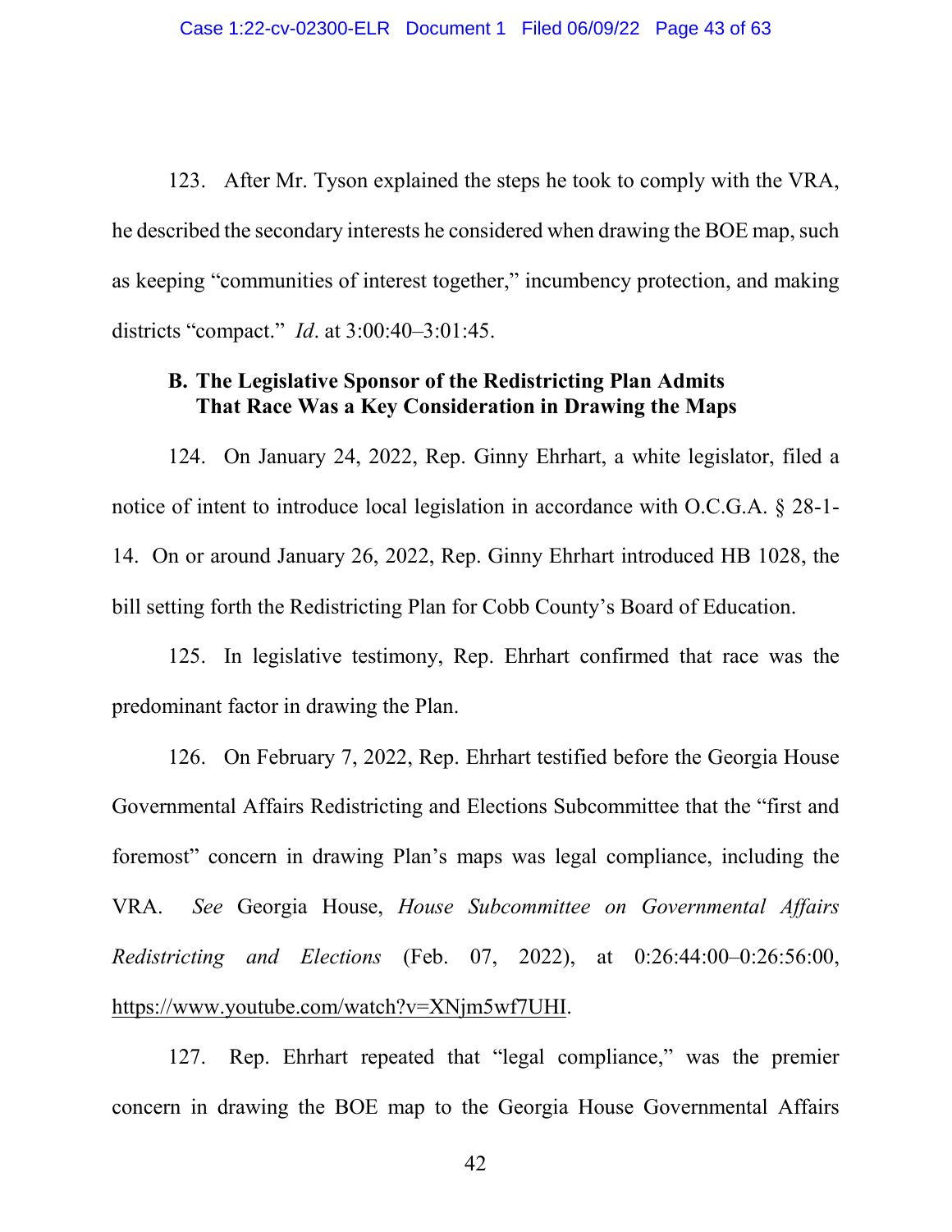123. After Mr. Tyson explained the steps he took to comply with the VRA, he described the secondary interests he considered when drawing the BOE map, such as keeping "communities of interest together," incumbency protection, and making districts "compact." *Id*. at 3:00:40–3:01:45.

### B. The Legislative Sponsor of the Redistricting Plan Admits That Race Was a Key Consideration in Drawing the Maps

124. On January 24, 2022, Rep. Ginny Ehrhart, a white legislator, filed a notice of intent to introduce local legislation in accordance with O.C.G.A. § 28-1-14. On or around January 26, 2022, Rep. Ginny Ehrhart introduced HB 1028, the bill setting forth the Redistricting Plan for Cobb County's Board of Education.

125. In legislative testimony, Rep. Ehrhart confirmed that race was the predominant factor in drawing the Plan.

126. On February 7, 2022, Rep. Ehrhart testified before the Georgia House Governmental Affairs Redistricting and Elections Subcommittee that the "first and foremost" concern in drawing Plan's maps was legal compliance, including the VRA. *See* Georgia House, *House Subcommittee on Governmental Affairs Redistricting and Elections* (Feb. 07, 2022), at 0:26:44:00–0:26:56:00, https://www.youtube.com/watch?v=XNjm5wf7UHI.

127. Rep. Ehrhart repeated that "legal compliance," was the premier concern in drawing the BOE map to the Georgia House Governmental Affairs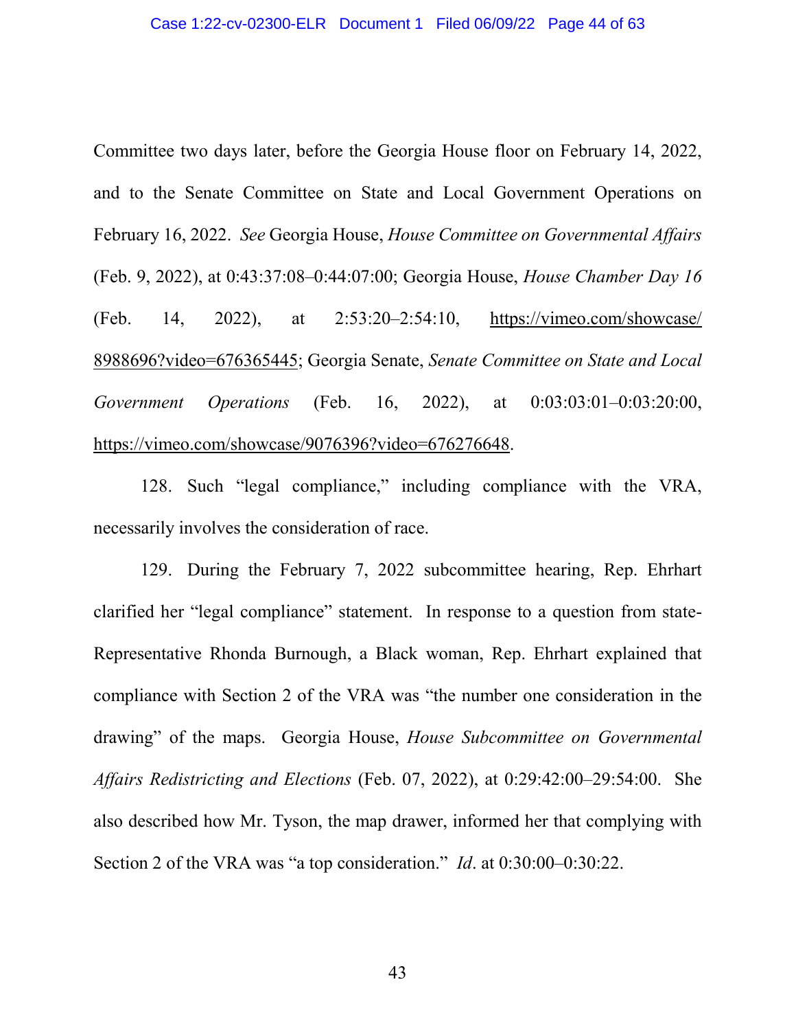Committee two days later, before the Georgia House floor on February 14, 2022, and to the Senate Committee on State and Local Government Operations on February 16, 2022. *See* Georgia House, *House Committee on Governmental Affairs* (Feb. 9, 2022), at 0:43:37:08–0:44:07:00; Georgia House, *House Chamber Day 16* (Feb. 14, 2022), at 2:53:20–2:54:10, https://vimeo.com/showcase/8988696?video=676365445; Georgia Senate, *Senate Committee on State and Local Government Operations* (Feb. 16, 2022), at 0:03:03:01–0:03:20:00, https://vimeo.com/showcase/9076396?video=676276648.

128. Such "legal compliance," including compliance with the VRA, necessarily involves the consideration of race.

129. During the February 7, 2022 subcommittee hearing, Rep. Ehrhart clarified her "legal compliance" statement. In response to a question from state-Representative Rhonda Burnough, a Black woman, Rep. Ehrhart explained that compliance with Section 2 of the VRA was "the number one consideration in the drawing" of the maps. Georgia House, *House Subcommittee on Governmental Affairs Redistricting and Elections* (Feb. 07, 2022), at 0:29:42:00–29:54:00. She also described how Mr. Tyson, the map drawer, informed her that complying with Section 2 of the VRA was "a top consideration." *Id*. at 0:30:00–0:30:22.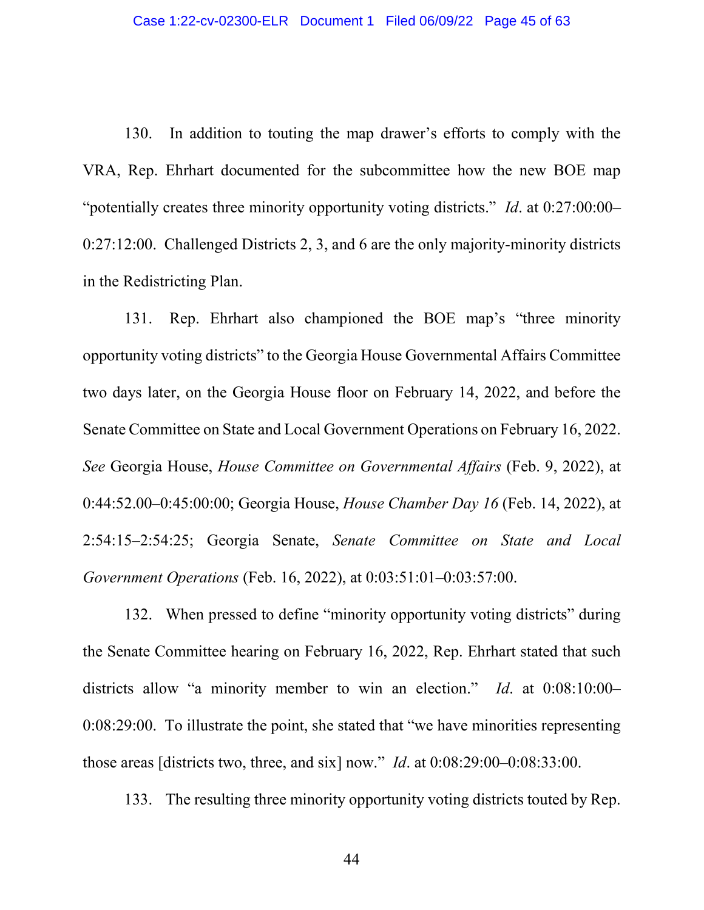130. In addition to touting the map drawer's efforts to comply with the VRA, Rep. Ehrhart documented for the subcommittee how the new BOE map "potentially creates three minority opportunity voting districts." *Id*. at 0:27:00:00–0:27:12:00. Challenged Districts 2, 3, and 6 are the only majority-minority districts in the Redistricting Plan.

131. Rep. Ehrhart also championed the BOE map's "three minority opportunity voting districts" to the Georgia House Governmental Affairs Committee two days later, on the Georgia House floor on February 14, 2022, and before the Senate Committee on State and Local Government Operations on February 16, 2022. *See* Georgia House, *House Committee on Governmental Affairs* (Feb. 9, 2022), at 0:44:52.00–0:45:00:00; Georgia House, *House Chamber Day 16* (Feb. 14, 2022), at 2:54:15–2:54:25; Georgia Senate, *Senate Committee on State and Local Government Operations* (Feb. 16, 2022), at 0:03:51:01–0:03:57:00.

132. When pressed to define "minority opportunity voting districts" during the Senate Committee hearing on February 16, 2022, Rep. Ehrhart stated that such districts allow "a minority member to win an election." *Id*. at 0:08:10:00–0:08:29:00. To illustrate the point, she stated that "we have minorities representing those areas [districts two, three, and six] now." *Id*. at 0:08:29:00–0:08:33:00.

133. The resulting three minority opportunity voting districts touted by Rep.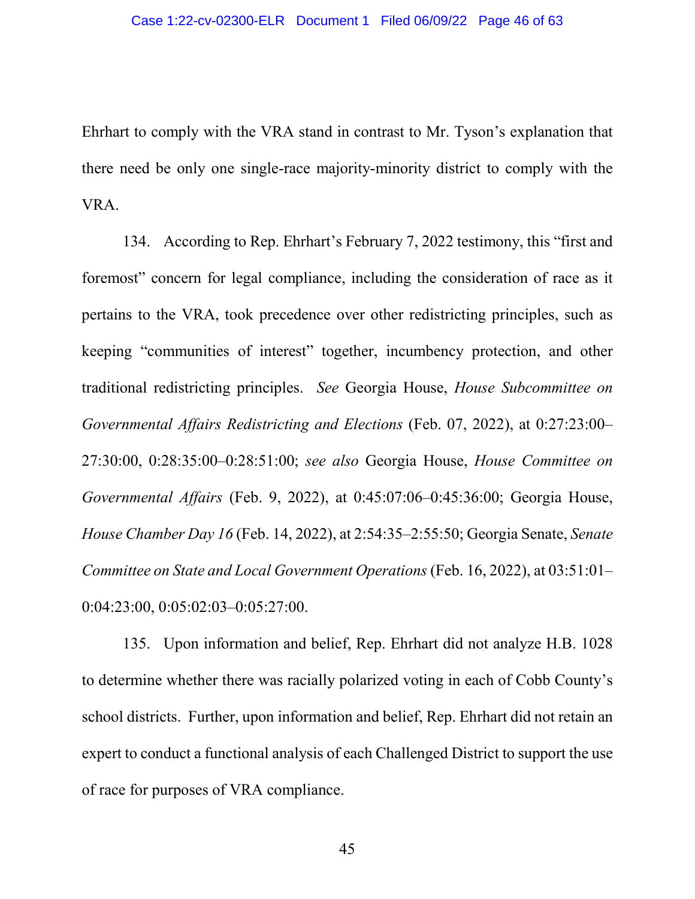Ehrhart to comply with the VRA stand in contrast to Mr. Tyson's explanation that there need be only one single-race majority-minority district to comply with the VRA.

134. According to Rep. Ehrhart's February 7, 2022 testimony, this "first and foremost" concern for legal compliance, including the consideration of race as it pertains to the VRA, took precedence over other redistricting principles, such as keeping "communities of interest" together, incumbency protection, and other traditional redistricting principles. *See* Georgia House, *House Subcommittee on Governmental Affairs Redistricting and Elections* (Feb. 07, 2022), at 0:27:23:00–27:30:00, 0:28:35:00–0:28:51:00; *see also* Georgia House, *House Committee on Governmental Affairs* (Feb. 9, 2022), at 0:45:07:06–0:45:36:00; Georgia House, *House Chamber Day 16* (Feb. 14, 2022), at 2:54:35–2:55:50; Georgia Senate, *Senate Committee on State and Local Government Operations* (Feb. 16, 2022), at 03:51:01–0:04:23:00, 0:05:02:03–0:05:27:00.

135. Upon information and belief, Rep. Ehrhart did not analyze H.B. 1028 to determine whether there was racially polarized voting in each of Cobb County's school districts. Further, upon information and belief, Rep. Ehrhart did not retain an expert to conduct a functional analysis of each Challenged District to support the use of race for purposes of VRA compliance.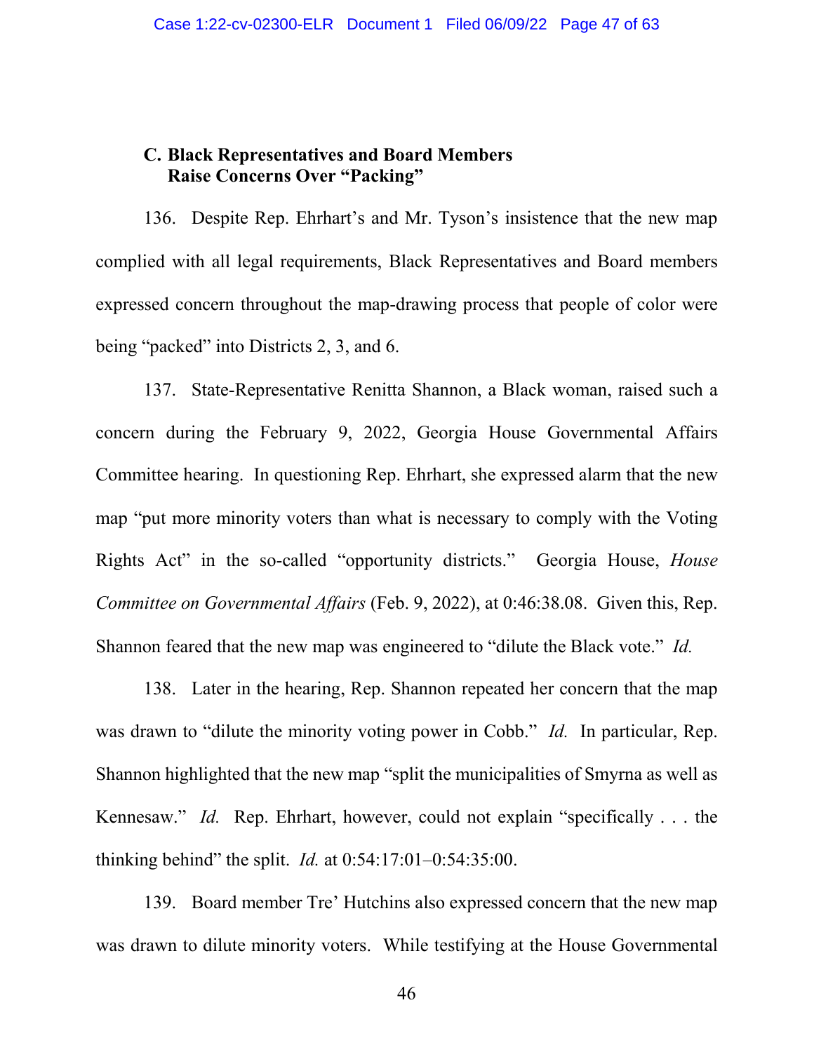### C. Black Representatives and Board Members Raise Concerns Over "Packing"

136. Despite Rep. Ehrhart's and Mr. Tyson's insistence that the new map complied with all legal requirements, Black Representatives and Board members expressed concern throughout the map-drawing process that people of color were being "packed" into Districts 2, 3, and 6.

137. State-Representative Renitta Shannon, a Black woman, raised such a concern during the February 9, 2022, Georgia House Governmental Affairs Committee hearing. In questioning Rep. Ehrhart, she expressed alarm that the new map "put more minority voters than what is necessary to comply with the Voting Rights Act" in the so-called "opportunity districts." Georgia House, *House Committee on Governmental Affairs* (Feb. 9, 2022), at 0:46:38.08. Given this, Rep. Shannon feared that the new map was engineered to "dilute the Black vote." *Id.*

138. Later in the hearing, Rep. Shannon repeated her concern that the map was drawn to "dilute the minority voting power in Cobb." *Id.* In particular, Rep. Shannon highlighted that the new map "split the municipalities of Smyrna as well as Kennesaw." *Id.* Rep. Ehrhart, however, could not explain "specifically . . . the thinking behind" the split. *Id.* at 0:54:17:01–0:54:35:00.

139. Board member Tre' Hutchins also expressed concern that the new map was drawn to dilute minority voters. While testifying at the House Governmental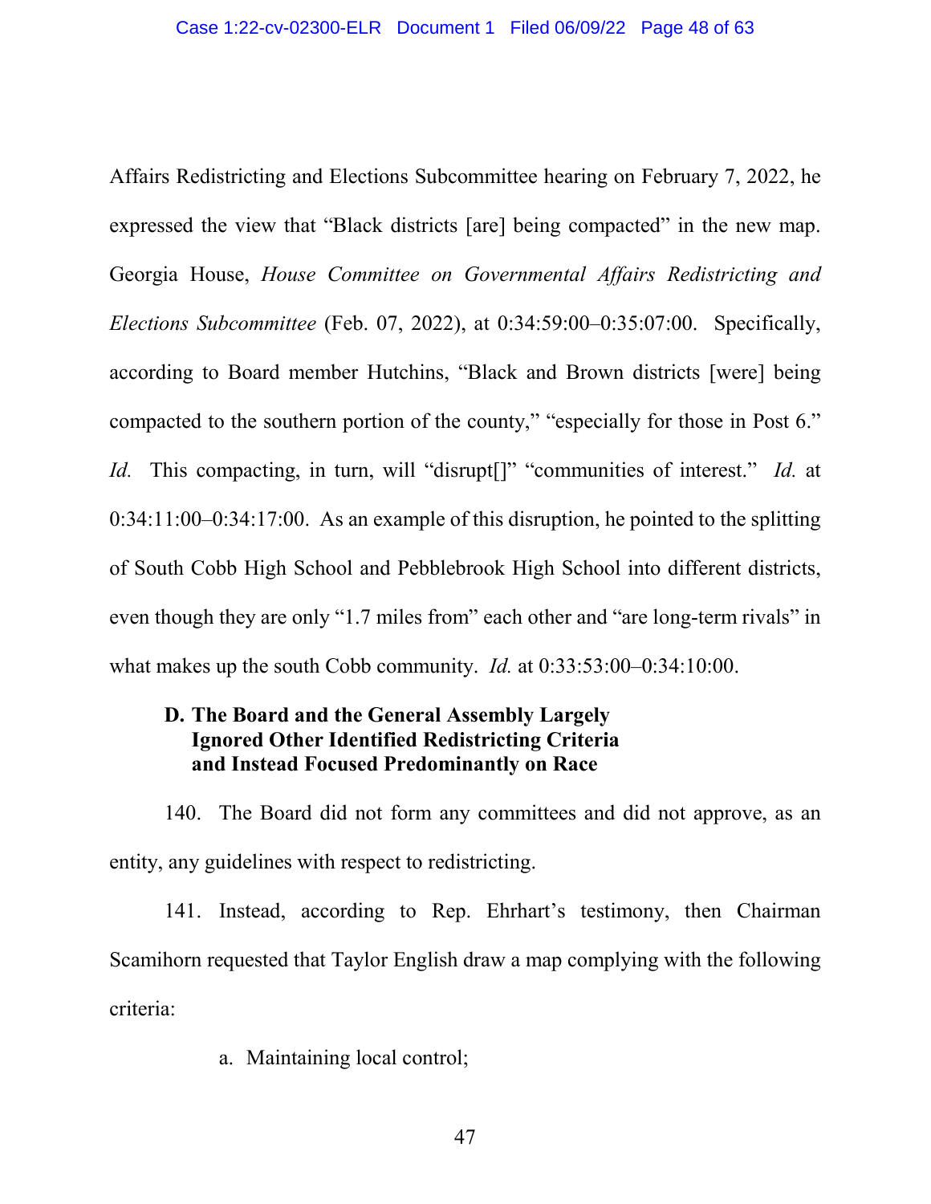Affairs Redistricting and Elections Subcommittee hearing on February 7, 2022, he expressed the view that "Black districts [are] being compacted" in the new map. Georgia House, *House Committee on Governmental Affairs Redistricting and Elections Subcommittee* (Feb. 07, 2022), at 0:34:59:00–0:35:07:00. Specifically, according to Board member Hutchins, "Black and Brown districts [were] being compacted to the southern portion of the county," "especially for those in Post 6." *Id.* This compacting, in turn, will "disrupt[]" "communities of interest." *Id.* at 0:34:11:00–0:34:17:00. As an example of this disruption, he pointed to the splitting of South Cobb High School and Pebblebrook High School into different districts, even though they are only "1.7 miles from" each other and "are long-term rivals" in what makes up the south Cobb community. *Id.* at 0:33:53:00–0:34:10:00.

### D. The Board and the General Assembly Largely Ignored Other Identified Redistricting Criteria and Instead Focused Predominantly on Race

140. The Board did not form any committees and did not approve, as an entity, any guidelines with respect to redistricting.

141. Instead, according to Rep. Ehrhart's testimony, then Chairman Scamihorn requested that Taylor English draw a map complying with the following criteria:

a. Maintaining local control;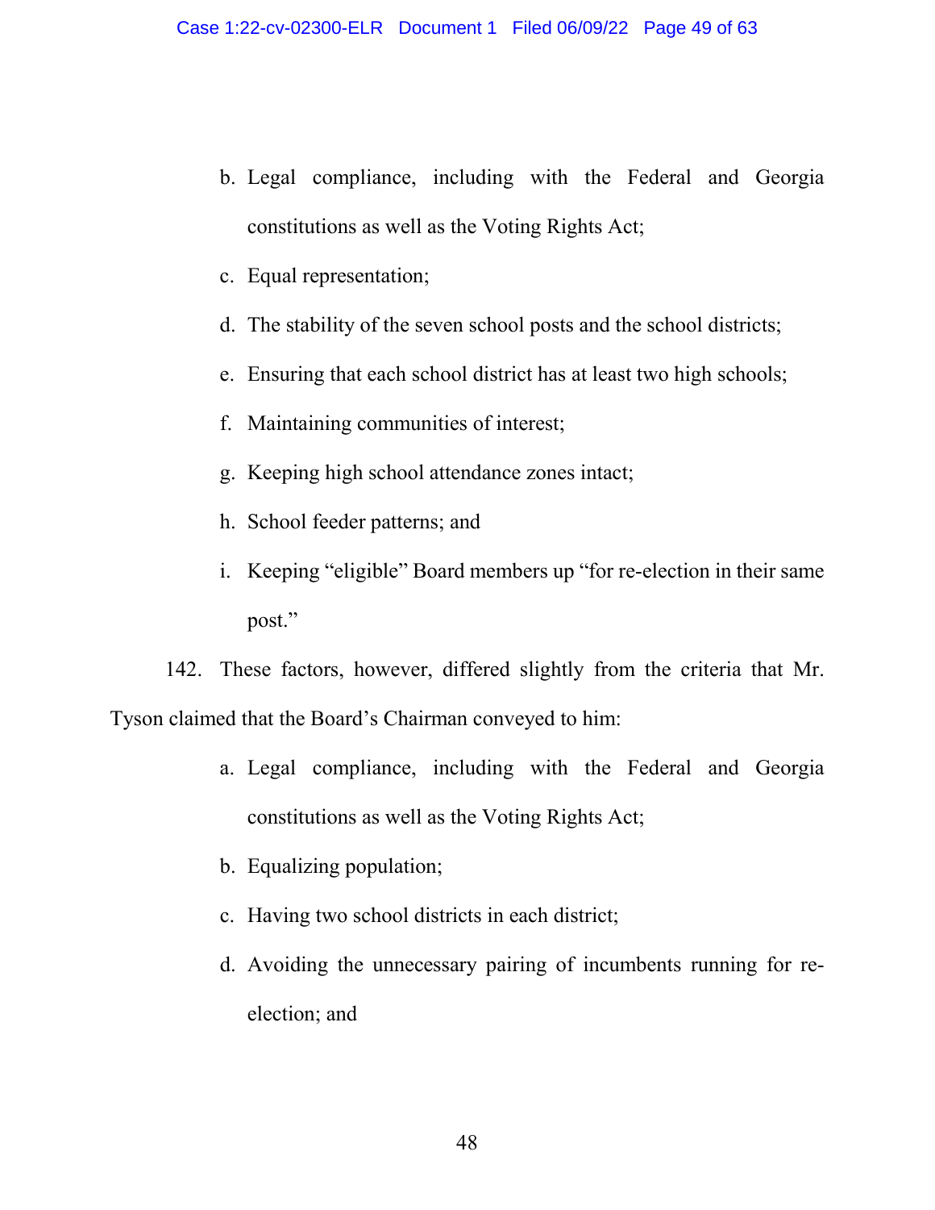b. Legal compliance, including with the Federal and Georgia constitutions as well as the Voting Rights Act;

c. Equal representation;

d. The stability of the seven school posts and the school districts;

e. Ensuring that each school district has at least two high schools;

f. Maintaining communities of interest;

g. Keeping high school attendance zones intact;

h. School feeder patterns; and

i. Keeping "eligible" Board members up "for re-election in their same post."

142. These factors, however, differed slightly from the criteria that Mr. Tyson claimed that the Board's Chairman conveyed to him:

a. Legal compliance, including with the Federal and Georgia constitutions as well as the Voting Rights Act;

b. Equalizing population;

c. Having two school districts in each district;

d. Avoiding the unnecessary pairing of incumbents running for re-election; and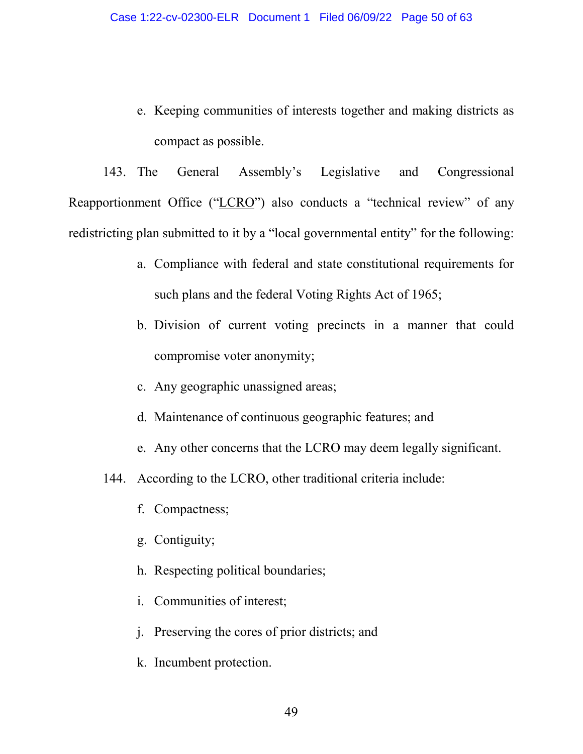e. Keeping communities of interests together and making districts as compact as possible.

143. The General Assembly's Legislative and Congressional Reapportionment Office ("LCRO") also conducts a "technical review" of any redistricting plan submitted to it by a "local governmental entity" for the following:

a. Compliance with federal and state constitutional requirements for such plans and the federal Voting Rights Act of 1965;

b. Division of current voting precincts in a manner that could compromise voter anonymity;

c. Any geographic unassigned areas;

d. Maintenance of continuous geographic features; and

e. Any other concerns that the LCRO may deem legally significant.

144. According to the LCRO, other traditional criteria include:

f. Compactness;

g. Contiguity;

h. Respecting political boundaries;

i. Communities of interest;

j. Preserving the cores of prior districts; and

k. Incumbent protection.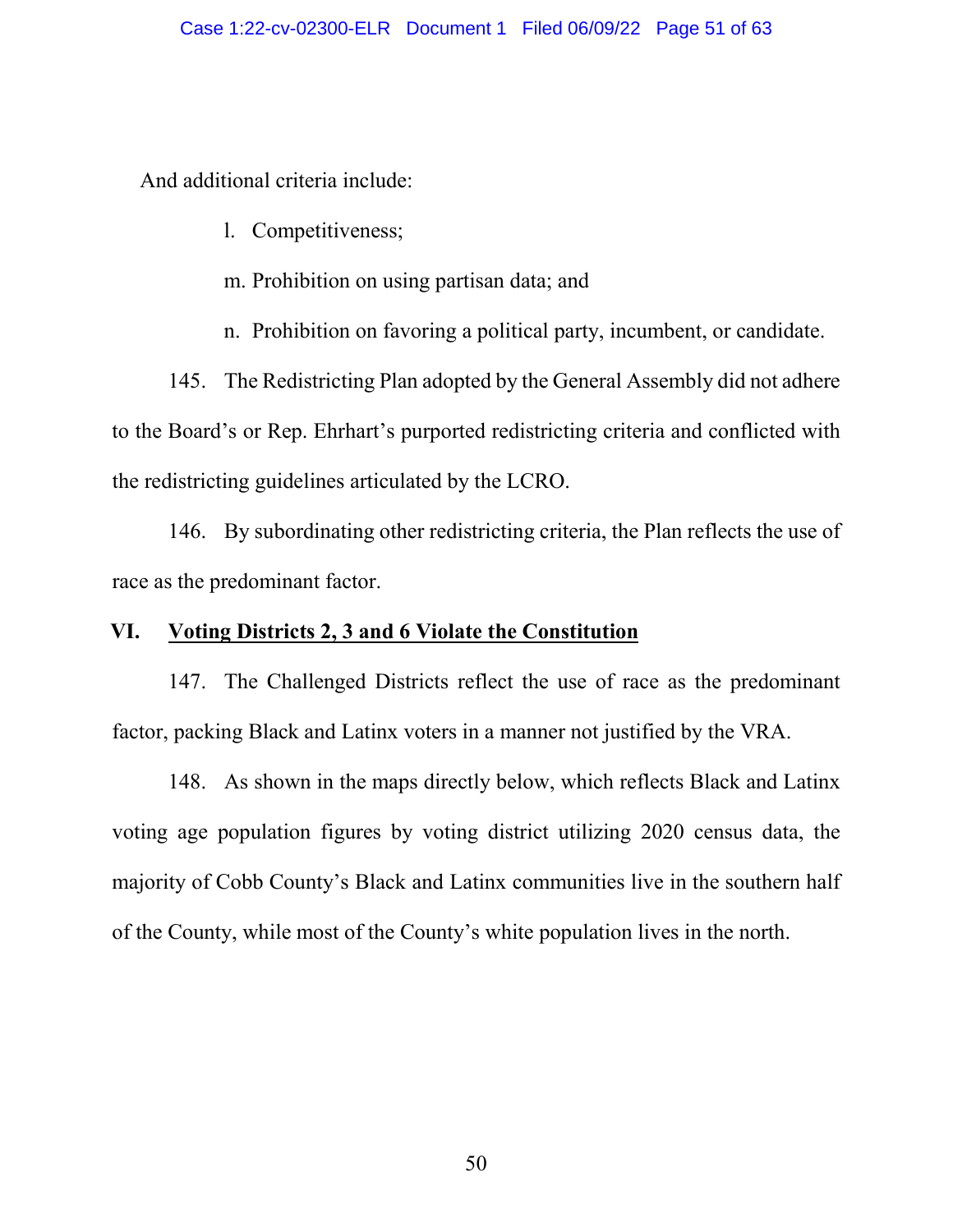And additional criteria include:

l. Competitiveness;

m. Prohibition on using partisan data; and

n. Prohibition on favoring a political party, incumbent, or candidate.

145. The Redistricting Plan adopted by the General Assembly did not adhere to the Board's or Rep. Ehrhart's purported redistricting criteria and conflicted with the redistricting guidelines articulated by the LCRO.

146. By subordinating other redistricting criteria, the Plan reflects the use of race as the predominant factor.

## VI. <u>Voting Districts 2, 3 and 6 Violate the Constitution</u>

147. The Challenged Districts reflect the use of race as the predominant factor, packing Black and Latinx voters in a manner not justified by the VRA.

148. As shown in the maps directly below, which reflects Black and Latinx voting age population figures by voting district utilizing 2020 census data, the majority of Cobb County's Black and Latinx communities live in the southern half of the County, while most of the County's white population lives in the north.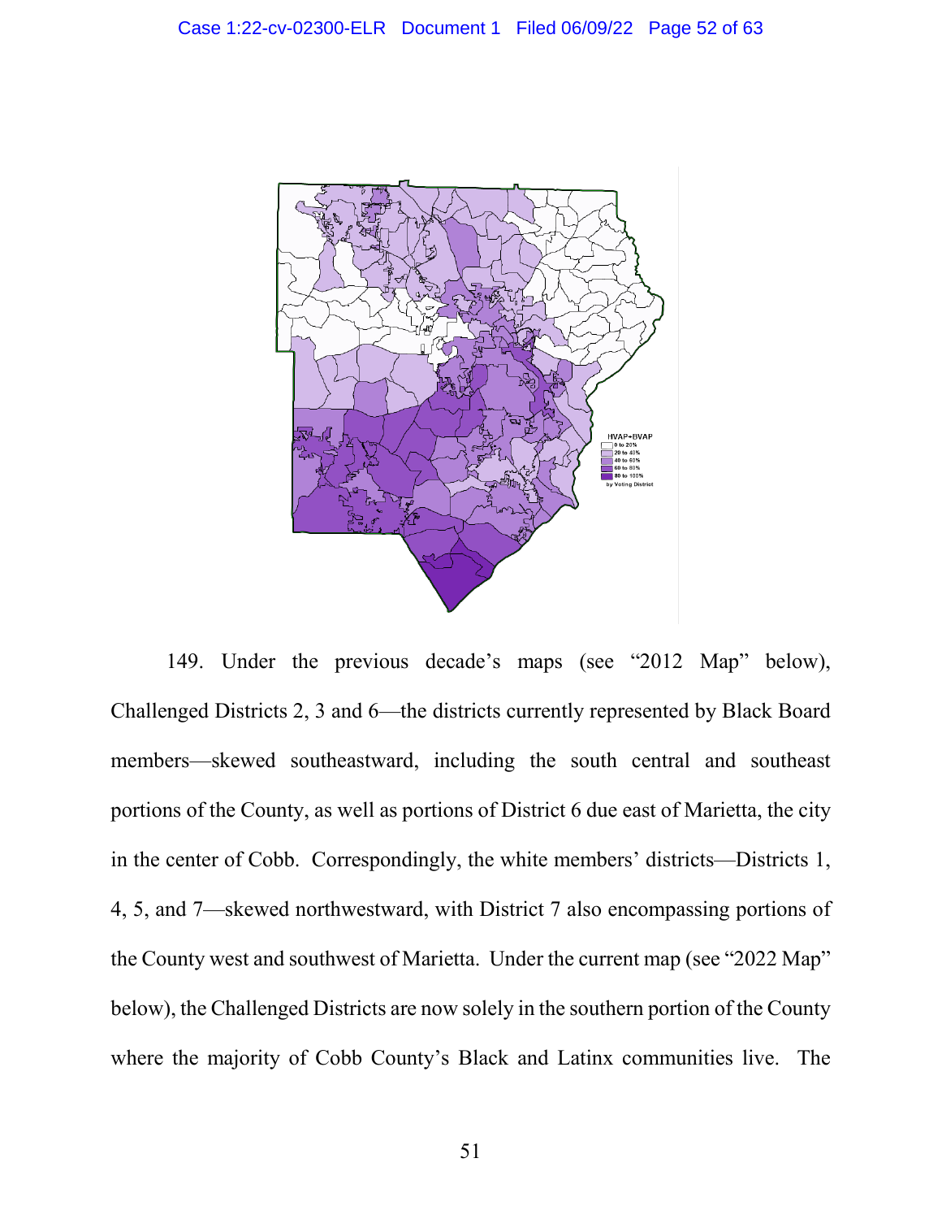149. Under the previous decade's maps (see "2012 Map" below), Challenged Districts 2, 3 and 6—the districts currently represented by Black Board members—skewed southeastward, including the south central and southeast portions of the County, as well as portions of District 6 due east of Marietta, the city in the center of Cobb. Correspondingly, the white members' districts—Districts 1, 4, 5, and 7—skewed northwestward, with District 7 also encompassing portions of the County west and southwest of Marietta. Under the current map (see "2022 Map" below), the Challenged Districts are now solely in the southern portion of the County where the majority of Cobb County's Black and Latinx communities live. The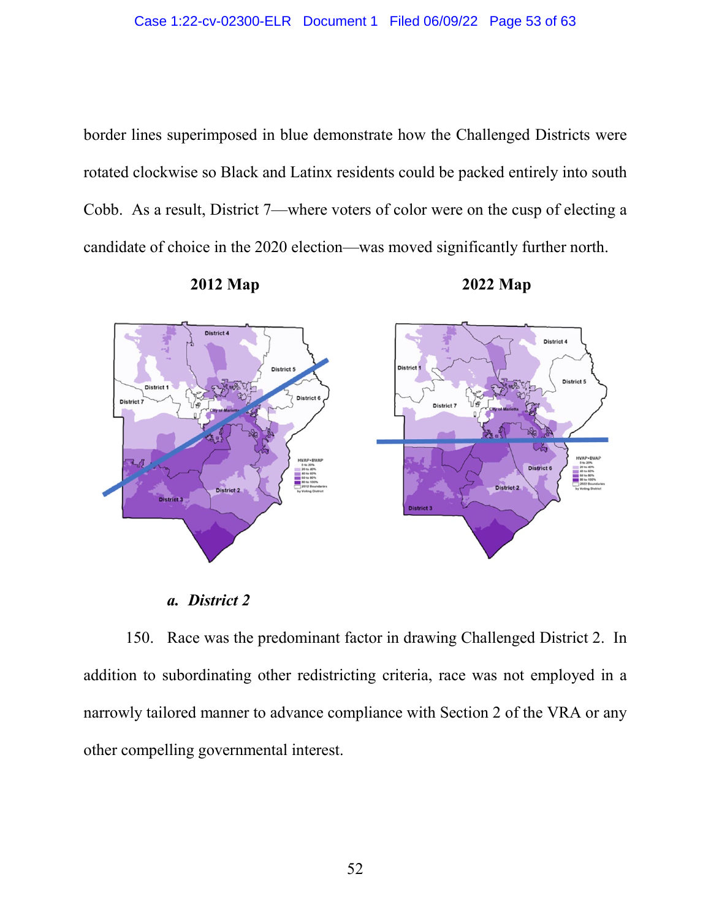border lines superimposed in blue demonstrate how the Challenged Districts were rotated clockwise so Black and Latinx residents could be packed entirely into south Cobb. As a result, District 7—where voters of color were on the cusp of electing a candidate of choice in the 2020 election—was moved significantly further north.

**2012 Map** **2022 Map**

### *a. District 2*

150. Race was the predominant factor in drawing Challenged District 2. In addition to subordinating other redistricting criteria, race was not employed in a narrowly tailored manner to advance compliance with Section 2 of the VRA or any other compelling governmental interest.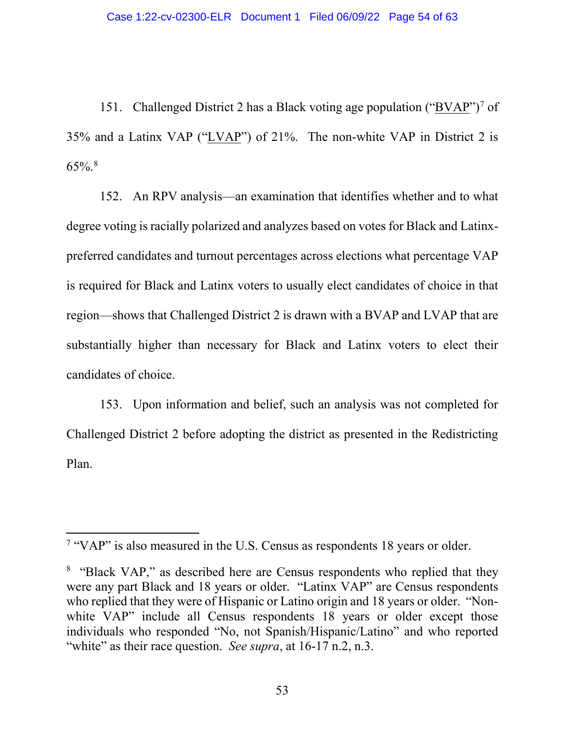151. Challenged District 2 has a Black voting age population ("BVAP")[7] of 35% and a Latinx VAP ("LVAP") of 21%. The non-white VAP in District 2 is 65%.[8]

152. An RPV analysis—an examination that identifies whether and to what degree voting is racially polarized and analyzes based on votes for Black and Latinx-preferred candidates and turnout percentages across elections what percentage VAP is required for Black and Latinx voters to usually elect candidates of choice in that region—shows that Challenged District 2 is drawn with a BVAP and LVAP that are substantially higher than necessary for Black and Latinx voters to elect their candidates of choice.

153. Upon information and belief, such an analysis was not completed for Challenged District 2 before adopting the district as presented in the Redistricting Plan.

---

[7] "VAP" is also measured in the U.S. Census as respondents 18 years or older.

[8] "Black VAP," as described here are Census respondents who replied that they were any part Black and 18 years or older. "Latinx VAP" are Census respondents who replied that they were of Hispanic or Latino origin and 18 years or older. "Non-white VAP" include all Census respondents 18 years or older except those individuals who responded "No, not Spanish/Hispanic/Latino" and who reported "white" as their race question. *See supra*, at 16-17 n.2, n.3.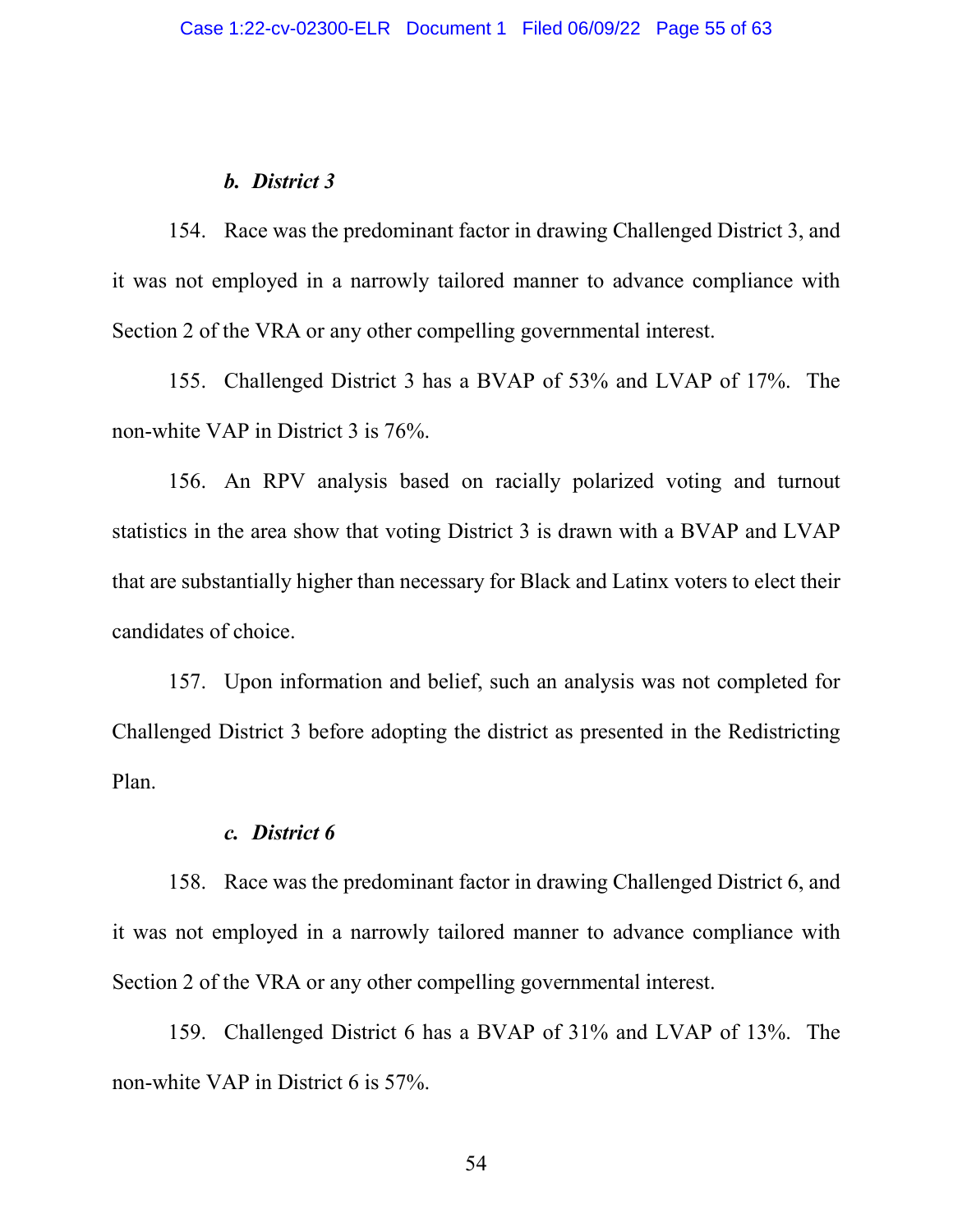### *b. District 3*

154. Race was the predominant factor in drawing Challenged District 3, and it was not employed in a narrowly tailored manner to advance compliance with Section 2 of the VRA or any other compelling governmental interest.

155. Challenged District 3 has a BVAP of 53% and LVAP of 17%. The non-white VAP in District 3 is 76%.

156. An RPV analysis based on racially polarized voting and turnout statistics in the area show that voting District 3 is drawn with a BVAP and LVAP that are substantially higher than necessary for Black and Latinx voters to elect their candidates of choice.

157. Upon information and belief, such an analysis was not completed for Challenged District 3 before adopting the district as presented in the Redistricting Plan.

### *c. District 6*

158. Race was the predominant factor in drawing Challenged District 6, and it was not employed in a narrowly tailored manner to advance compliance with Section 2 of the VRA or any other compelling governmental interest.

159. Challenged District 6 has a BVAP of 31% and LVAP of 13%. The non-white VAP in District 6 is 57%.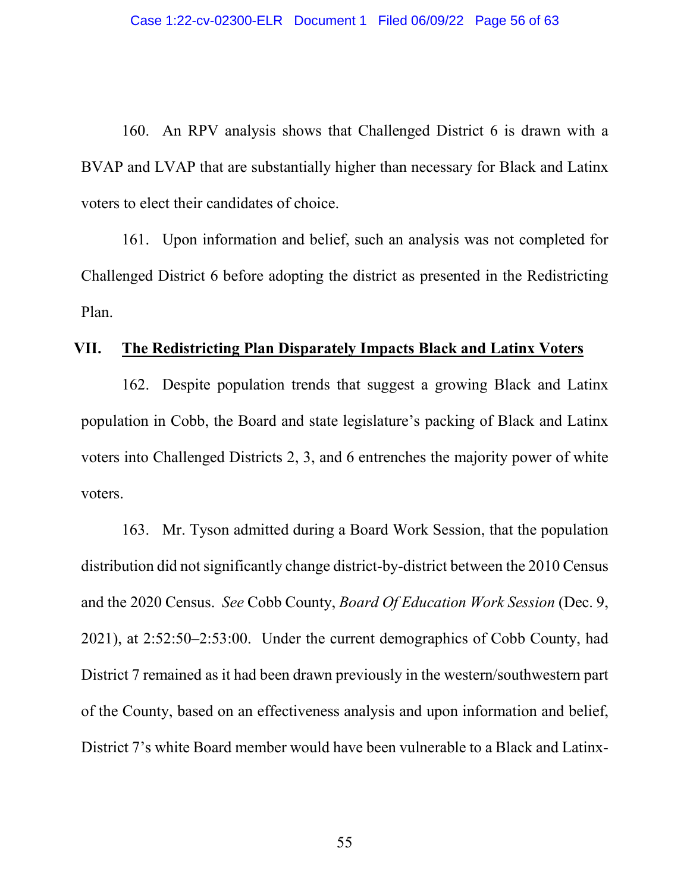160. An RPV analysis shows that Challenged District 6 is drawn with a BVAP and LVAP that are substantially higher than necessary for Black and Latinx voters to elect their candidates of choice.

161. Upon information and belief, such an analysis was not completed for Challenged District 6 before adopting the district as presented in the Redistricting Plan.

## VII. <u>The Redistricting Plan Disparately Impacts Black and Latinx Voters</u>

162. Despite population trends that suggest a growing Black and Latinx population in Cobb, the Board and state legislature's packing of Black and Latinx voters into Challenged Districts 2, 3, and 6 entrenches the majority power of white voters.

163. Mr. Tyson admitted during a Board Work Session, that the population distribution did not significantly change district-by-district between the 2010 Census and the 2020 Census. *See* Cobb County, *Board Of Education Work Session* (Dec. 9, 2021), at 2:52:50–2:53:00. Under the current demographics of Cobb County, had District 7 remained as it had been drawn previously in the western/southwestern part of the County, based on an effectiveness analysis and upon information and belief, District 7's white Board member would have been vulnerable to a Black and Latinx-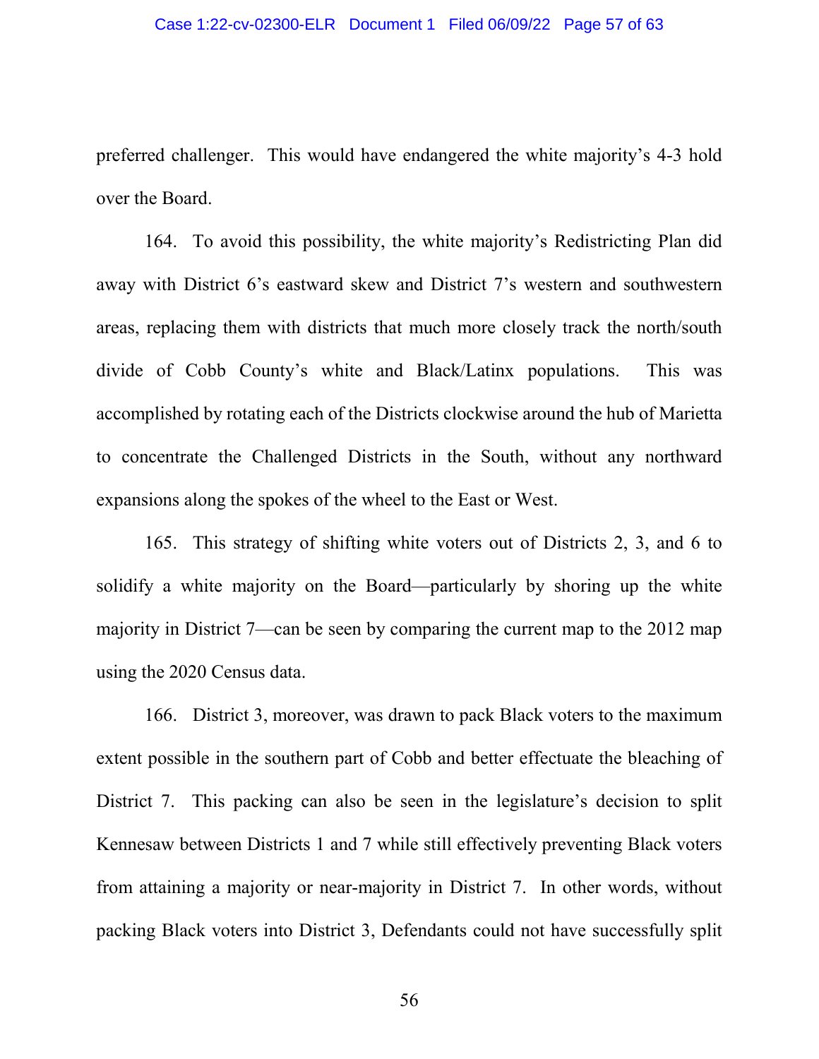preferred challenger. This would have endangered the white majority's 4-3 hold over the Board.

164. To avoid this possibility, the white majority's Redistricting Plan did away with District 6's eastward skew and District 7's western and southwestern areas, replacing them with districts that much more closely track the north/south divide of Cobb County's white and Black/Latinx populations. This was accomplished by rotating each of the Districts clockwise around the hub of Marietta to concentrate the Challenged Districts in the South, without any northward expansions along the spokes of the wheel to the East or West.

165. This strategy of shifting white voters out of Districts 2, 3, and 6 to solidify a white majority on the Board—particularly by shoring up the white majority in District 7—can be seen by comparing the current map to the 2012 map using the 2020 Census data.

166. District 3, moreover, was drawn to pack Black voters to the maximum extent possible in the southern part of Cobb and better effectuate the bleaching of District 7. This packing can also be seen in the legislature's decision to split Kennesaw between Districts 1 and 7 while still effectively preventing Black voters from attaining a majority or near-majority in District 7. In other words, without packing Black voters into District 3, Defendants could not have successfully split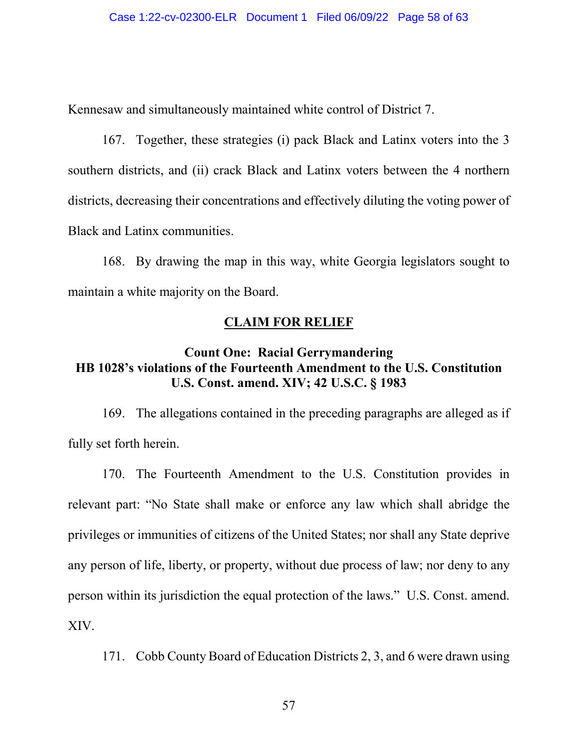Kennesaw and simultaneously maintained white control of District 7.

167. Together, these strategies (i) pack Black and Latinx voters into the 3 southern districts, and (ii) crack Black and Latinx voters between the 4 northern districts, decreasing their concentrations and effectively diluting the voting power of Black and Latinx communities.

168. By drawing the map in this way, white Georgia legislators sought to maintain a white majority on the Board.

## CLAIM FOR RELIEF

### Count One: Racial Gerrymandering
### HB 1028's violations of the Fourteenth Amendment to the U.S. Constitution
### U.S. Const. amend. XIV; 42 U.S.C. § 1983

169. The allegations contained in the preceding paragraphs are alleged as if fully set forth herein.

170. The Fourteenth Amendment to the U.S. Constitution provides in relevant part: "No State shall make or enforce any law which shall abridge the privileges or immunities of citizens of the United States; nor shall any State deprive any person of life, liberty, or property, without due process of law; nor deny to any person within its jurisdiction the equal protection of the laws." U.S. Const. amend. XIV.

171. Cobb County Board of Education Districts 2, 3, and 6 were drawn using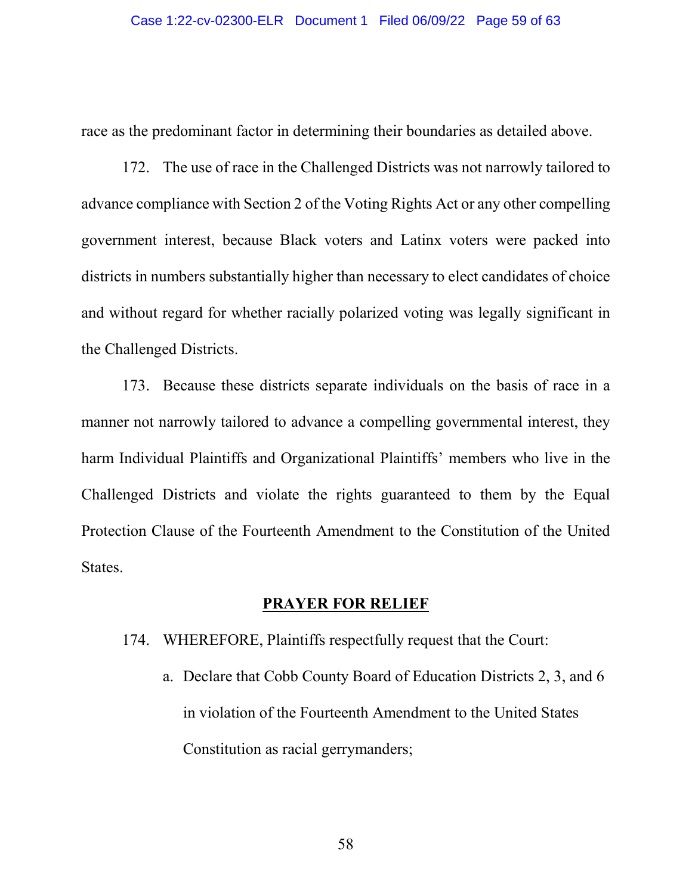race as the predominant factor in determining their boundaries as detailed above.

172. The use of race in the Challenged Districts was not narrowly tailored to advance compliance with Section 2 of the Voting Rights Act or any other compelling government interest, because Black voters and Latinx voters were packed into districts in numbers substantially higher than necessary to elect candidates of choice and without regard for whether racially polarized voting was legally significant in the Challenged Districts.

173. Because these districts separate individuals on the basis of race in a manner not narrowly tailored to advance a compelling governmental interest, they harm Individual Plaintiffs and Organizational Plaintiffs' members who live in the Challenged Districts and violate the rights guaranteed to them by the Equal Protection Clause of the Fourteenth Amendment to the Constitution of the United States.

## PRAYER FOR RELIEF

174. WHEREFORE, Plaintiffs respectfully request that the Court:

a. Declare that Cobb County Board of Education Districts 2, 3, and 6 in violation of the Fourteenth Amendment to the United States Constitution as racial gerrymanders;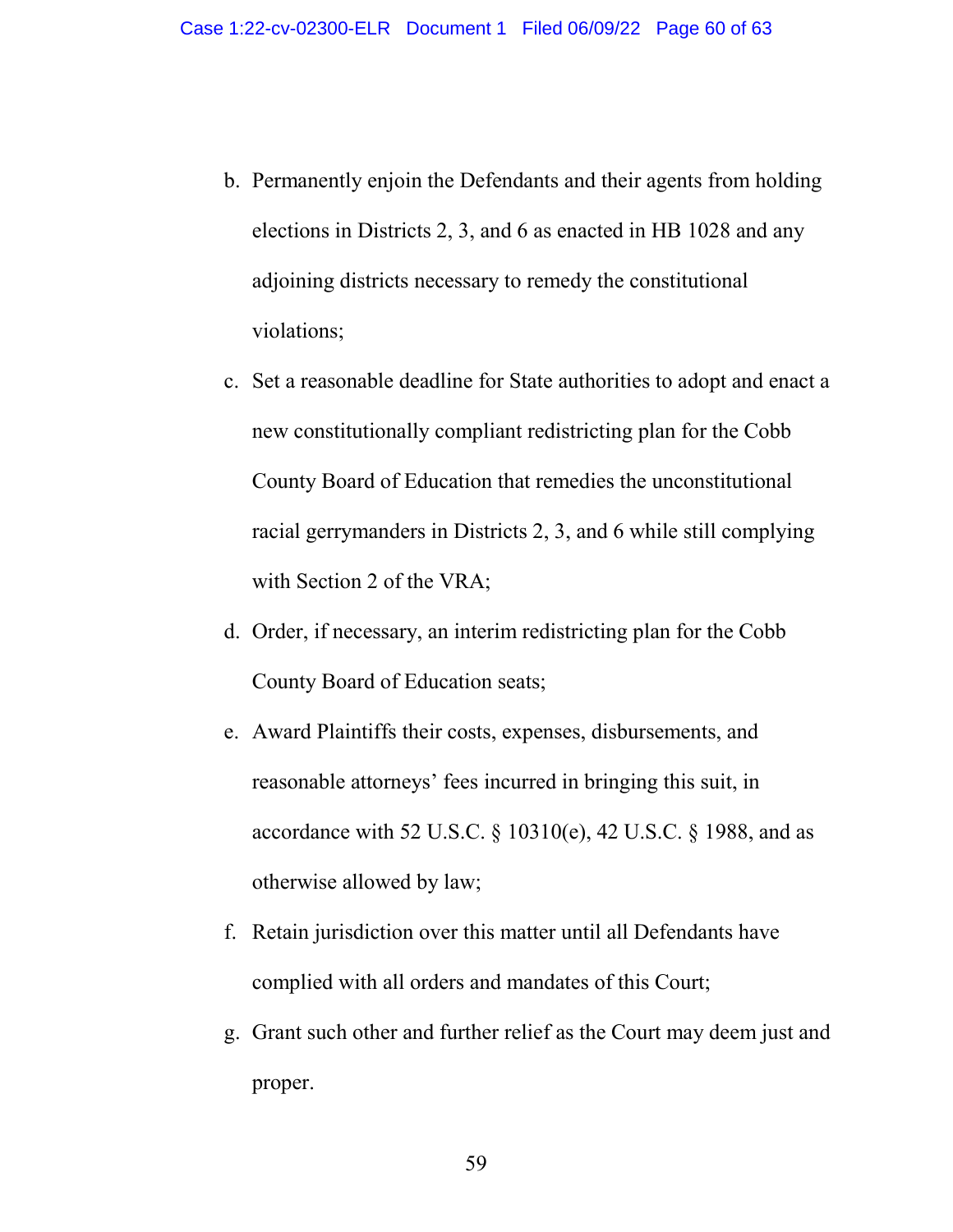b. Permanently enjoin the Defendants and their agents from holding elections in Districts 2, 3, and 6 as enacted in HB 1028 and any adjoining districts necessary to remedy the constitutional violations;

c. Set a reasonable deadline for State authorities to adopt and enact a new constitutionally compliant redistricting plan for the Cobb County Board of Education that remedies the unconstitutional racial gerrymanders in Districts 2, 3, and 6 while still complying with Section 2 of the VRA;

d. Order, if necessary, an interim redistricting plan for the Cobb County Board of Education seats;

e. Award Plaintiffs their costs, expenses, disbursements, and reasonable attorneys' fees incurred in bringing this suit, in accordance with 52 U.S.C. § 10310(e), 42 U.S.C. § 1988, and as otherwise allowed by law;

f. Retain jurisdiction over this matter until all Defendants have complied with all orders and mandates of this Court;

g. Grant such other and further relief as the Court may deem just and proper.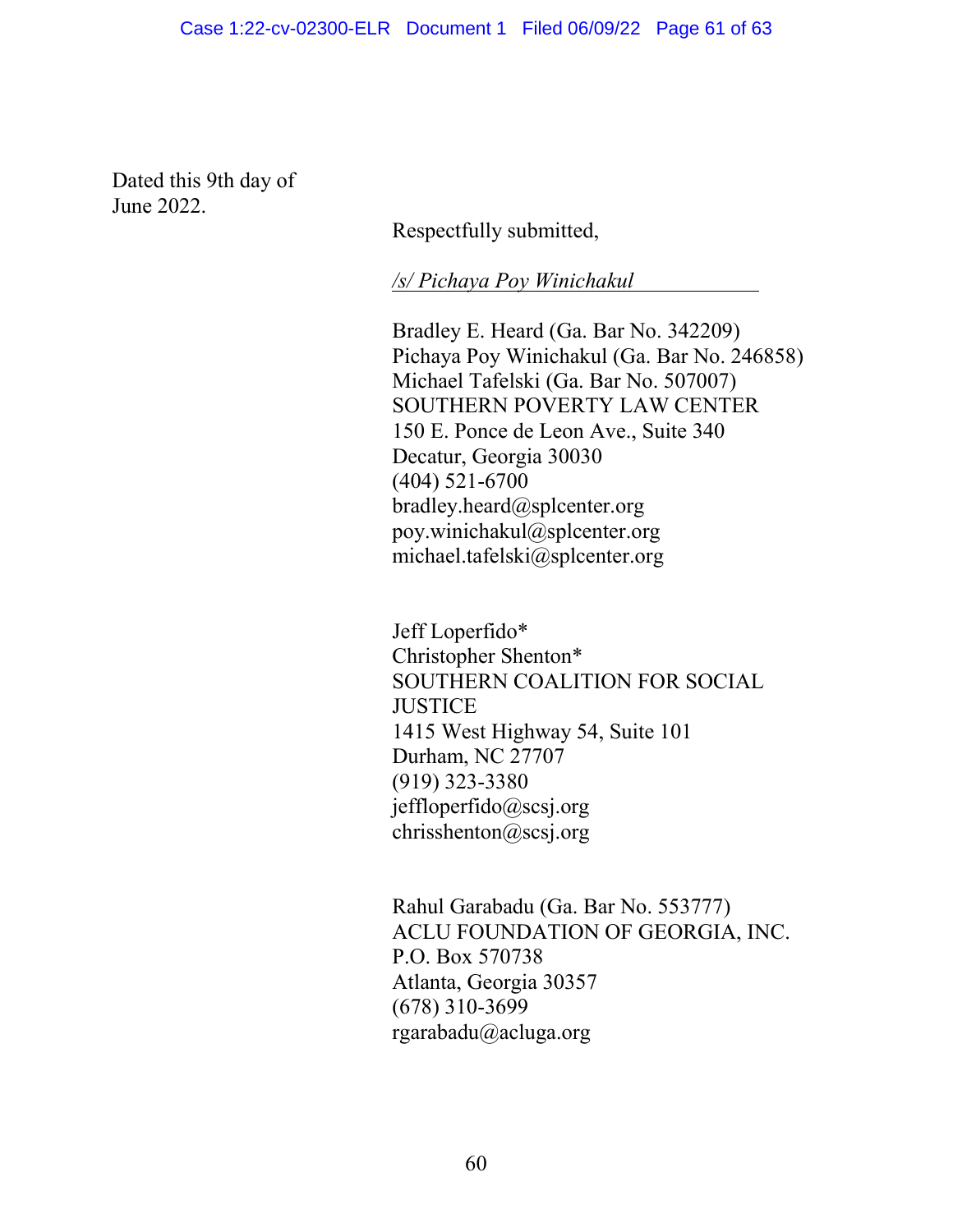Dated this 9th day of
June 2022.

Respectfully submitted,

*/s/ Pichaya Poy Winichakul*

Bradley E. Heard (Ga. Bar No. 342209)
Pichaya Poy Winichakul (Ga. Bar No. 246858)
Michael Tafelski (Ga. Bar No. 507007)
SOUTHERN POVERTY LAW CENTER
150 E. Ponce de Leon Ave., Suite 340
Decatur, Georgia 30030
(404) 521-6700
bradley.heard@splcenter.org
poy.winichakul@splcenter.org
michael.tafelski@splcenter.org

Jeff Loperfido*
Christopher Shenton*
SOUTHERN COALITION FOR SOCIAL JUSTICE
1415 West Highway 54, Suite 101
Durham, NC 27707
(919) 323-3380
jeffloperfido@scsj.org
chrisshenton@scsj.org

Rahul Garabadu (Ga. Bar No. 553777)
ACLU FOUNDATION OF GEORGIA, INC.
P.O. Box 570738
Atlanta, Georgia 30357
(678) 310-3699
rgarabadu@acluga.org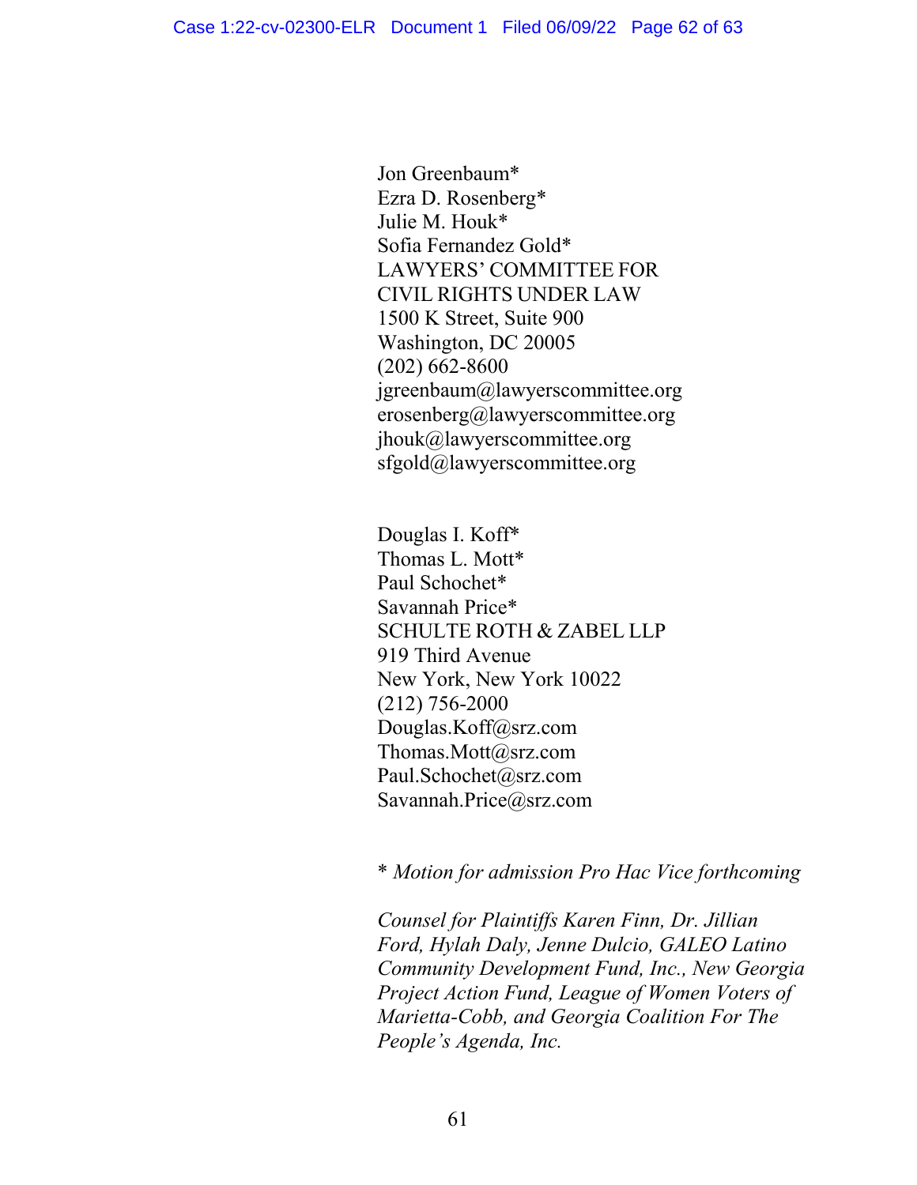Jon Greenbaum*
Ezra D. Rosenberg*
Julie M. Houk*
Sofia Fernandez Gold*
LAWYERS' COMMITTEE FOR
CIVIL RIGHTS UNDER LAW
1500 K Street, Suite 900
Washington, DC 20005
(202) 662-8600
jgreenbaum@lawyerscommittee.org
erosenberg@lawyerscommittee.org
jhouk@lawyerscommittee.org
sfgold@lawyerscommittee.org

Douglas I. Koff*
Thomas L. Mott*
Paul Schochet*
Savannah Price*
SCHULTE ROTH & ZABEL LLP
919 Third Avenue
New York, New York 10022
(212) 756-2000
Douglas.Koff@srz.com
Thomas.Mott@srz.com
Paul.Schochet@srz.com
Savannah.Price@srz.com

*\* Motion for admission Pro Hac Vice forthcoming*

*Counsel for Plaintiffs Karen Finn, Dr. Jillian Ford, Hylah Daly, Jenne Dulcio, GALEO Latino Community Development Fund, Inc., New Georgia Project Action Fund, League of Women Voters of Marietta-Cobb, and Georgia Coalition For The People's Agenda, Inc.*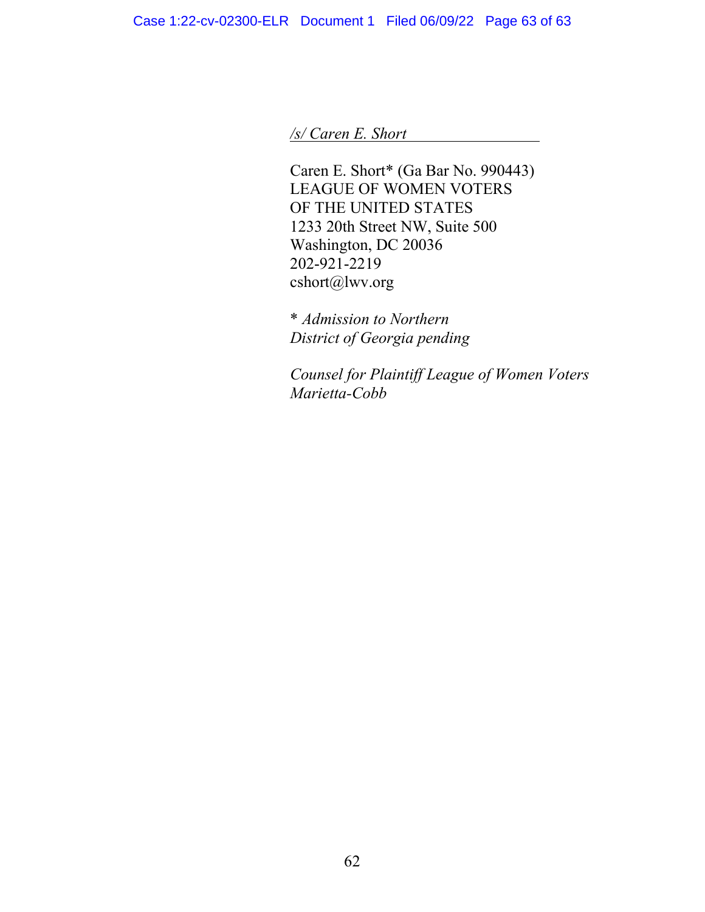*/s/ Caren E. Short*

Caren E. Short* (Ga Bar No. 990443)
LEAGUE OF WOMEN VOTERS
OF THE UNITED STATES
1233 20th Street NW, Suite 500
Washington, DC 20036
202-921-2219
cshort@lwv.org

\* *Admission to Northern District of Georgia pending*

*Counsel for Plaintiff League of Women Voters Marietta-Cobb*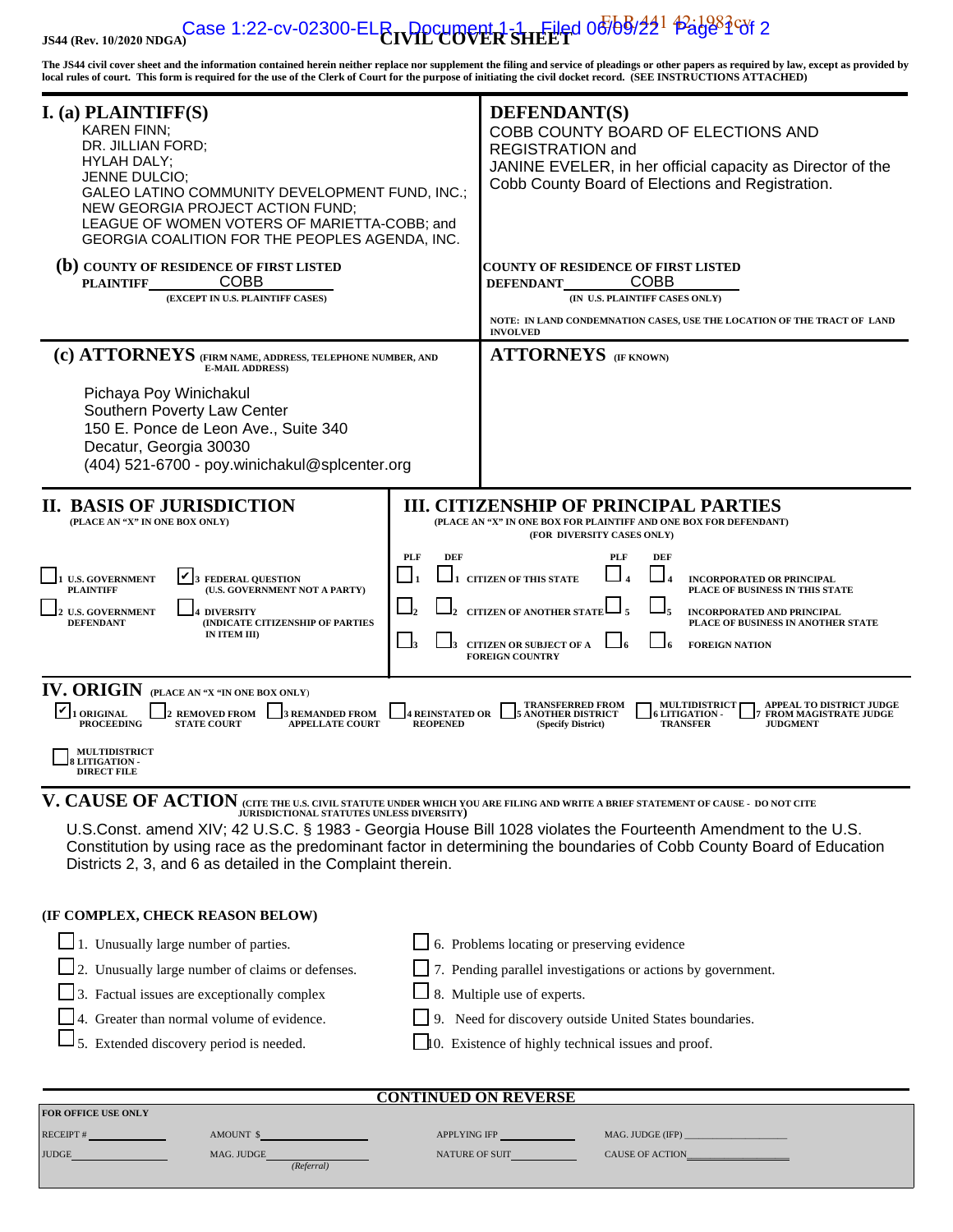JS44 (Rev. 10/2020 NDGA)

# CIVIL COVER SHEET

The JS44 civil cover sheet and the information contained herein neither replace nor supplement the filing and service of pleadings or other papers as required by law, except as provided by local rules of court. This form is required for the use of the Clerk of Court for the purpose of initiating the civil docket record. (SEE INSTRUCTIONS ATTACHED)

## I. (a) PLAINTIFF(S)

KAREN FINN;
DR. JILLIAN FORD;
HYLAH DALY;
JENNE DULCIO;
GALEO LATINO COMMUNITY DEVELOPMENT FUND, INC.;
NEW GEORGIA PROJECT ACTION FUND;
LEAGUE OF WOMEN VOTERS OF MARIETTA-COBB; and
GEORGIA COALITION FOR THE PEOPLES AGENDA, INC.

## DEFENDANT(S)

COBB COUNTY BOARD OF ELECTIONS AND REGISTRATION and
JANINE EVELER, in her official capacity as Director of the Cobb County Board of Elections and Registration.

**(b) COUNTY OF RESIDENCE OF FIRST LISTED PLAINTIFF** COBB
(EXCEPT IN U.S. PLAINTIFF CASES)

**COUNTY OF RESIDENCE OF FIRST LISTED DEFENDANT** COBB
(IN U.S. PLAINTIFF CASES ONLY)

NOTE: IN LAND CONDEMNATION CASES, USE THE LOCATION OF THE TRACT OF LAND INVOLVED

**(c) ATTORNEYS** (FIRM NAME, ADDRESS, TELEPHONE NUMBER, AND E-MAIL ADDRESS)

Pichaya Poy Winichakul
Southern Poverty Law Center
150 E. Ponce de Leon Ave., Suite 340
Decatur, Georgia 30030
(404) 521-6700 - poy.winichakul@splcenter.org

**ATTORNEYS** (IF KNOWN)

## II. BASIS OF JURISDICTION
(PLACE AN "X" IN ONE BOX ONLY)

- ☐ 1 U.S. GOVERNMENT PLAINTIFF
- ☑ 3 FEDERAL QUESTION (U.S. GOVERNMENT NOT A PARTY)
- ☐ 2 U.S. GOVERNMENT DEFENDANT
- ☐ 4 DIVERSITY (INDICATE CITIZENSHIP OF PARTIES IN ITEM III)

## III. CITIZENSHIP OF PRINCIPAL PARTIES
(PLACE AN "X" IN ONE BOX FOR PLAINTIFF AND ONE BOX FOR DEFENDANT) (FOR DIVERSITY CASES ONLY)

| PLF | DEF | | PLF | DEF | |
|---|---|---|---|---|---|
| ☐ 1 | ☐ 1 | CITIZEN OF THIS STATE | ☐ 4 | ☐ 4 | INCORPORATED OR PRINCIPAL PLACE OF BUSINESS IN THIS STATE |
| ☐ 2 | ☐ 2 | CITIZEN OF ANOTHER STATE | ☐ 5 | ☐ 5 | INCORPORATED AND PRINCIPAL PLACE OF BUSINESS IN ANOTHER STATE |
| ☐ 3 | ☐ 3 | CITIZEN OR SUBJECT OF A FOREIGN COUNTRY | ☐ 6 | ☐ 6 | FOREIGN NATION |

## IV. ORIGIN
(PLACE AN "X "IN ONE BOX ONLY)

- ☑ 1 ORIGINAL PROCEEDING
- ☐ 2 REMOVED FROM STATE COURT
- ☐ 3 REMANDED FROM APPELLATE COURT
- ☐ 4 REINSTATED OR REOPENED
- ☐ 5 TRANSFERRED FROM ANOTHER DISTRICT (Specify District)
- ☐ 6 MULTIDISTRICT LITIGATION - TRANSFER
- ☐ 7 APPEAL TO DISTRICT JUDGE FROM MAGISTRATE JUDGE JUDGMENT
- ☐ 8 MULTIDISTRICT LITIGATION - DIRECT FILE

## V. CAUSE OF ACTION
(CITE THE U.S. CIVIL STATUTE UNDER WHICH YOU ARE FILING AND WRITE A BRIEF STATEMENT OF CAUSE - DO NOT CITE JURISDICTIONAL STATUTES UNLESS DIVERSITY)

U.S.Const. amend XIV; 42 U.S.C. § 1983 - Georgia House Bill 1028 violates the Fourteenth Amendment to the U.S. Constitution by using race as the predominant factor in determining the boundaries of Cobb County Board of Education Districts 2, 3, and 6 as detailed in the Complaint therein.

**(IF COMPLEX, CHECK REASON BELOW)**

- ☐ 1. Unusually large number of parties.
- ☐ 2. Unusually large number of claims or defenses.
- ☐ 3. Factual issues are exceptionally complex
- ☐ 4. Greater than normal volume of evidence.
- ☐ 5. Extended discovery period is needed.
- ☐ 6. Problems locating or preserving evidence
- ☐ 7. Pending parallel investigations or actions by government.
- ☐ 8. Multiple use of experts.
- ☐ 9. Need for discovery outside United States boundaries.
- ☐ 10. Existence of highly technical issues and proof.

**CONTINUED ON REVERSE**

**FOR OFFICE USE ONLY**

| RECEIPT # | AMOUNT $ | APPLYING IFP | MAG. JUDGE (IFP) |
|---|---|---|---|
| JUDGE | MAG. JUDGE (Referral) | NATURE OF SUIT | CAUSE OF ACTION |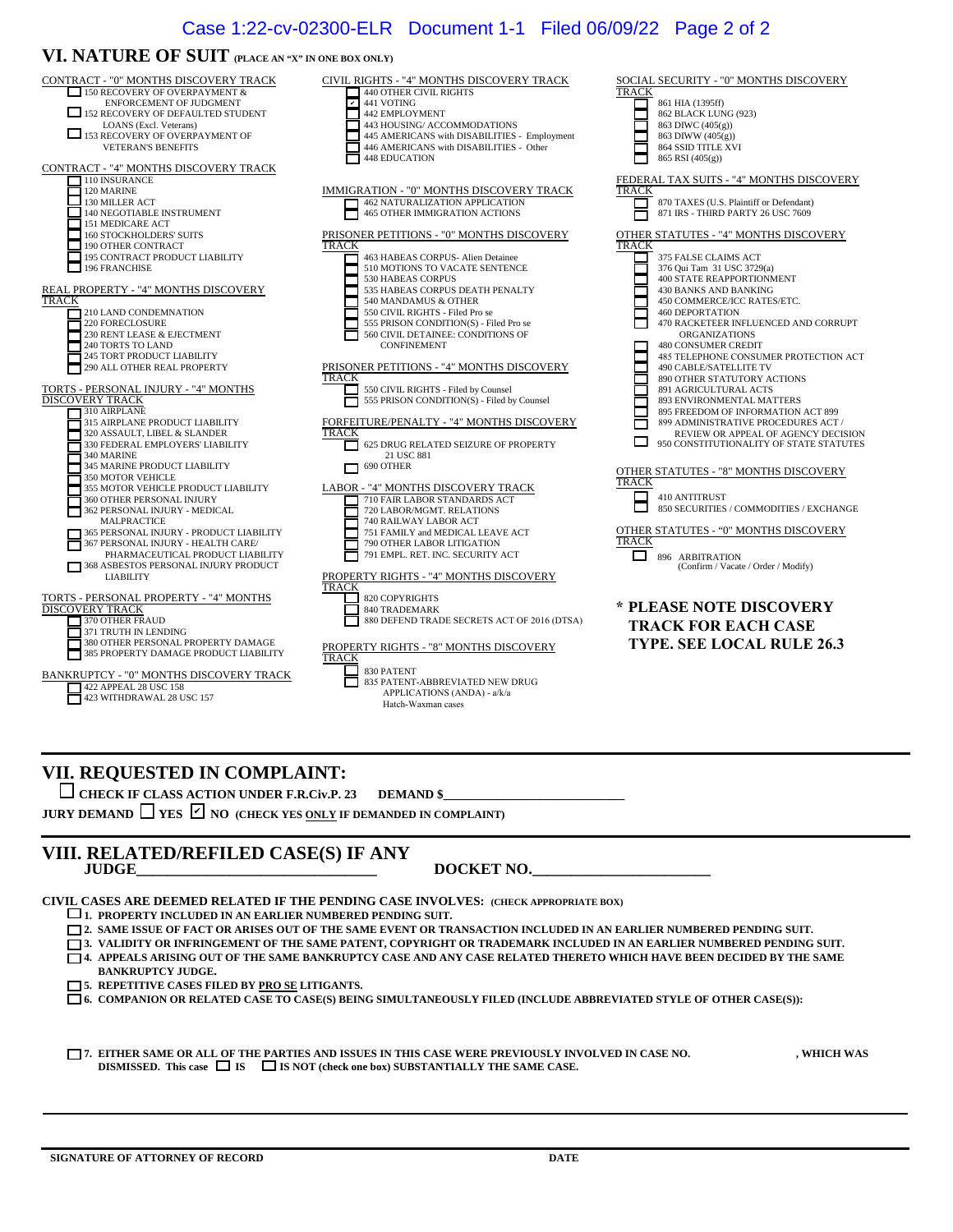## VI. NATURE OF SUIT (PLACE AN "X" IN ONE BOX ONLY)

**CONTRACT - "0" MONTHS DISCOVERY TRACK**
- ☐ 150 RECOVERY OF OVERPAYMENT & ENFORCEMENT OF JUDGMENT
- ☐ 152 RECOVERY OF DEFAULTED STUDENT LOANS (Excl. Veterans)
- ☐ 153 RECOVERY OF OVERPAYMENT OF VETERAN'S BENEFITS

**CONTRACT - "4" MONTHS DISCOVERY TRACK**
- ☐ 110 INSURANCE
- ☐ 120 MARINE
- ☐ 130 MILLER ACT
- ☐ 140 NEGOTIABLE INSTRUMENT
- ☐ 151 MEDICARE ACT
- ☐ 160 STOCKHOLDERS' SUITS
- ☐ 190 OTHER CONTRACT
- ☐ 195 CONTRACT PRODUCT LIABILITY
- ☐ 196 FRANCHISE

**REAL PROPERTY - "4" MONTHS DISCOVERY TRACK**
- ☐ 210 LAND CONDEMNATION
- ☐ 220 FORECLOSURE
- ☐ 230 RENT LEASE & EJECTMENT
- ☐ 240 TORTS TO LAND
- ☐ 245 TORT PRODUCT LIABILITY
- ☐ 290 ALL OTHER REAL PROPERTY

**TORTS - PERSONAL INJURY - "4" MONTHS DISCOVERY TRACK**
- ☐ 310 AIRPLANE
- ☐ 315 AIRPLANE PRODUCT LIABILITY
- ☐ 320 ASSAULT, LIBEL & SLANDER
- ☐ 330 FEDERAL EMPLOYERS' LIABILITY
- ☐ 340 MARINE
- ☐ 345 MARINE PRODUCT LIABILITY
- ☐ 350 MOTOR VEHICLE
- ☐ 355 MOTOR VEHICLE PRODUCT LIABILITY
- ☐ 360 OTHER PERSONAL INJURY
- ☐ 362 PERSONAL INJURY - MEDICAL MALPRACTICE
- ☐ 365 PERSONAL INJURY - PRODUCT LIABILITY
- ☐ 367 PERSONAL INJURY - HEALTH CARE/ PHARMACEUTICAL PRODUCT LIABILITY
- ☐ 368 ASBESTOS PERSONAL INJURY PRODUCT LIABILITY

**TORTS - PERSONAL PROPERTY - "4" MONTHS DISCOVERY TRACK**
- ☐ 370 OTHER FRAUD
- ☐ 371 TRUTH IN LENDING
- ☐ 380 OTHER PERSONAL PROPERTY DAMAGE
- ☐ 385 PROPERTY DAMAGE PRODUCT LIABILITY

**BANKRUPTCY - "0" MONTHS DISCOVERY TRACK**
- ☐ 422 APPEAL 28 USC 158
- ☐ 423 WITHDRAWAL 28 USC 157

**CIVIL RIGHTS - "4" MONTHS DISCOVERY TRACK**
- ☐ 440 OTHER CIVIL RIGHTS
- ☑ 441 VOTING
- ☐ 442 EMPLOYMENT
- ☐ 443 HOUSING/ ACCOMMODATIONS
- ☐ 445 AMERICANS with DISABILITIES - Employment
- ☐ 446 AMERICANS with DISABILITIES - Other
- ☐ 448 EDUCATION

**IMMIGRATION - "0" MONTHS DISCOVERY TRACK**
- ☐ 462 NATURALIZATION APPLICATION
- ☐ 465 OTHER IMMIGRATION ACTIONS

**PRISONER PETITIONS - "0" MONTHS DISCOVERY TRACK**
- ☐ 463 HABEAS CORPUS- Alien Detainee
- ☐ 510 MOTIONS TO VACATE SENTENCE
- ☐ 530 HABEAS CORPUS
- ☐ 535 HABEAS CORPUS DEATH PENALTY
- ☐ 540 MANDAMUS & OTHER
- ☐ 550 CIVIL RIGHTS - Filed Pro se
- ☐ 555 PRISON CONDITION(S) - Filed Pro se
- ☐ 560 CIVIL DETAINEE: CONDITIONS OF CONFINEMENT

**PRISONER PETITIONS - "4" MONTHS DISCOVERY TRACK**
- ☐ 550 CIVIL RIGHTS - Filed by Counsel
- ☐ 555 PRISON CONDITION(S) - Filed by Counsel

**FORFEITURE/PENALTY - "4" MONTHS DISCOVERY TRACK**
- ☐ 625 DRUG RELATED SEIZURE OF PROPERTY 21 USC 881
- ☐ 690 OTHER

**LABOR - "4" MONTHS DISCOVERY TRACK**
- ☐ 710 FAIR LABOR STANDARDS ACT
- ☐ 720 LABOR/MGMT. RELATIONS
- ☐ 740 RAILWAY LABOR ACT
- ☐ 751 FAMILY and MEDICAL LEAVE ACT
- ☐ 790 OTHER LABOR LITIGATION
- ☐ 791 EMPL. RET. INC. SECURITY ACT

**PROPERTY RIGHTS - "4" MONTHS DISCOVERY TRACK**
- ☐ 820 COPYRIGHTS
- ☐ 840 TRADEMARK
- ☐ 880 DEFEND TRADE SECRETS ACT OF 2016 (DTSA)

**PROPERTY RIGHTS - "8" MONTHS DISCOVERY TRACK**
- ☐ 830 PATENT
- ☐ 835 PATENT-ABBREVIATED NEW DRUG APPLICATIONS (ANDA) - a/k/a Hatch-Waxman cases

**SOCIAL SECURITY - "0" MONTHS DISCOVERY TRACK**
- ☐ 861 HIA (1395ff)
- ☐ 862 BLACK LUNG (923)
- ☐ 863 DIWC (405(g))
- ☐ 863 DIWW (405(g))
- ☐ 864 SSID TITLE XVI
- ☐ 865 RSI (405(g))

**FEDERAL TAX SUITS - "4" MONTHS DISCOVERY TRACK**
- ☐ 870 TAXES (U.S. Plaintiff or Defendant)
- ☐ 871 IRS - THIRD PARTY 26 USC 7609

**OTHER STATUTES - "4" MONTHS DISCOVERY TRACK**
- ☐ 375 FALSE CLAIMS ACT
- ☐ 376 Qui Tam 31 USC 3729(a)
- ☐ 400 STATE REAPPORTIONMENT
- ☐ 430 BANKS AND BANKING
- ☐ 450 COMMERCE/ICC RATES/ETC.
- ☐ 460 DEPORTATION
- ☐ 470 RACKETEER INFLUENCED AND CORRUPT ORGANIZATIONS
- ☐ 480 CONSUMER CREDIT
- ☐ 485 TELEPHONE CONSUMER PROTECTION ACT
- ☐ 490 CABLE/SATELLITE TV
- ☐ 890 OTHER STATUTORY ACTIONS
- ☐ 891 AGRICULTURAL ACTS
- ☐ 893 ENVIRONMENTAL MATTERS
- ☐ 895 FREEDOM OF INFORMATION ACT 899
- ☐ 899 ADMINISTRATIVE PROCEDURES ACT / REVIEW OR APPEAL OF AGENCY DECISION
- ☐ 950 CONSTITUTIONALITY OF STATE STATUTES

**OTHER STATUTES - "8" MONTHS DISCOVERY TRACK**
- ☐ 410 ANTITRUST
- ☐ 850 SECURITIES / COMMODITIES / EXCHANGE

**OTHER STATUTES - "0" MONTHS DISCOVERY TRACK**
- ☐ 896 ARBITRATION (Confirm / Vacate / Order / Modify)

**\* PLEASE NOTE DISCOVERY TRACK FOR EACH CASE TYPE. SEE LOCAL RULE 26.3**

## VII. REQUESTED IN COMPLAINT:

☐ **CHECK IF CLASS ACTION UNDER F.R.Civ.P. 23** **DEMAND $**\_\_\_\_\_\_\_\_\_\_\_\_\_\_\_\_\_\_\_\_\_\_\_\_\_\_\_\_

**JURY DEMAND** ☐ **YES** ☑ **NO (CHECK YES ONLY IF DEMANDED IN COMPLAINT)**

## VIII. RELATED/REFILED CASE(S) IF ANY

**JUDGE**\_\_\_\_\_\_\_\_\_\_\_\_\_\_\_\_\_\_\_\_\_\_\_\_\_\_\_\_\_\_\_\_ **DOCKET NO.**\_\_\_\_\_\_\_\_\_\_\_\_\_\_\_\_\_\_\_\_\_\_\_\_

**CIVIL CASES ARE DEEMED RELATED IF THE PENDING CASE INVOLVES: (CHECK APPROPRIATE BOX)**

- ☐ **1. PROPERTY INCLUDED IN AN EARLIER NUMBERED PENDING SUIT.**
- ☐ **2. SAME ISSUE OF FACT OR ARISES OUT OF THE SAME EVENT OR TRANSACTION INCLUDED IN AN EARLIER NUMBERED PENDING SUIT.**
- ☐ **3. VALIDITY OR INFRINGEMENT OF THE SAME PATENT, COPYRIGHT OR TRADEMARK INCLUDED IN AN EARLIER NUMBERED PENDING SUIT.**
- ☐ **4. APPEALS ARISING OUT OF THE SAME BANKRUPTCY CASE AND ANY CASE RELATED THERETO WHICH HAVE BEEN DECIDED BY THE SAME BANKRUPTCY JUDGE.**
- ☐ **5. REPETITIVE CASES FILED BY PRO SE LITIGANTS.**
- ☐ **6. COMPANION OR RELATED CASE TO CASE(S) BEING SIMULTANEOUSLY FILED (INCLUDE ABBREVIATED STYLE OF OTHER CASE(S)):**

- ☐ **7. EITHER SAME OR ALL OF THE PARTIES AND ISSUES IN THIS CASE WERE PREVIOUSLY INVOLVED IN CASE NO. , WHICH WAS DISMISSED. This case** ☐ **IS** ☐ **IS NOT (check one box) SUBSTANTIALLY THE SAME CASE.**

**SIGNATURE OF ATTORNEY OF RECORD** **DATE**